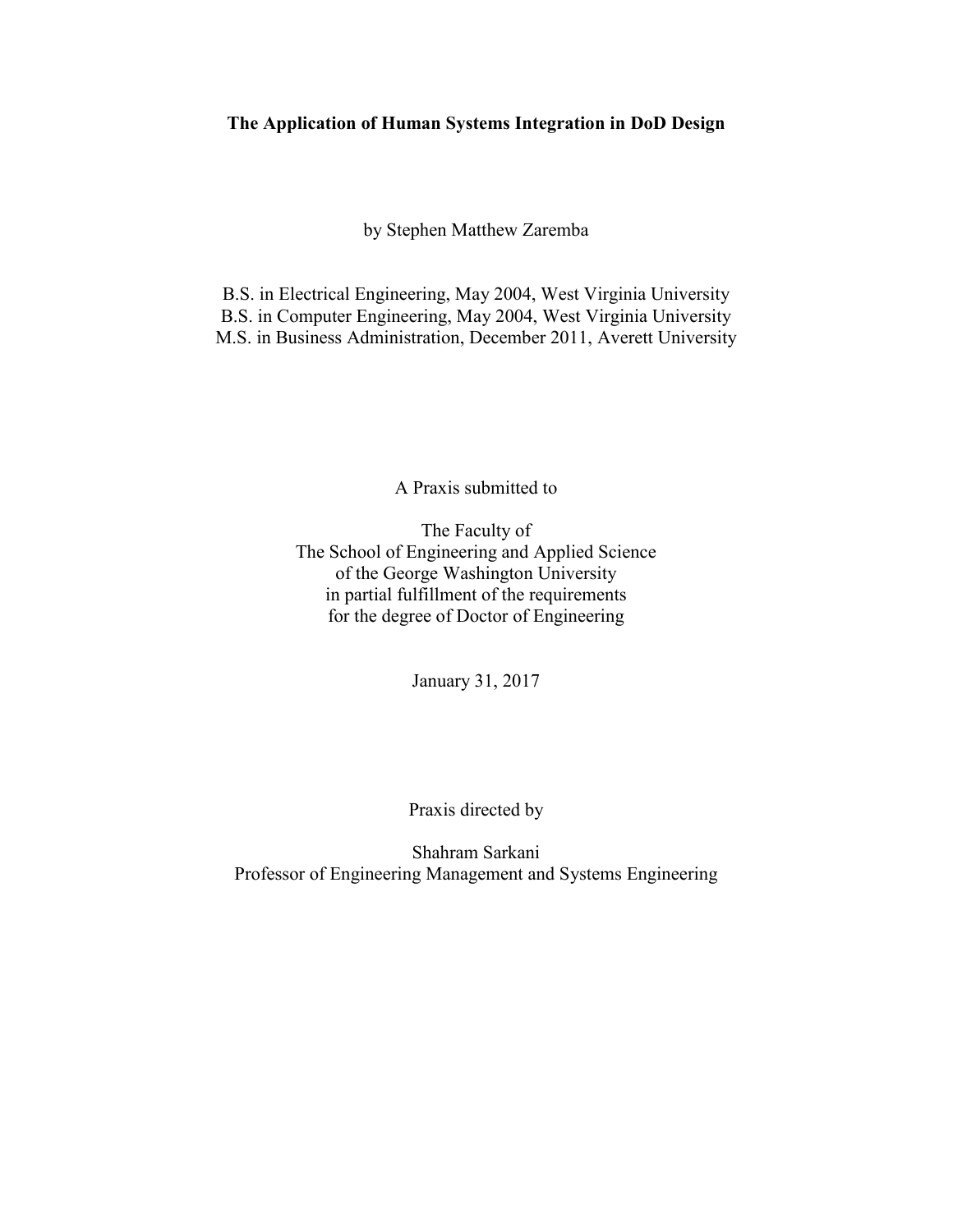# The Application of Human Systems Integration in DoD Design

by Stephen Matthew Zaremba

B.S. in Electrical Engineering, May 2004, West Virginia University
B.S. in Computer Engineering, May 2004, West Virginia University
M.S. in Business Administration, December 2011, Averett University

A Praxis submitted to

The Faculty of
The School of Engineering and Applied Science
of the George Washington University
in partial fulfillment of the requirements
for the degree of Doctor of Engineering

January 31, 2017

Praxis directed by

Shahram Sarkani
Professor of Engineering Management and Systems Engineering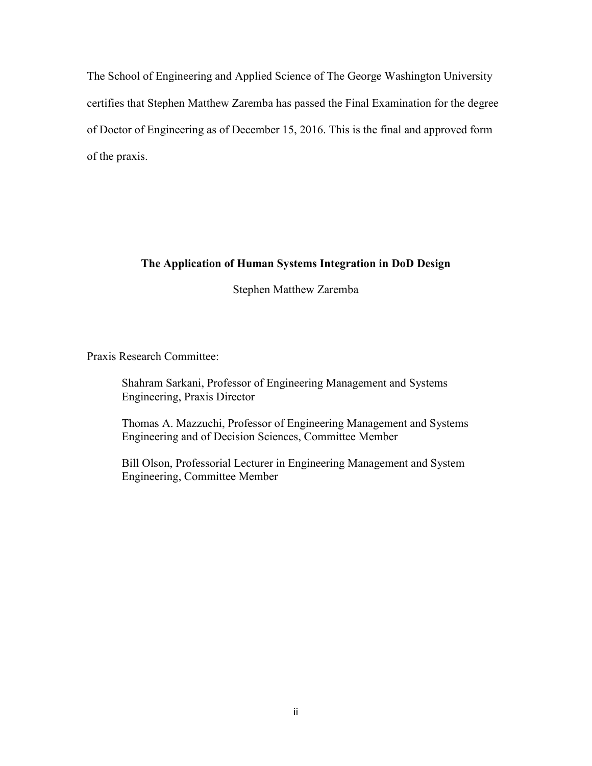The School of Engineering and Applied Science of The George Washington University certifies that Stephen Matthew Zaremba has passed the Final Examination for the degree of Doctor of Engineering as of December 15, 2016. This is the final and approved form of the praxis.

**The Application of Human Systems Integration in DoD Design**

Stephen Matthew Zaremba

Praxis Research Committee:

Shahram Sarkani, Professor of Engineering Management and Systems Engineering, Praxis Director

Thomas A. Mazzuchi, Professor of Engineering Management and Systems Engineering and of Decision Sciences, Committee Member

Bill Olson, Professorial Lecturer in Engineering Management and System Engineering, Committee Member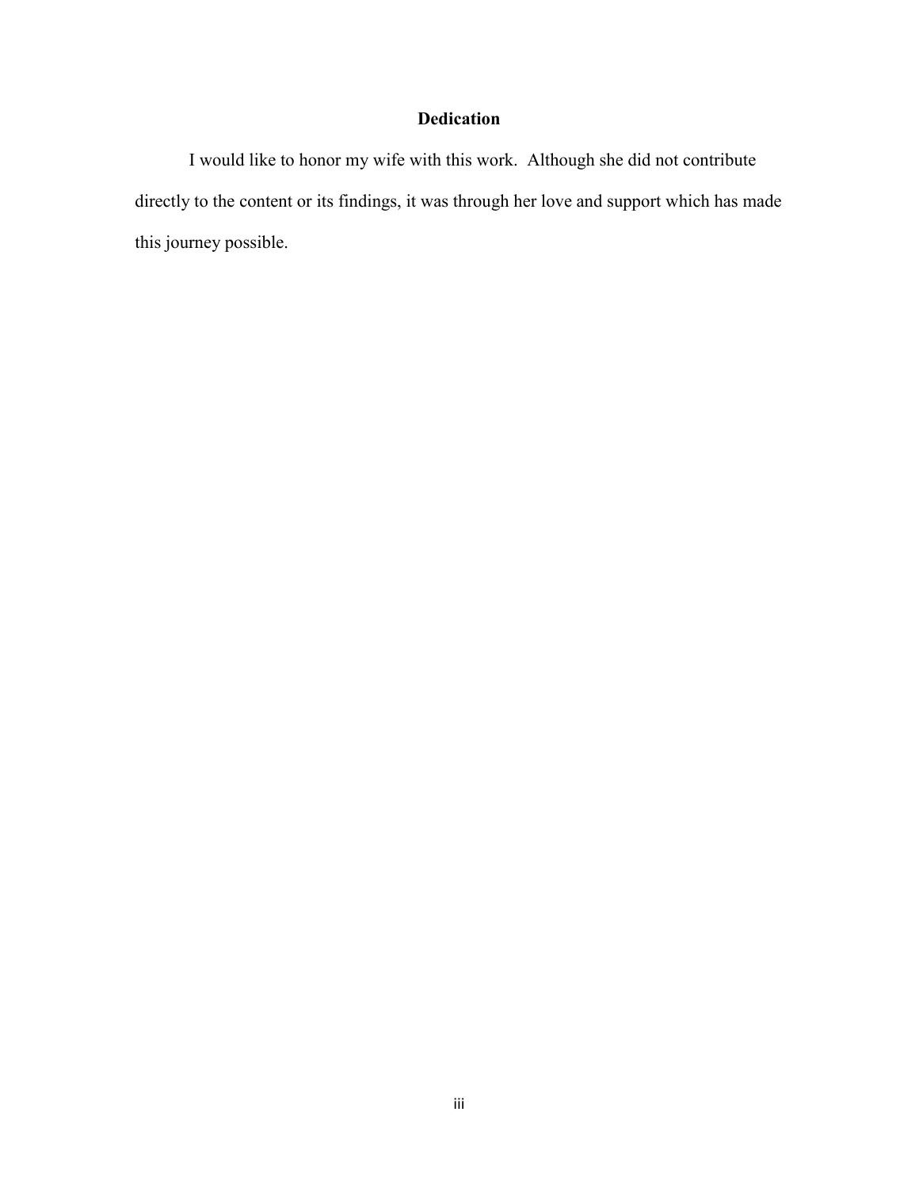# Dedication

I would like to honor my wife with this work. Although she did not contribute directly to the content or its findings, it was through her love and support which has made this journey possible.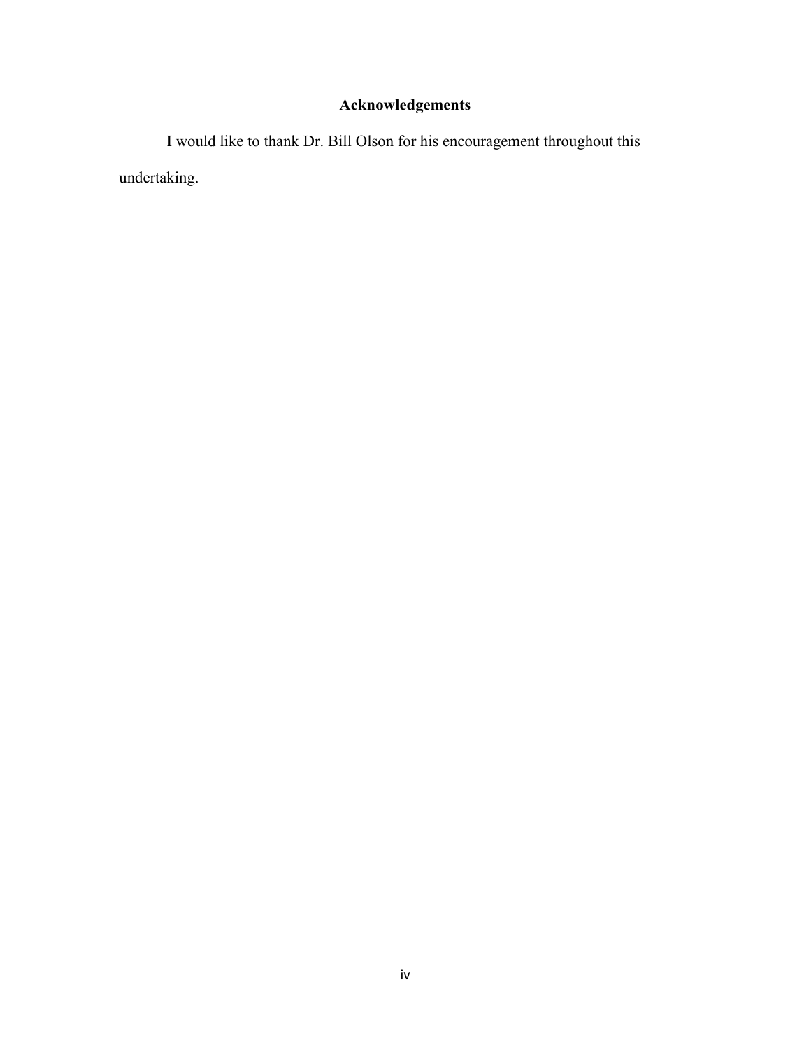## Acknowledgements

I would like to thank Dr. Bill Olson for his encouragement throughout this undertaking.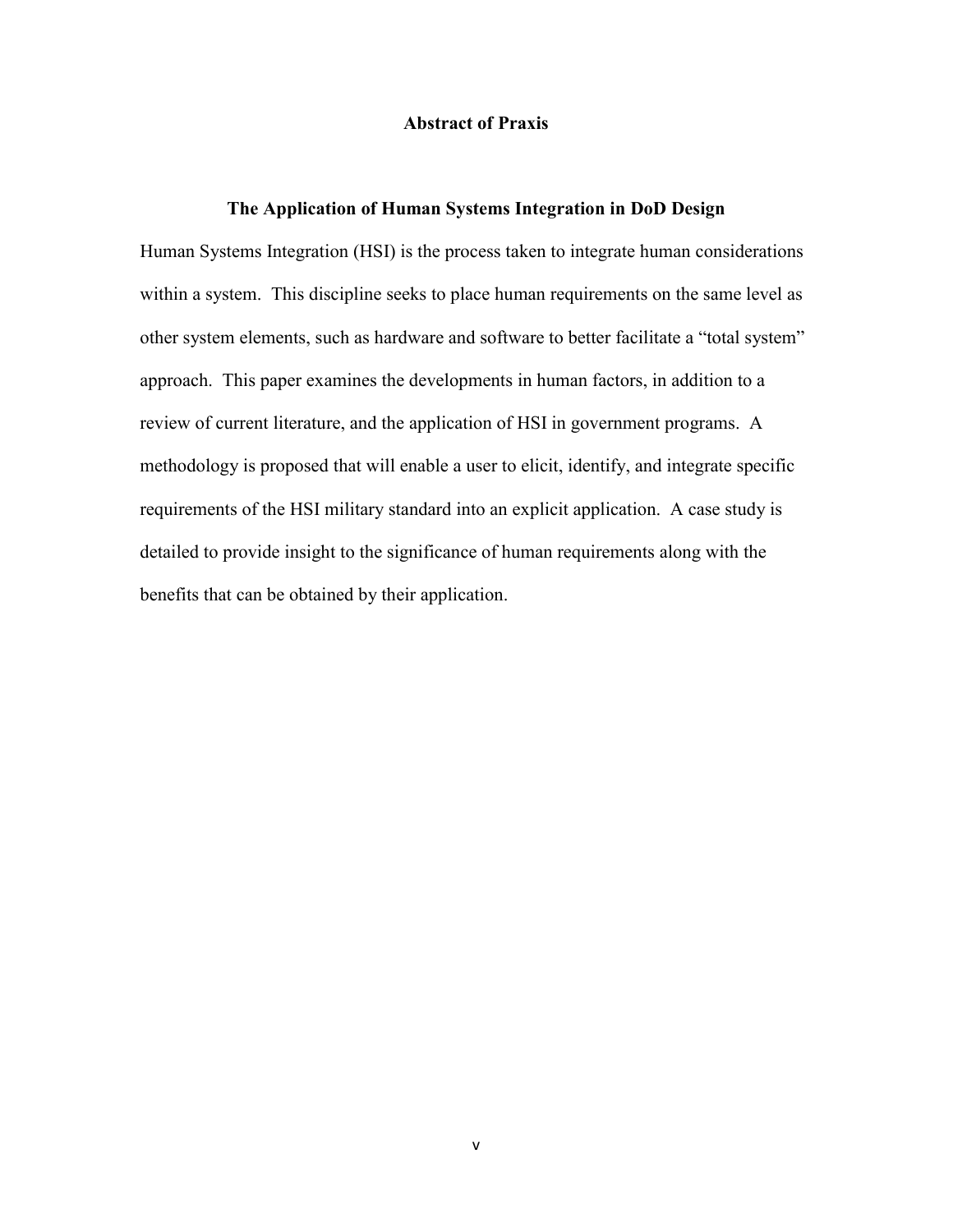# Abstract of Praxis

## The Application of Human Systems Integration in DoD Design

Human Systems Integration (HSI) is the process taken to integrate human considerations within a system. This discipline seeks to place human requirements on the same level as other system elements, such as hardware and software to better facilitate a "total system" approach. This paper examines the developments in human factors, in addition to a review of current literature, and the application of HSI in government programs. A methodology is proposed that will enable a user to elicit, identify, and integrate specific requirements of the HSI military standard into an explicit application. A case study is detailed to provide insight to the significance of human requirements along with the benefits that can be obtained by their application.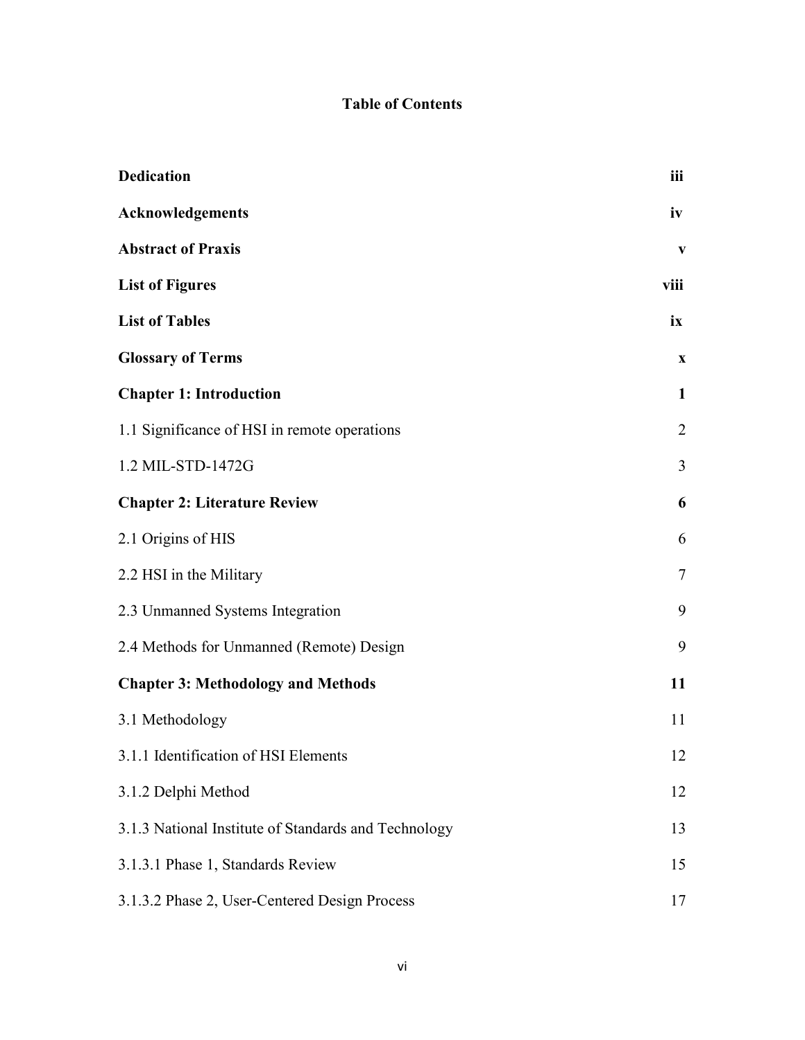# Table of Contents

| | |
|---|---|
| **Dedication** | **iii** |
| **Acknowledgements** | **iv** |
| **Abstract of Praxis** | **v** |
| **List of Figures** | **viii** |
| **List of Tables** | **ix** |
| **Glossary of Terms** | **x** |
| **Chapter 1: Introduction** | **1** |
| 1.1 Significance of HSI in remote operations | 2 |
| 1.2 MIL-STD-1472G | 3 |
| **Chapter 2: Literature Review** | **6** |
| 2.1 Origins of HIS | 6 |
| 2.2 HSI in the Military | 7 |
| 2.3 Unmanned Systems Integration | 9 |
| 2.4 Methods for Unmanned (Remote) Design | 9 |
| **Chapter 3: Methodology and Methods** | **11** |
| 3.1 Methodology | 11 |
| 3.1.1 Identification of HSI Elements | 12 |
| 3.1.2 Delphi Method | 12 |
| 3.1.3 National Institute of Standards and Technology | 13 |
| 3.1.3.1 Phase 1, Standards Review | 15 |
| 3.1.3.2 Phase 2, User-Centered Design Process | 17 |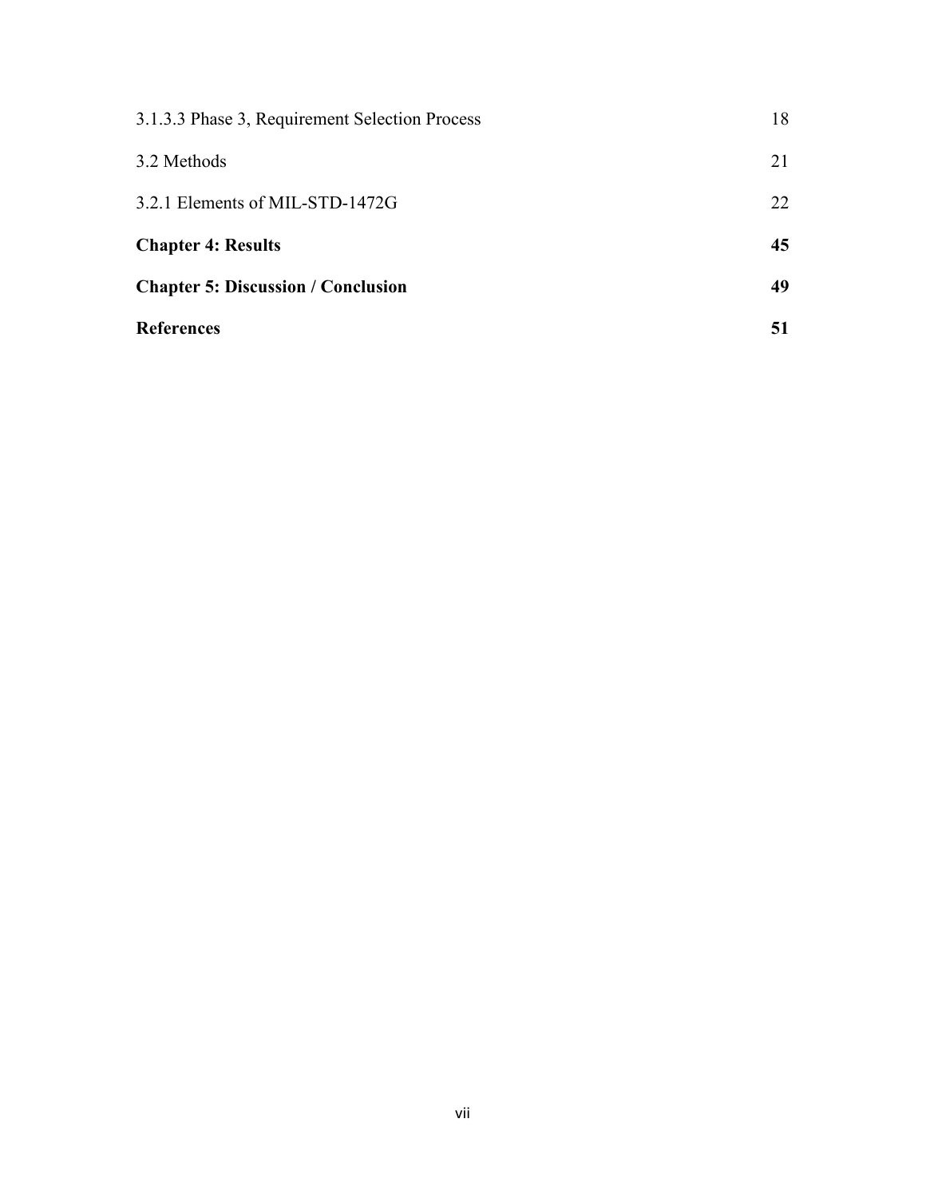3.1.3.3 Phase 3, Requirement Selection Process 18

3.2 Methods 21

3.2.1 Elements of MIL-STD-1472G 22

**Chapter 4: Results 45**

**Chapter 5: Discussion / Conclusion 49**

**References 51**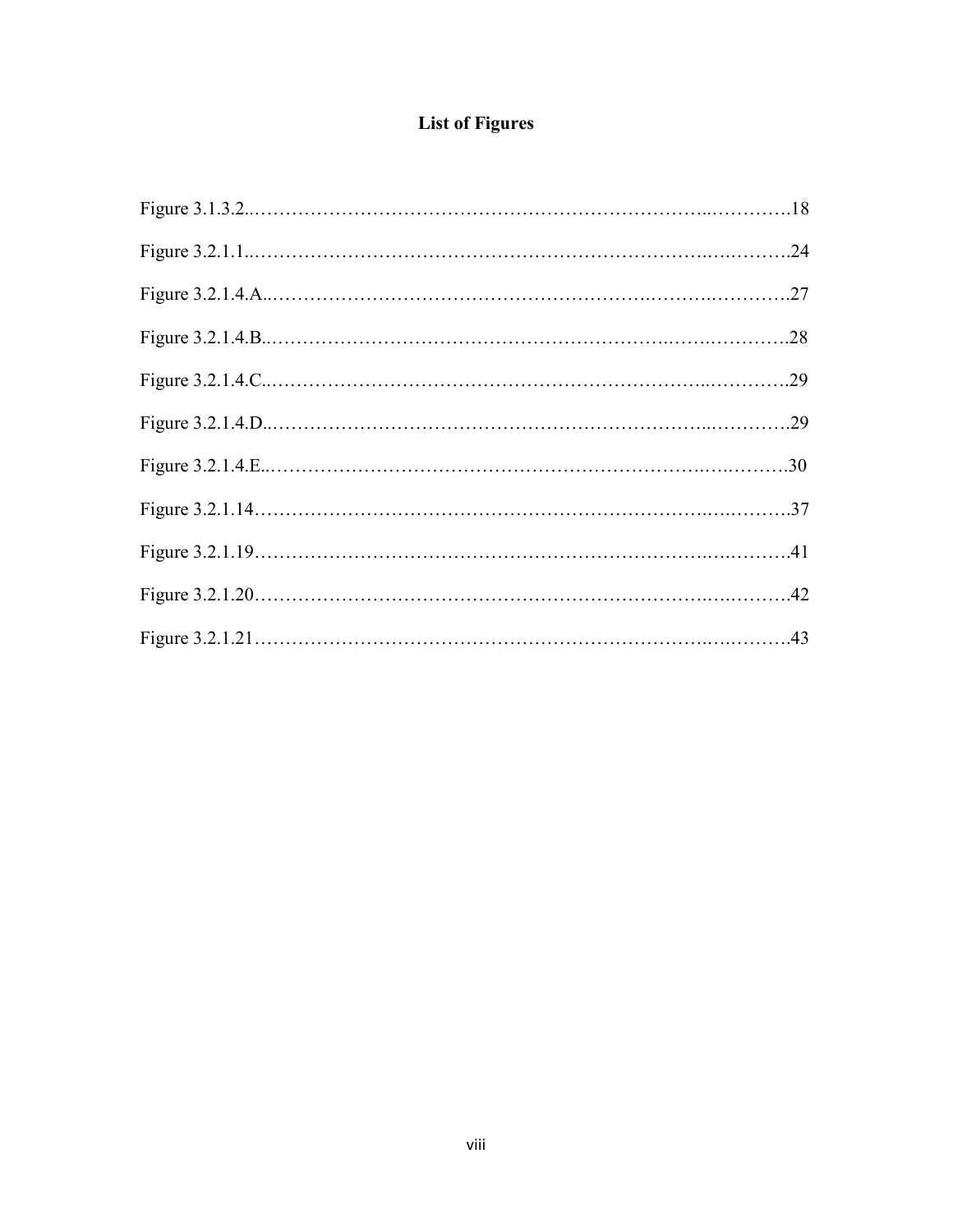# List of Figures

Figure 3.1.3.2..................................................................................18

Figure 3.2.1.1..................................................................................24

Figure 3.2.1.4.A..............................................................................27

Figure 3.2.1.4.B..............................................................................28

Figure 3.2.1.4.C..............................................................................29

Figure 3.2.1.4.D..............................................................................29

Figure 3.2.1.4.E..............................................................................30

Figure 3.2.1.14................................................................................37

Figure 3.2.1.19................................................................................41

Figure 3.2.1.20................................................................................42

Figure 3.2.1.21................................................................................43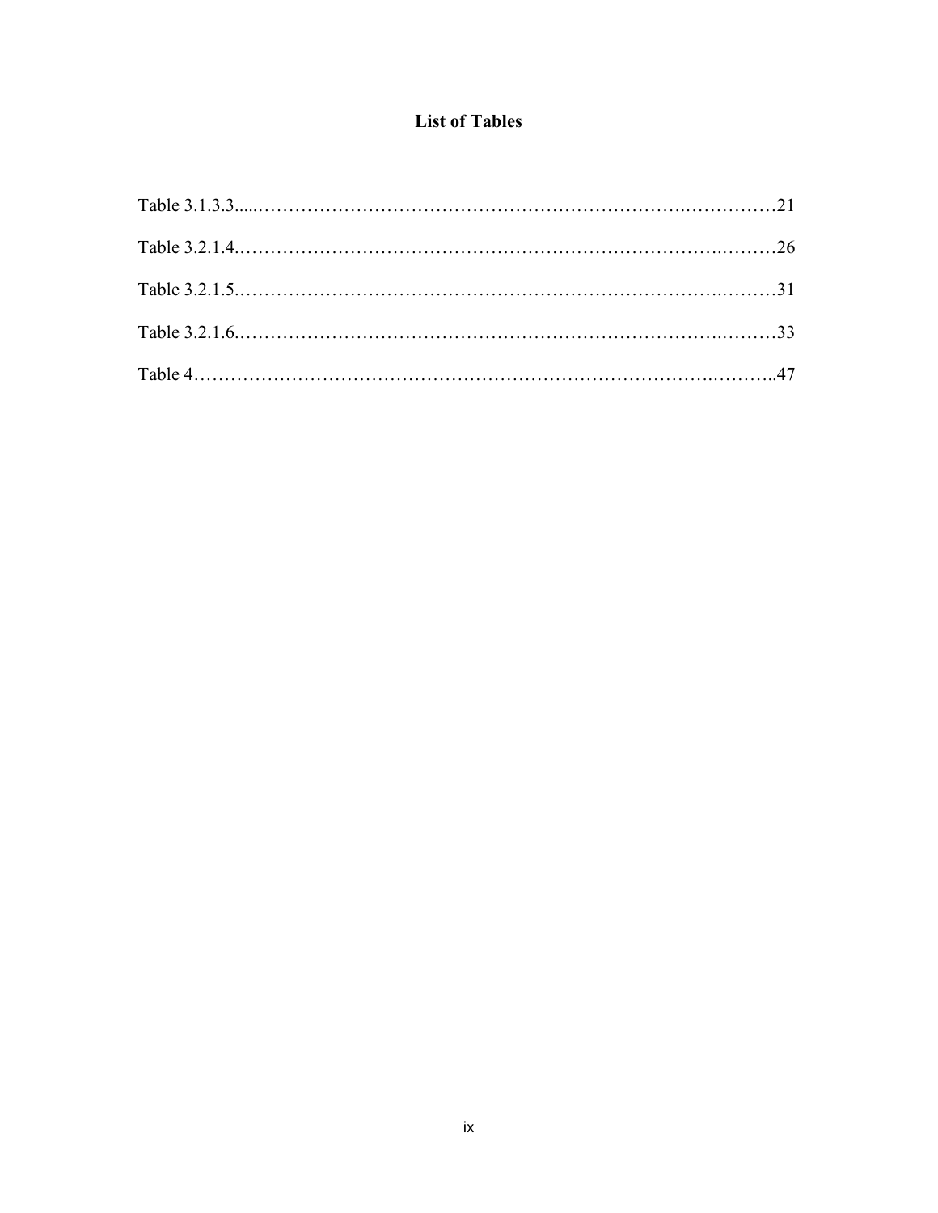# List of Tables

Table 3.1.3.3.....................................................................................21

Table 3.2.1.4.....................................................................................26

Table 3.2.1.5.....................................................................................31

Table 3.2.1.6.....................................................................................33

Table 4..............................................................................................47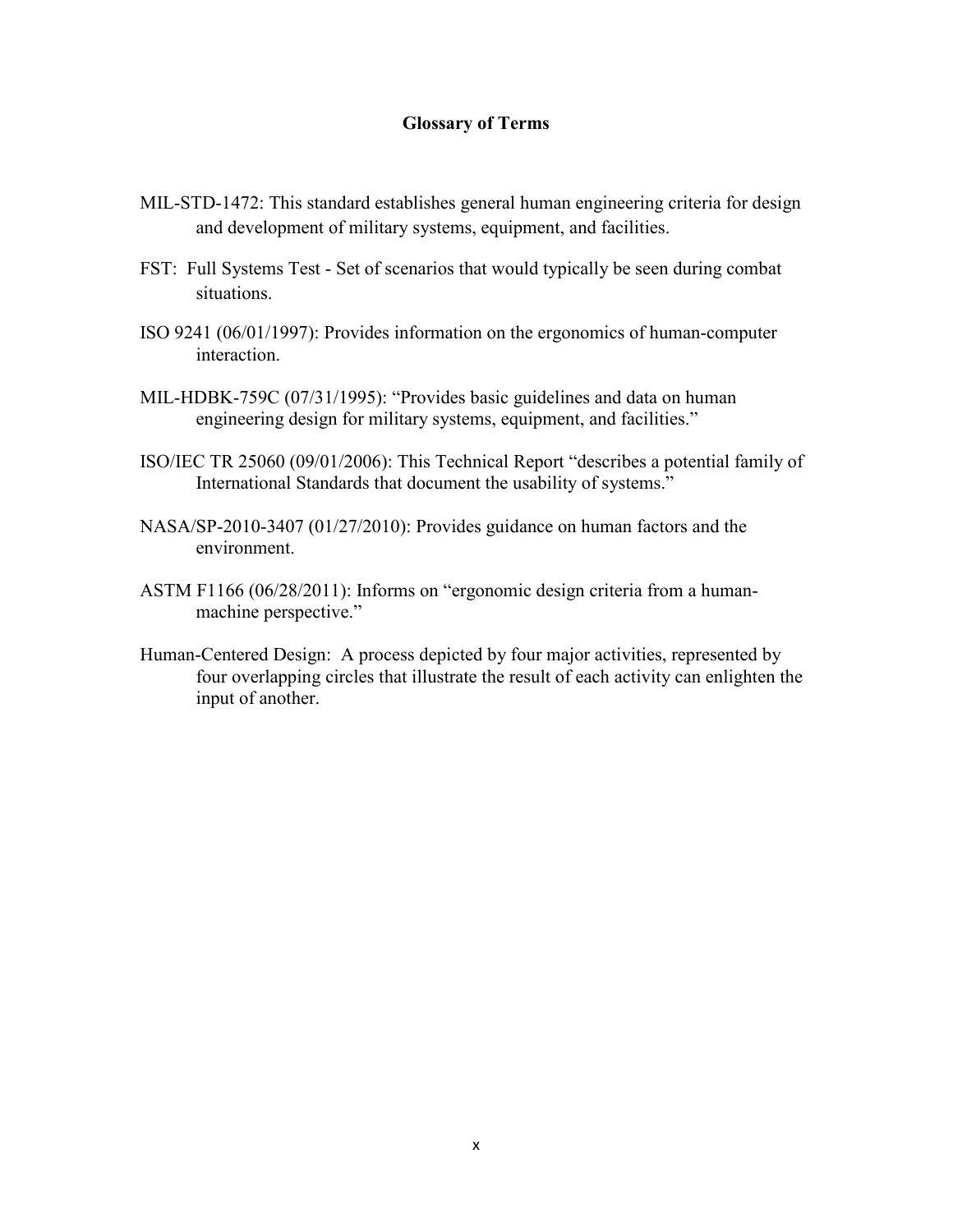## Glossary of Terms

MIL-STD-1472: This standard establishes general human engineering criteria for design and development of military systems, equipment, and facilities.

FST: Full Systems Test - Set of scenarios that would typically be seen during combat situations.

ISO 9241 (06/01/1997): Provides information on the ergonomics of human-computer interaction.

MIL-HDBK-759C (07/31/1995): "Provides basic guidelines and data on human engineering design for military systems, equipment, and facilities."

ISO/IEC TR 25060 (09/01/2006): This Technical Report "describes a potential family of International Standards that document the usability of systems."

NASA/SP-2010-3407 (01/27/2010): Provides guidance on human factors and the environment.

ASTM F1166 (06/28/2011): Informs on "ergonomic design criteria from a human-machine perspective."

Human-Centered Design: A process depicted by four major activities, represented by four overlapping circles that illustrate the result of each activity can enlighten the input of another.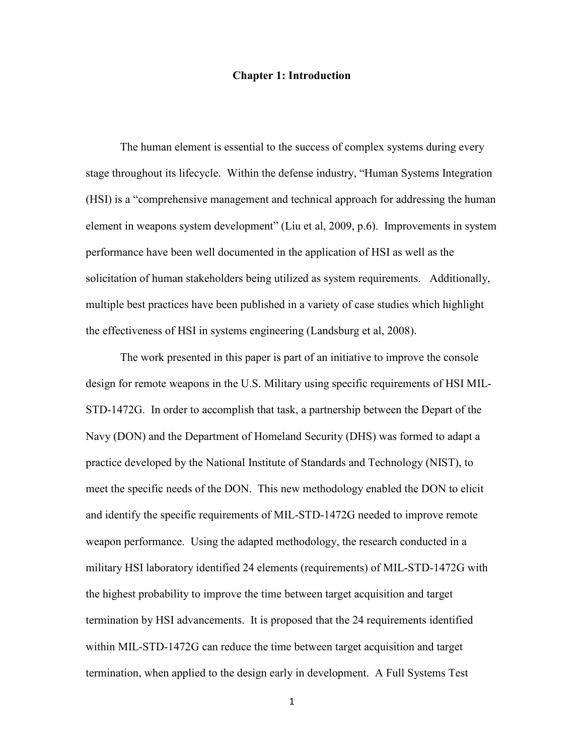# Chapter 1: Introduction

The human element is essential to the success of complex systems during every stage throughout its lifecycle. Within the defense industry, "Human Systems Integration (HSI) is a "comprehensive management and technical approach for addressing the human element in weapons system development" (Liu et al, 2009, p.6). Improvements in system performance have been well documented in the application of HSI as well as the solicitation of human stakeholders being utilized as system requirements. Additionally, multiple best practices have been published in a variety of case studies which highlight the effectiveness of HSI in systems engineering (Landsburg et al, 2008).

The work presented in this paper is part of an initiative to improve the console design for remote weapons in the U.S. Military using specific requirements of HSI MIL-STD-1472G. In order to accomplish that task, a partnership between the Depart of the Navy (DON) and the Department of Homeland Security (DHS) was formed to adapt a practice developed by the National Institute of Standards and Technology (NIST), to meet the specific needs of the DON. This new methodology enabled the DON to elicit and identify the specific requirements of MIL-STD-1472G needed to improve remote weapon performance. Using the adapted methodology, the research conducted in a military HSI laboratory identified 24 elements (requirements) of MIL-STD-1472G with the highest probability to improve the time between target acquisition and target termination by HSI advancements. It is proposed that the 24 requirements identified within MIL-STD-1472G can reduce the time between target acquisition and target termination, when applied to the design early in development. A Full Systems Test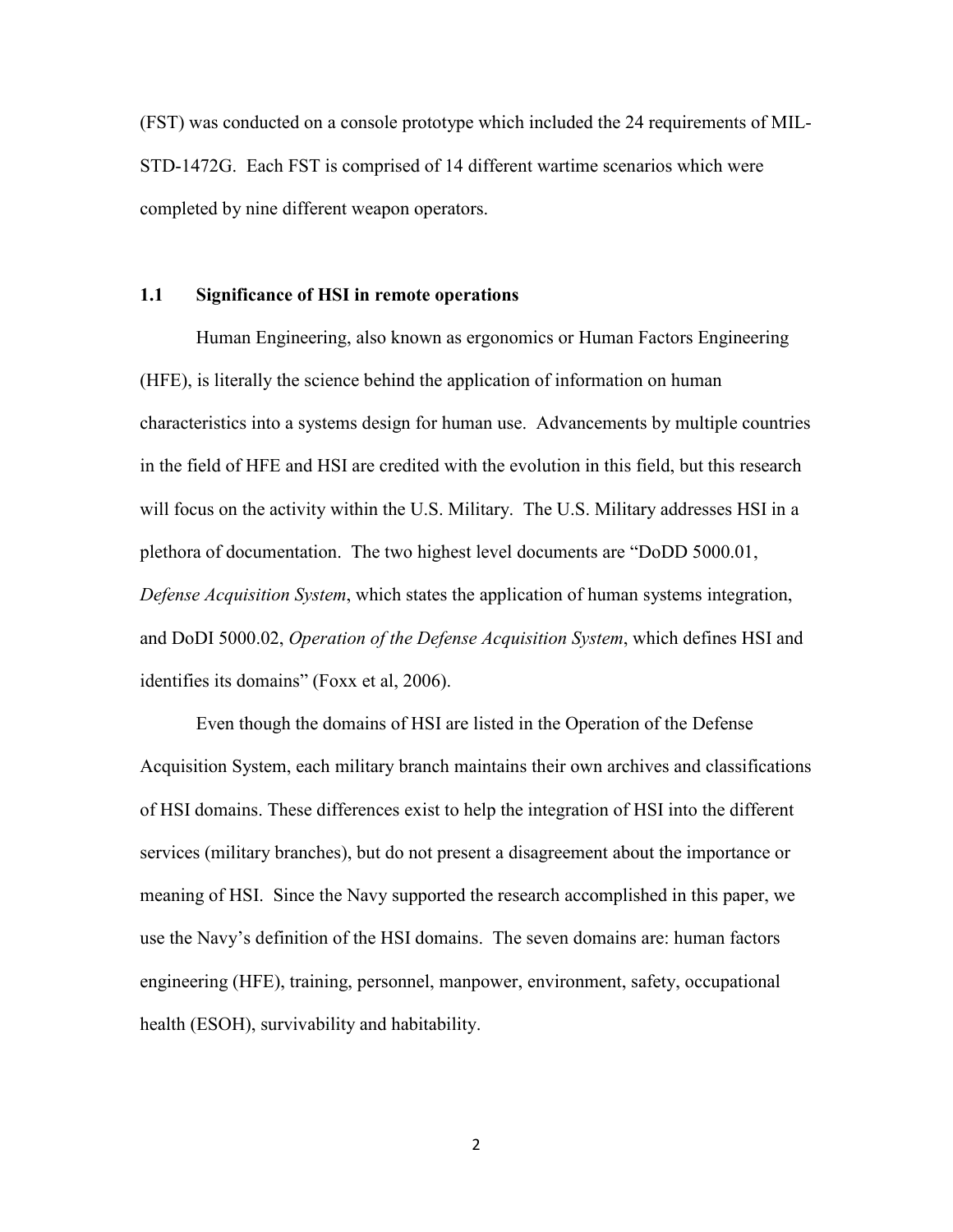(FST) was conducted on a console prototype which included the 24 requirements of MIL-STD-1472G. Each FST is comprised of 14 different wartime scenarios which were completed by nine different weapon operators.

## 1.1 Significance of HSI in remote operations

Human Engineering, also known as ergonomics or Human Factors Engineering (HFE), is literally the science behind the application of information on human characteristics into a systems design for human use. Advancements by multiple countries in the field of HFE and HSI are credited with the evolution in this field, but this research will focus on the activity within the U.S. Military. The U.S. Military addresses HSI in a plethora of documentation. The two highest level documents are "DoDD 5000.01, *Defense Acquisition System*, which states the application of human systems integration, and DoDI 5000.02, *Operation of the Defense Acquisition System*, which defines HSI and identifies its domains" (Foxx et al, 2006).

Even though the domains of HSI are listed in the Operation of the Defense Acquisition System, each military branch maintains their own archives and classifications of HSI domains. These differences exist to help the integration of HSI into the different services (military branches), but do not present a disagreement about the importance or meaning of HSI. Since the Navy supported the research accomplished in this paper, we use the Navy's definition of the HSI domains. The seven domains are: human factors engineering (HFE), training, personnel, manpower, environment, safety, occupational health (ESOH), survivability and habitability.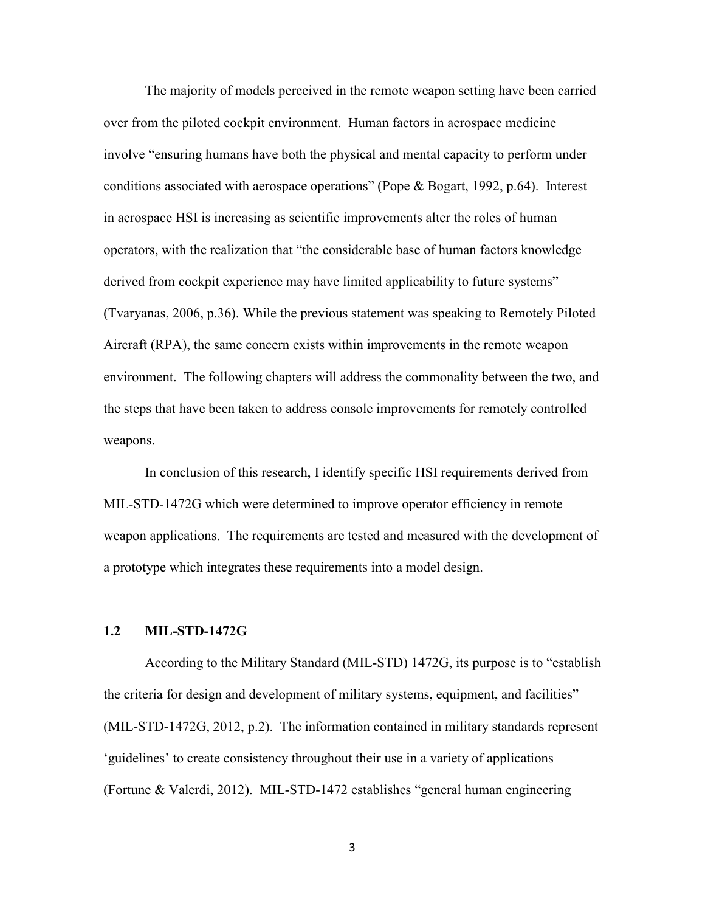The majority of models perceived in the remote weapon setting have been carried over from the piloted cockpit environment. Human factors in aerospace medicine involve "ensuring humans have both the physical and mental capacity to perform under conditions associated with aerospace operations" (Pope & Bogart, 1992, p.64). Interest in aerospace HSI is increasing as scientific improvements alter the roles of human operators, with the realization that "the considerable base of human factors knowledge derived from cockpit experience may have limited applicability to future systems" (Tvaryanas, 2006, p.36). While the previous statement was speaking to Remotely Piloted Aircraft (RPA), the same concern exists within improvements in the remote weapon environment. The following chapters will address the commonality between the two, and the steps that have been taken to address console improvements for remotely controlled weapons.

In conclusion of this research, I identify specific HSI requirements derived from MIL-STD-1472G which were determined to improve operator efficiency in remote weapon applications. The requirements are tested and measured with the development of a prototype which integrates these requirements into a model design.

## 1.2 MIL-STD-1472G

According to the Military Standard (MIL-STD) 1472G, its purpose is to "establish the criteria for design and development of military systems, equipment, and facilities" (MIL-STD-1472G, 2012, p.2). The information contained in military standards represent 'guidelines' to create consistency throughout their use in a variety of applications (Fortune & Valerdi, 2012). MIL-STD-1472 establishes "general human engineering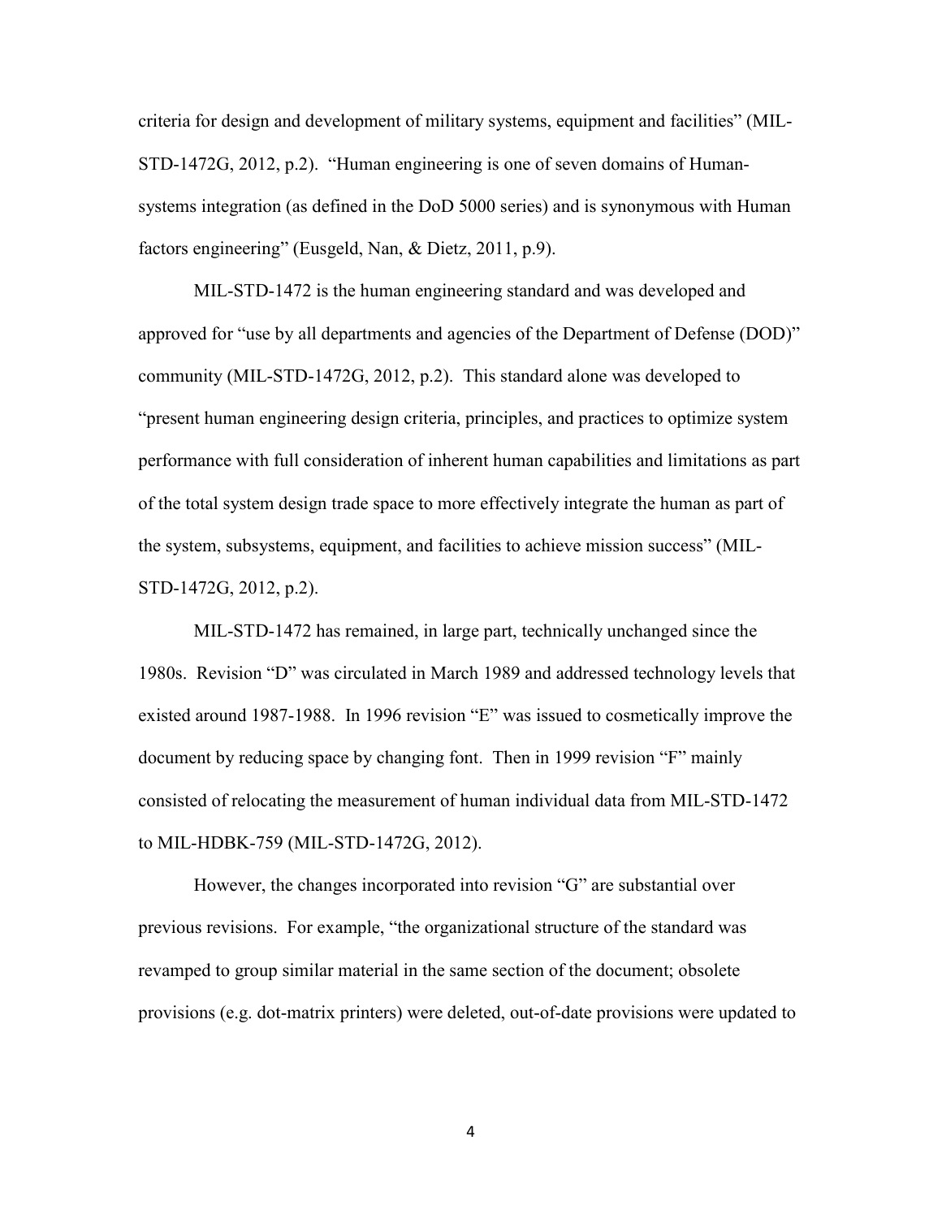criteria for design and development of military systems, equipment and facilities" (MIL-STD-1472G, 2012, p.2). "Human engineering is one of seven domains of Human-systems integration (as defined in the DoD 5000 series) and is synonymous with Human factors engineering" (Eusgeld, Nan, & Dietz, 2011, p.9).

MIL-STD-1472 is the human engineering standard and was developed and approved for "use by all departments and agencies of the Department of Defense (DOD)" community (MIL-STD-1472G, 2012, p.2). This standard alone was developed to "present human engineering design criteria, principles, and practices to optimize system performance with full consideration of inherent human capabilities and limitations as part of the total system design trade space to more effectively integrate the human as part of the system, subsystems, equipment, and facilities to achieve mission success" (MIL-STD-1472G, 2012, p.2).

MIL-STD-1472 has remained, in large part, technically unchanged since the 1980s. Revision "D" was circulated in March 1989 and addressed technology levels that existed around 1987-1988. In 1996 revision "E" was issued to cosmetically improve the document by reducing space by changing font. Then in 1999 revision "F" mainly consisted of relocating the measurement of human individual data from MIL-STD-1472 to MIL-HDBK-759 (MIL-STD-1472G, 2012).

However, the changes incorporated into revision "G" are substantial over previous revisions. For example, "the organizational structure of the standard was revamped to group similar material in the same section of the document; obsolete provisions (e.g. dot-matrix printers) were deleted, out-of-date provisions were updated to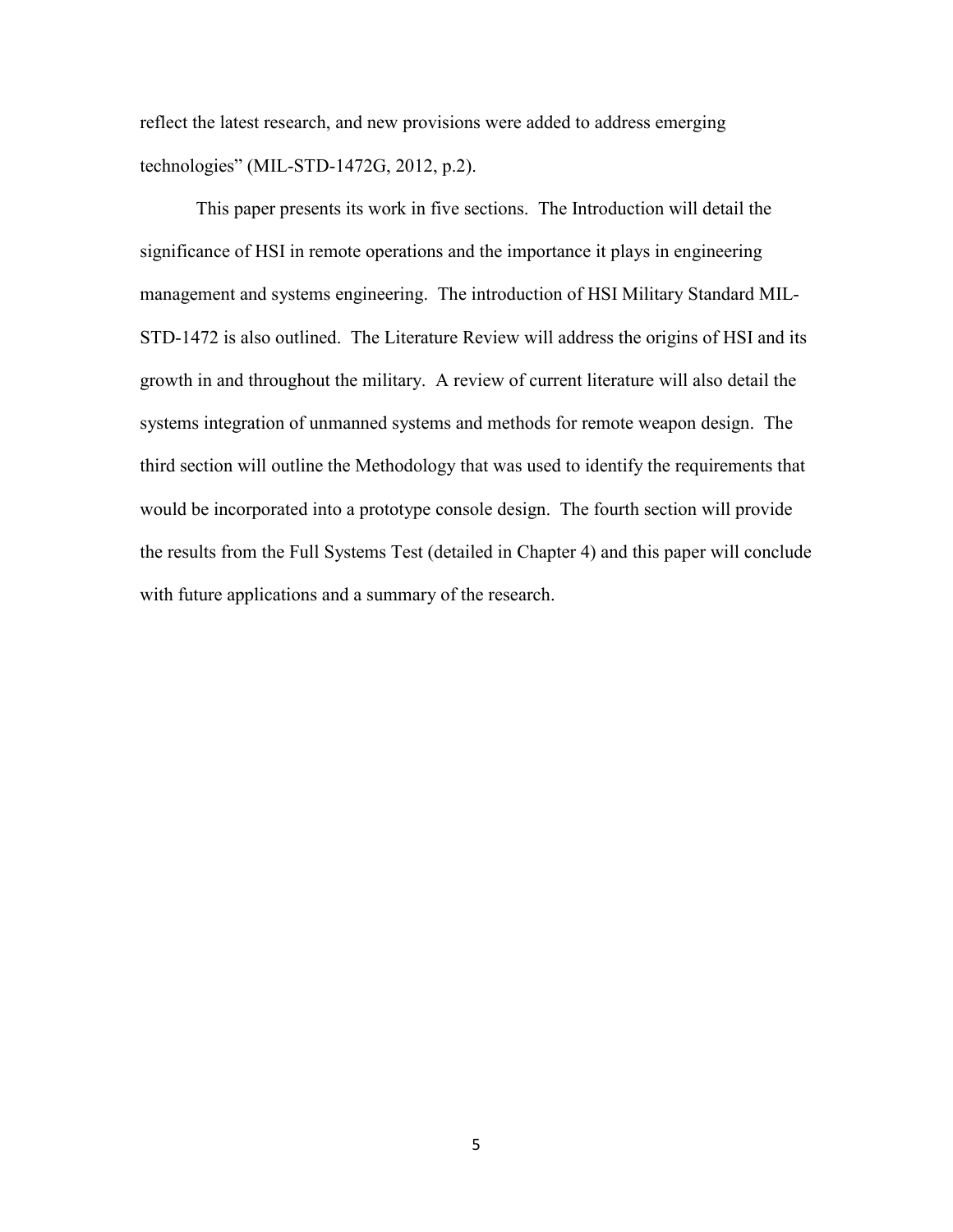reflect the latest research, and new provisions were added to address emerging technologies" (MIL-STD-1472G, 2012, p.2).

This paper presents its work in five sections. The Introduction will detail the significance of HSI in remote operations and the importance it plays in engineering management and systems engineering. The introduction of HSI Military Standard MIL-STD-1472 is also outlined. The Literature Review will address the origins of HSI and its growth in and throughout the military. A review of current literature will also detail the systems integration of unmanned systems and methods for remote weapon design. The third section will outline the Methodology that was used to identify the requirements that would be incorporated into a prototype console design. The fourth section will provide the results from the Full Systems Test (detailed in Chapter 4) and this paper will conclude with future applications and a summary of the research.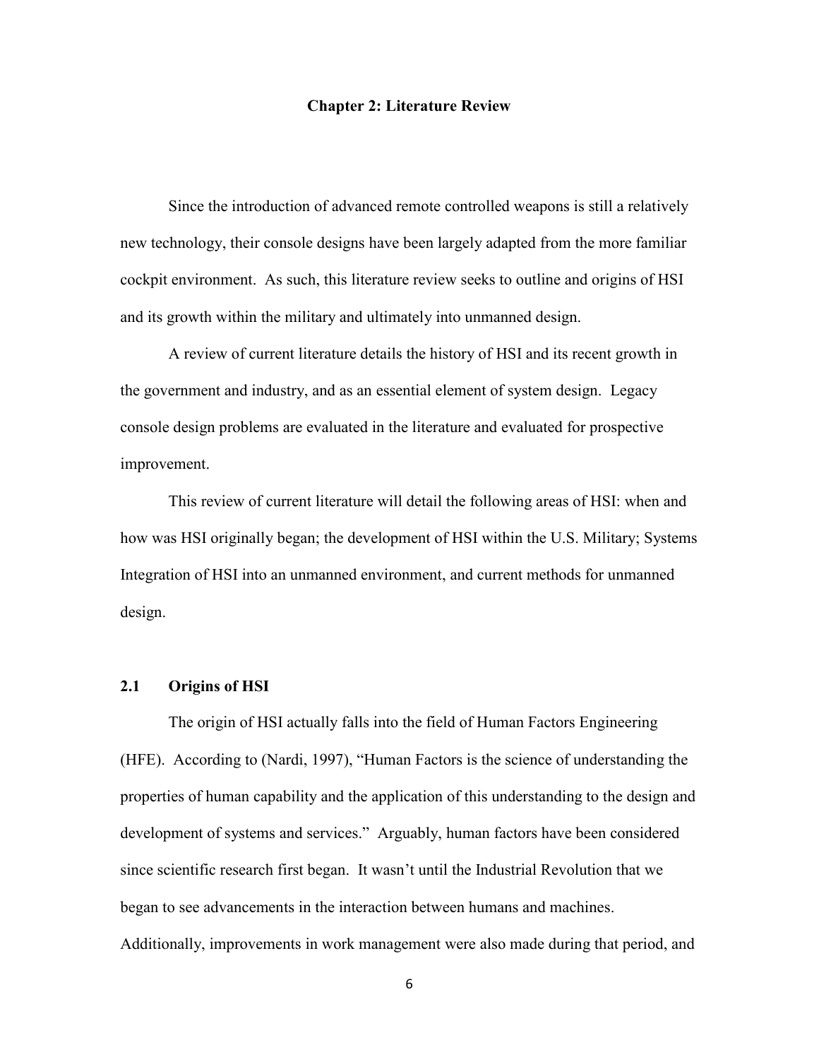# Chapter 2: Literature Review

Since the introduction of advanced remote controlled weapons is still a relatively new technology, their console designs have been largely adapted from the more familiar cockpit environment. As such, this literature review seeks to outline and origins of HSI and its growth within the military and ultimately into unmanned design.

A review of current literature details the history of HSI and its recent growth in the government and industry, and as an essential element of system design. Legacy console design problems are evaluated in the literature and evaluated for prospective improvement.

This review of current literature will detail the following areas of HSI: when and how was HSI originally began; the development of HSI within the U.S. Military; Systems Integration of HSI into an unmanned environment, and current methods for unmanned design.

## 2.1 Origins of HSI

The origin of HSI actually falls into the field of Human Factors Engineering (HFE). According to (Nardi, 1997), "Human Factors is the science of understanding the properties of human capability and the application of this understanding to the design and development of systems and services." Arguably, human factors have been considered since scientific research first began. It wasn't until the Industrial Revolution that we began to see advancements in the interaction between humans and machines. Additionally, improvements in work management were also made during that period, and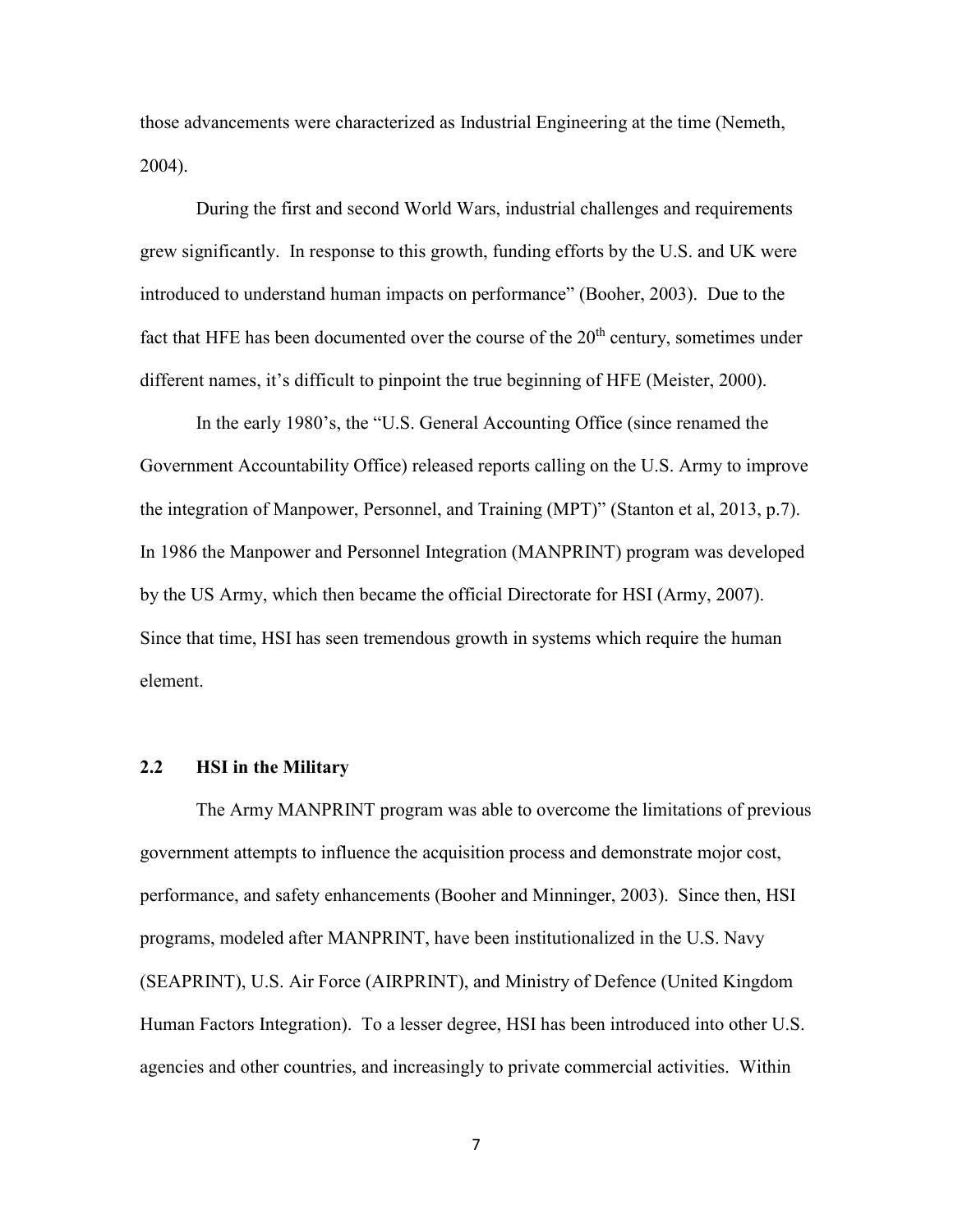those advancements were characterized as Industrial Engineering at the time (Nemeth, 2004).

During the first and second World Wars, industrial challenges and requirements grew significantly. In response to this growth, funding efforts by the U.S. and UK were introduced to understand human impacts on performance" (Booher, 2003). Due to the fact that HFE has been documented over the course of the 20th century, sometimes under different names, it's difficult to pinpoint the true beginning of HFE (Meister, 2000).

In the early 1980's, the "U.S. General Accounting Office (since renamed the Government Accountability Office) released reports calling on the U.S. Army to improve the integration of Manpower, Personnel, and Training (MPT)" (Stanton et al, 2013, p.7). In 1986 the Manpower and Personnel Integration (MANPRINT) program was developed by the US Army, which then became the official Directorate for HSI (Army, 2007). Since that time, HSI has seen tremendous growth in systems which require the human element.

## 2.2 HSI in the Military

The Army MANPRINT program was able to overcome the limitations of previous government attempts to influence the acquisition process and demonstrate mojor cost, performance, and safety enhancements (Booher and Minninger, 2003). Since then, HSI programs, modeled after MANPRINT, have been institutionalized in the U.S. Navy (SEAPRINT), U.S. Air Force (AIRPRINT), and Ministry of Defence (United Kingdom Human Factors Integration). To a lesser degree, HSI has been introduced into other U.S. agencies and other countries, and increasingly to private commercial activities. Within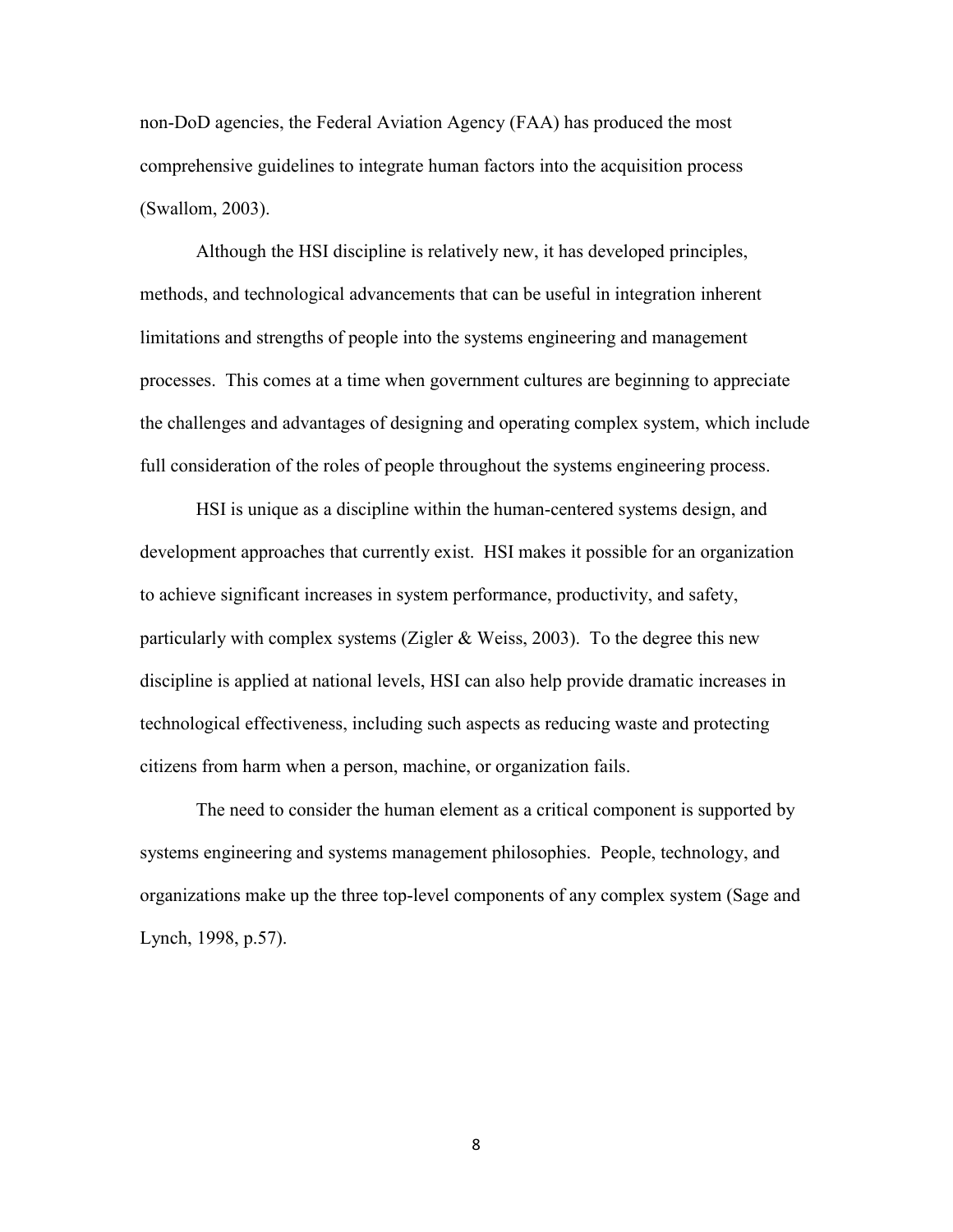non-DoD agencies, the Federal Aviation Agency (FAA) has produced the most comprehensive guidelines to integrate human factors into the acquisition process (Swallom, 2003).

Although the HSI discipline is relatively new, it has developed principles, methods, and technological advancements that can be useful in integration inherent limitations and strengths of people into the systems engineering and management processes. This comes at a time when government cultures are beginning to appreciate the challenges and advantages of designing and operating complex system, which include full consideration of the roles of people throughout the systems engineering process.

HSI is unique as a discipline within the human-centered systems design, and development approaches that currently exist. HSI makes it possible for an organization to achieve significant increases in system performance, productivity, and safety, particularly with complex systems (Zigler & Weiss, 2003). To the degree this new discipline is applied at national levels, HSI can also help provide dramatic increases in technological effectiveness, including such aspects as reducing waste and protecting citizens from harm when a person, machine, or organization fails.

The need to consider the human element as a critical component is supported by systems engineering and systems management philosophies. People, technology, and organizations make up the three top-level components of any complex system (Sage and Lynch, 1998, p.57).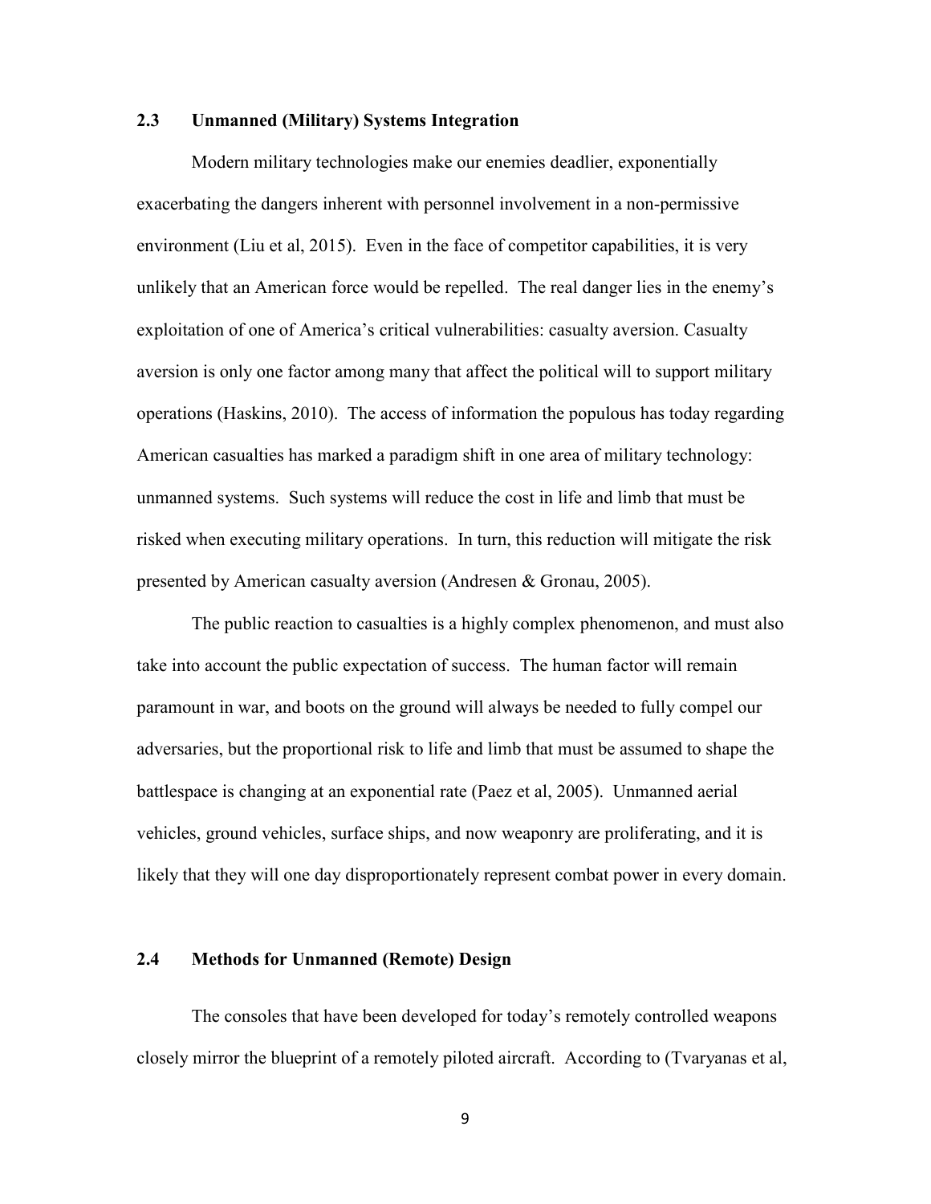## 2.3 Unmanned (Military) Systems Integration

Modern military technologies make our enemies deadlier, exponentially exacerbating the dangers inherent with personnel involvement in a non-permissive environment (Liu et al, 2015). Even in the face of competitor capabilities, it is very unlikely that an American force would be repelled. The real danger lies in the enemy's exploitation of one of America's critical vulnerabilities: casualty aversion. Casualty aversion is only one factor among many that affect the political will to support military operations (Haskins, 2010). The access of information the populous has today regarding American casualties has marked a paradigm shift in one area of military technology: unmanned systems. Such systems will reduce the cost in life and limb that must be risked when executing military operations. In turn, this reduction will mitigate the risk presented by American casualty aversion (Andresen & Gronau, 2005).

The public reaction to casualties is a highly complex phenomenon, and must also take into account the public expectation of success. The human factor will remain paramount in war, and boots on the ground will always be needed to fully compel our adversaries, but the proportional risk to life and limb that must be assumed to shape the battlespace is changing at an exponential rate (Paez et al, 2005). Unmanned aerial vehicles, ground vehicles, surface ships, and now weaponry are proliferating, and it is likely that they will one day disproportionately represent combat power in every domain.

## 2.4 Methods for Unmanned (Remote) Design

The consoles that have been developed for today's remotely controlled weapons closely mirror the blueprint of a remotely piloted aircraft. According to (Tvaryanas et al,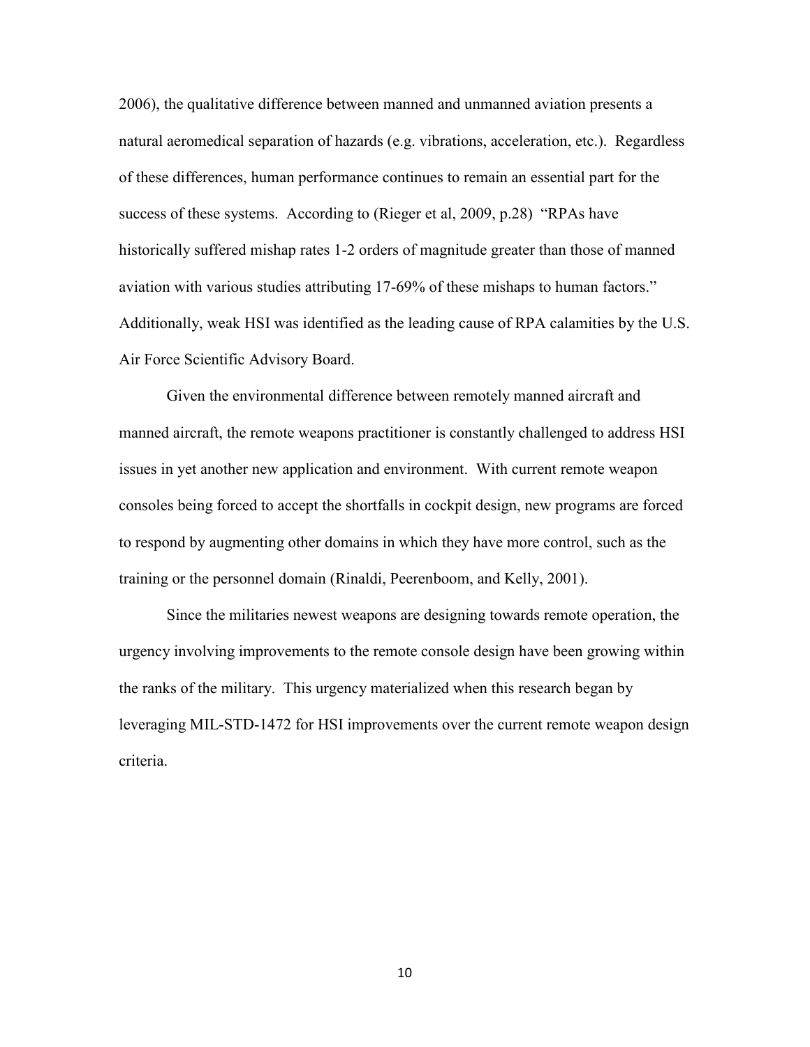2006), the qualitative difference between manned and unmanned aviation presents a natural aeromedical separation of hazards (e.g. vibrations, acceleration, etc.). Regardless of these differences, human performance continues to remain an essential part for the success of these systems. According to (Rieger et al, 2009, p.28) "RPAs have historically suffered mishap rates 1-2 orders of magnitude greater than those of manned aviation with various studies attributing 17-69% of these mishaps to human factors." Additionally, weak HSI was identified as the leading cause of RPA calamities by the U.S. Air Force Scientific Advisory Board.

Given the environmental difference between remotely manned aircraft and manned aircraft, the remote weapons practitioner is constantly challenged to address HSI issues in yet another new application and environment. With current remote weapon consoles being forced to accept the shortfalls in cockpit design, new programs are forced to respond by augmenting other domains in which they have more control, such as the training or the personnel domain (Rinaldi, Peerenboom, and Kelly, 2001).

Since the militaries newest weapons are designing towards remote operation, the urgency involving improvements to the remote console design have been growing within the ranks of the military. This urgency materialized when this research began by leveraging MIL-STD-1472 for HSI improvements over the current remote weapon design criteria.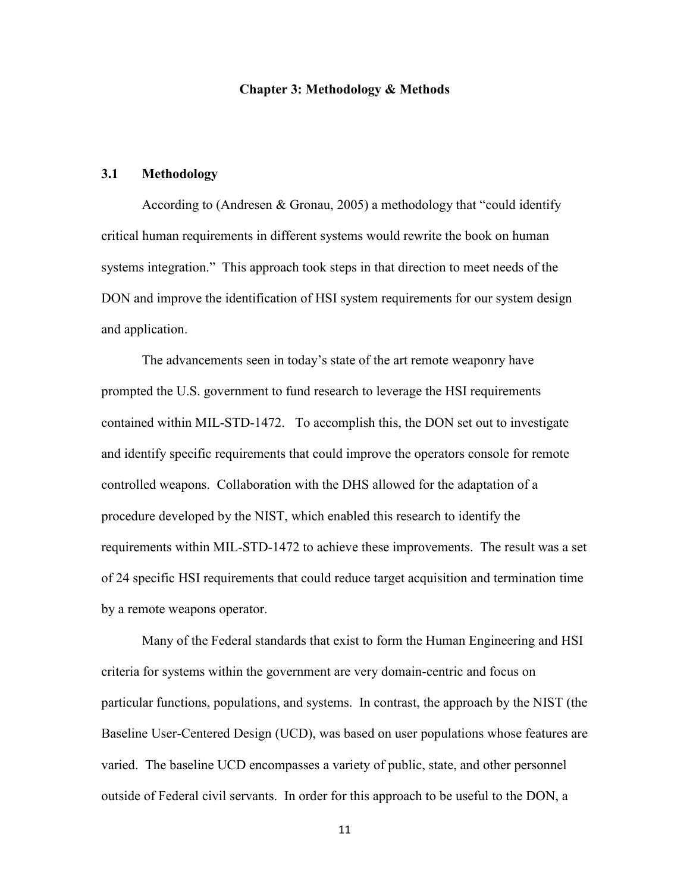# Chapter 3: Methodology & Methods

## 3.1 Methodology

According to (Andresen & Gronau, 2005) a methodology that "could identify critical human requirements in different systems would rewrite the book on human systems integration." This approach took steps in that direction to meet needs of the DON and improve the identification of HSI system requirements for our system design and application.

The advancements seen in today's state of the art remote weaponry have prompted the U.S. government to fund research to leverage the HSI requirements contained within MIL-STD-1472. To accomplish this, the DON set out to investigate and identify specific requirements that could improve the operators console for remote controlled weapons. Collaboration with the DHS allowed for the adaptation of a procedure developed by the NIST, which enabled this research to identify the requirements within MIL-STD-1472 to achieve these improvements. The result was a set of 24 specific HSI requirements that could reduce target acquisition and termination time by a remote weapons operator.

Many of the Federal standards that exist to form the Human Engineering and HSI criteria for systems within the government are very domain-centric and focus on particular functions, populations, and systems. In contrast, the approach by the NIST (the Baseline User-Centered Design (UCD), was based on user populations whose features are varied. The baseline UCD encompasses a variety of public, state, and other personnel outside of Federal civil servants. In order for this approach to be useful to the DON, a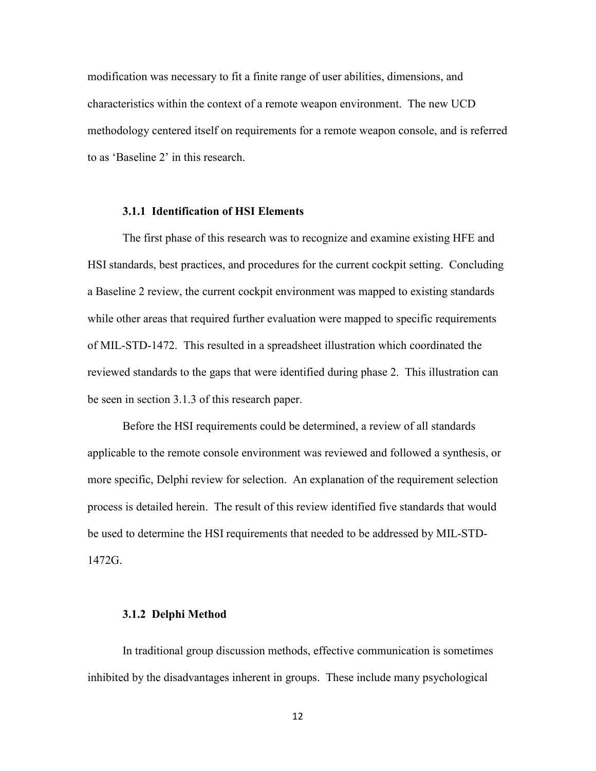modification was necessary to fit a finite range of user abilities, dimensions, and characteristics within the context of a remote weapon environment. The new UCD methodology centered itself on requirements for a remote weapon console, and is referred to as 'Baseline 2' in this research.

### 3.1.1 Identification of HSI Elements

The first phase of this research was to recognize and examine existing HFE and HSI standards, best practices, and procedures for the current cockpit setting. Concluding a Baseline 2 review, the current cockpit environment was mapped to existing standards while other areas that required further evaluation were mapped to specific requirements of MIL-STD-1472. This resulted in a spreadsheet illustration which coordinated the reviewed standards to the gaps that were identified during phase 2. This illustration can be seen in section 3.1.3 of this research paper.

Before the HSI requirements could be determined, a review of all standards applicable to the remote console environment was reviewed and followed a synthesis, or more specific, Delphi review for selection. An explanation of the requirement selection process is detailed herein. The result of this review identified five standards that would be used to determine the HSI requirements that needed to be addressed by MIL-STD-1472G.

### 3.1.2 Delphi Method

In traditional group discussion methods, effective communication is sometimes inhibited by the disadvantages inherent in groups. These include many psychological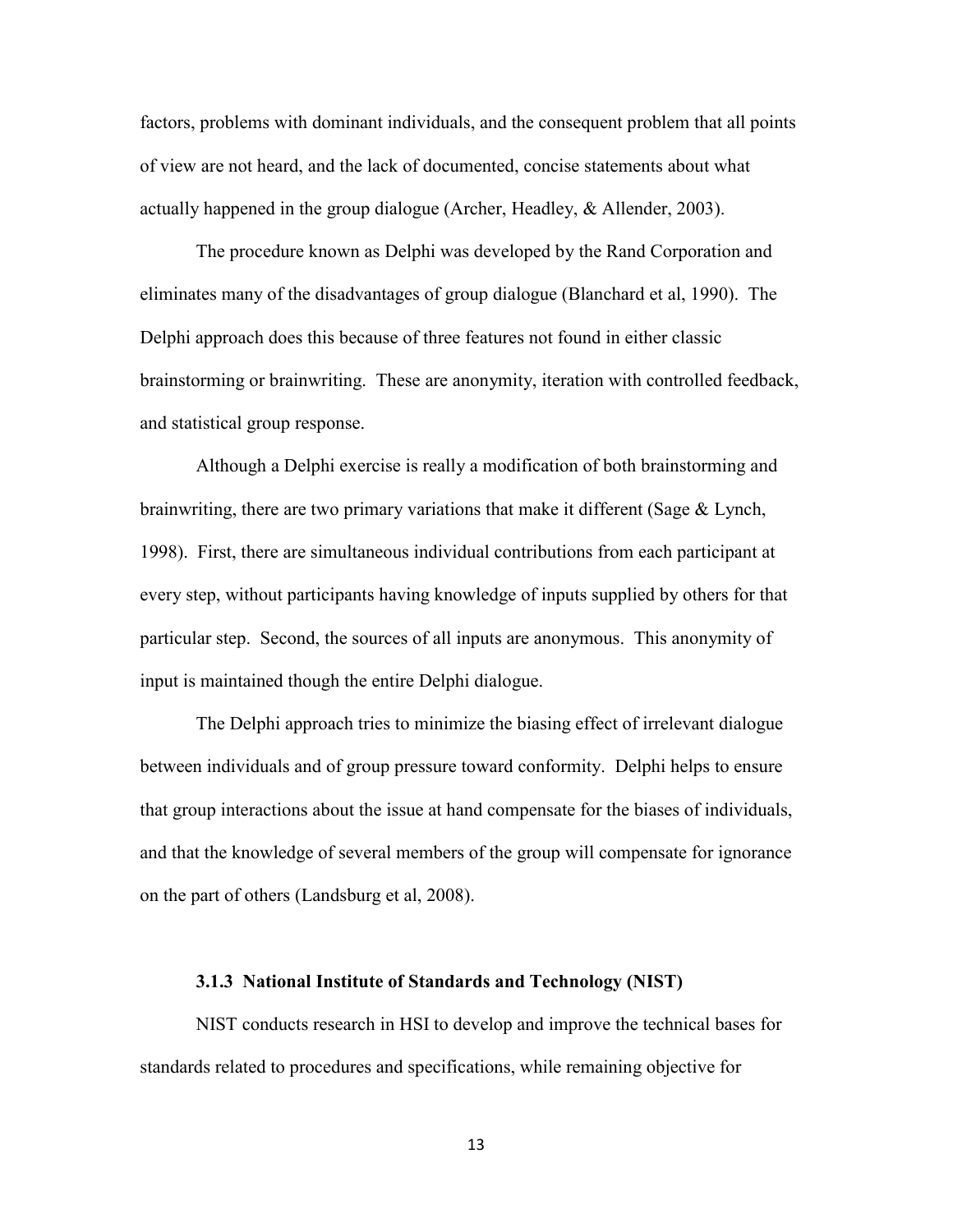factors, problems with dominant individuals, and the consequent problem that all points of view are not heard, and the lack of documented, concise statements about what actually happened in the group dialogue (Archer, Headley, & Allender, 2003).

The procedure known as Delphi was developed by the Rand Corporation and eliminates many of the disadvantages of group dialogue (Blanchard et al, 1990). The Delphi approach does this because of three features not found in either classic brainstorming or brainwriting. These are anonymity, iteration with controlled feedback, and statistical group response.

Although a Delphi exercise is really a modification of both brainstorming and brainwriting, there are two primary variations that make it different (Sage & Lynch, 1998). First, there are simultaneous individual contributions from each participant at every step, without participants having knowledge of inputs supplied by others for that particular step. Second, the sources of all inputs are anonymous. This anonymity of input is maintained though the entire Delphi dialogue.

The Delphi approach tries to minimize the biasing effect of irrelevant dialogue between individuals and of group pressure toward conformity. Delphi helps to ensure that group interactions about the issue at hand compensate for the biases of individuals, and that the knowledge of several members of the group will compensate for ignorance on the part of others (Landsburg et al, 2008).

### 3.1.3 National Institute of Standards and Technology (NIST)

NIST conducts research in HSI to develop and improve the technical bases for standards related to procedures and specifications, while remaining objective for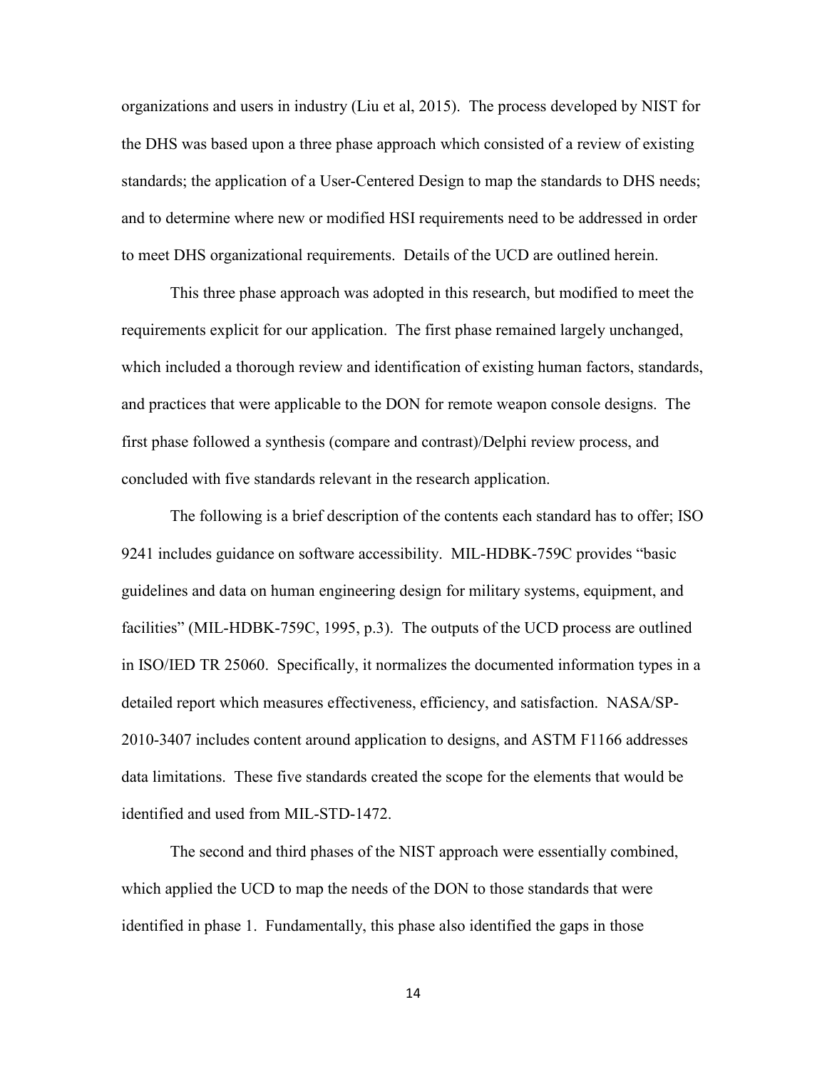organizations and users in industry (Liu et al, 2015). The process developed by NIST for the DHS was based upon a three phase approach which consisted of a review of existing standards; the application of a User-Centered Design to map the standards to DHS needs; and to determine where new or modified HSI requirements need to be addressed in order to meet DHS organizational requirements. Details of the UCD are outlined herein.

This three phase approach was adopted in this research, but modified to meet the requirements explicit for our application. The first phase remained largely unchanged, which included a thorough review and identification of existing human factors, standards, and practices that were applicable to the DON for remote weapon console designs. The first phase followed a synthesis (compare and contrast)/Delphi review process, and concluded with five standards relevant in the research application.

The following is a brief description of the contents each standard has to offer; ISO 9241 includes guidance on software accessibility. MIL-HDBK-759C provides "basic guidelines and data on human engineering design for military systems, equipment, and facilities" (MIL-HDBK-759C, 1995, p.3). The outputs of the UCD process are outlined in ISO/IED TR 25060. Specifically, it normalizes the documented information types in a detailed report which measures effectiveness, efficiency, and satisfaction. NASA/SP-2010-3407 includes content around application to designs, and ASTM F1166 addresses data limitations. These five standards created the scope for the elements that would be identified and used from MIL-STD-1472.

The second and third phases of the NIST approach were essentially combined, which applied the UCD to map the needs of the DON to those standards that were identified in phase 1. Fundamentally, this phase also identified the gaps in those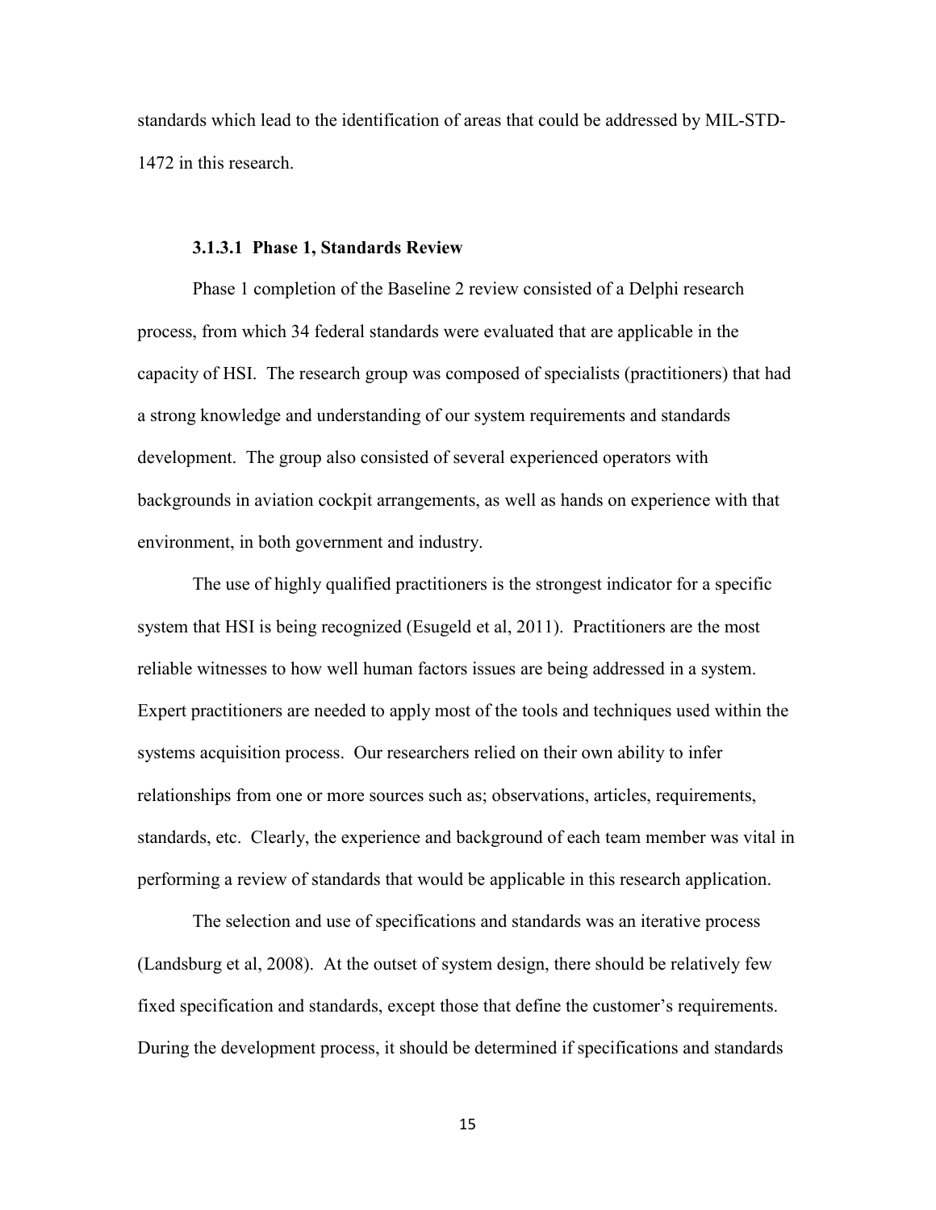standards which lead to the identification of areas that could be addressed by MIL-STD-1472 in this research.

#### 3.1.3.1 Phase 1, Standards Review

Phase 1 completion of the Baseline 2 review consisted of a Delphi research process, from which 34 federal standards were evaluated that are applicable in the capacity of HSI. The research group was composed of specialists (practitioners) that had a strong knowledge and understanding of our system requirements and standards development. The group also consisted of several experienced operators with backgrounds in aviation cockpit arrangements, as well as hands on experience with that environment, in both government and industry.

The use of highly qualified practitioners is the strongest indicator for a specific system that HSI is being recognized (Esugeld et al, 2011). Practitioners are the most reliable witnesses to how well human factors issues are being addressed in a system. Expert practitioners are needed to apply most of the tools and techniques used within the systems acquisition process. Our researchers relied on their own ability to infer relationships from one or more sources such as; observations, articles, requirements, standards, etc. Clearly, the experience and background of each team member was vital in performing a review of standards that would be applicable in this research application.

The selection and use of specifications and standards was an iterative process (Landsburg et al, 2008). At the outset of system design, there should be relatively few fixed specification and standards, except those that define the customer's requirements. During the development process, it should be determined if specifications and standards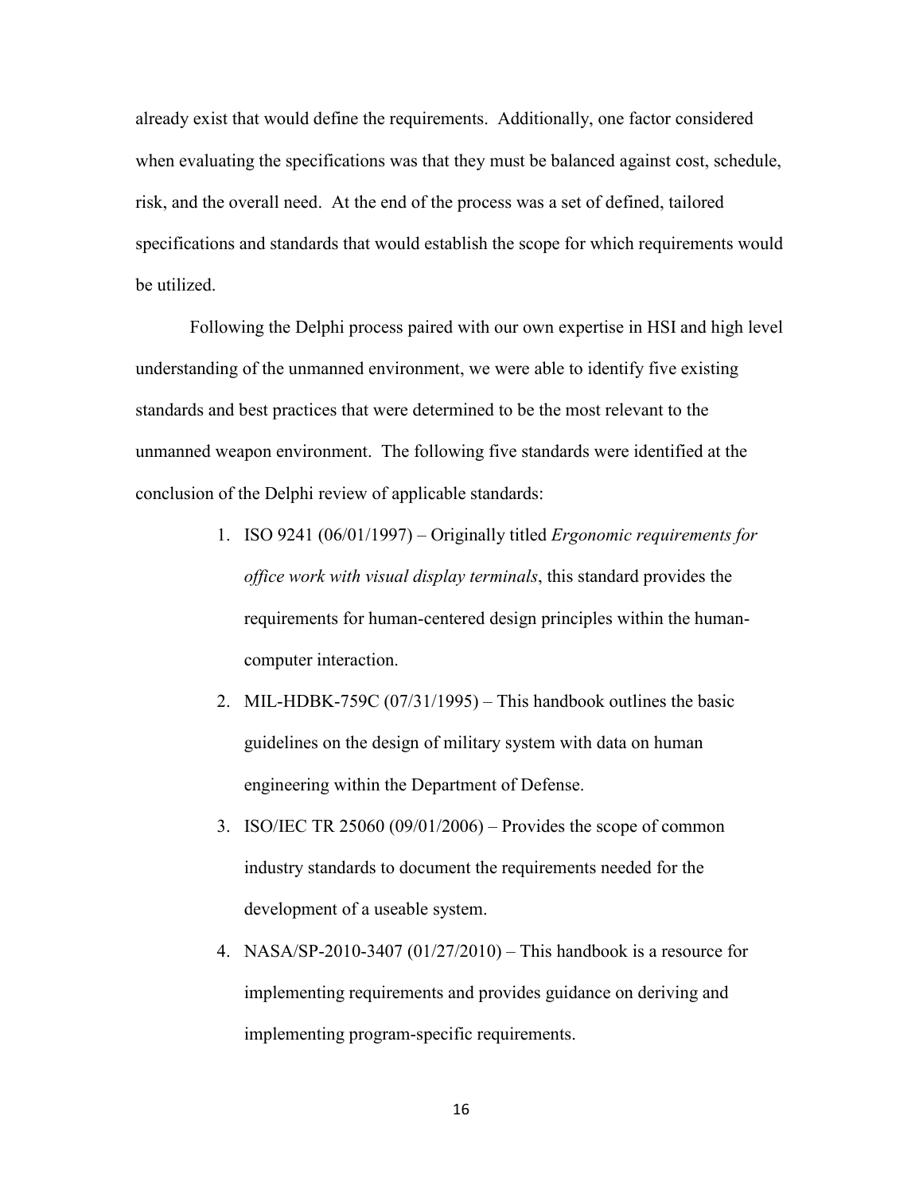already exist that would define the requirements. Additionally, one factor considered when evaluating the specifications was that they must be balanced against cost, schedule, risk, and the overall need. At the end of the process was a set of defined, tailored specifications and standards that would establish the scope for which requirements would be utilized.

Following the Delphi process paired with our own expertise in HSI and high level understanding of the unmanned environment, we were able to identify five existing standards and best practices that were determined to be the most relevant to the unmanned weapon environment. The following five standards were identified at the conclusion of the Delphi review of applicable standards:

1. ISO 9241 (06/01/1997) – Originally titled *Ergonomic requirements for office work with visual display terminals*, this standard provides the requirements for human-centered design principles within the human-computer interaction.
2. MIL-HDBK-759C (07/31/1995) – This handbook outlines the basic guidelines on the design of military system with data on human engineering within the Department of Defense.
3. ISO/IEC TR 25060 (09/01/2006) – Provides the scope of common industry standards to document the requirements needed for the development of a useable system.
4. NASA/SP-2010-3407 (01/27/2010) – This handbook is a resource for implementing requirements and provides guidance on deriving and implementing program-specific requirements.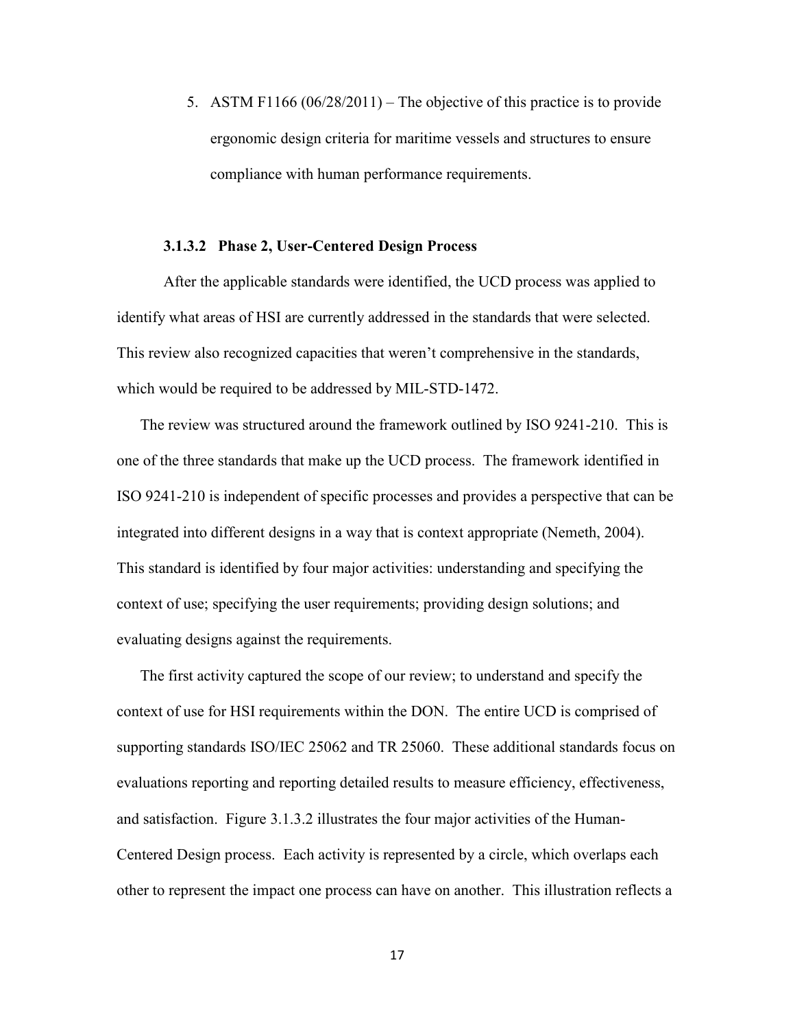5. ASTM F1166 (06/28/2011) – The objective of this practice is to provide ergonomic design criteria for maritime vessels and structures to ensure compliance with human performance requirements.

#### 3.1.3.2 Phase 2, User-Centered Design Process

After the applicable standards were identified, the UCD process was applied to identify what areas of HSI are currently addressed in the standards that were selected. This review also recognized capacities that weren't comprehensive in the standards, which would be required to be addressed by MIL-STD-1472.

The review was structured around the framework outlined by ISO 9241-210. This is one of the three standards that make up the UCD process. The framework identified in ISO 9241-210 is independent of specific processes and provides a perspective that can be integrated into different designs in a way that is context appropriate (Nemeth, 2004). This standard is identified by four major activities: understanding and specifying the context of use; specifying the user requirements; providing design solutions; and evaluating designs against the requirements.

The first activity captured the scope of our review; to understand and specify the context of use for HSI requirements within the DON. The entire UCD is comprised of supporting standards ISO/IEC 25062 and TR 25060. These additional standards focus on evaluations reporting and reporting detailed results to measure efficiency, effectiveness, and satisfaction. Figure 3.1.3.2 illustrates the four major activities of the Human-Centered Design process. Each activity is represented by a circle, which overlaps each other to represent the impact one process can have on another. This illustration reflects a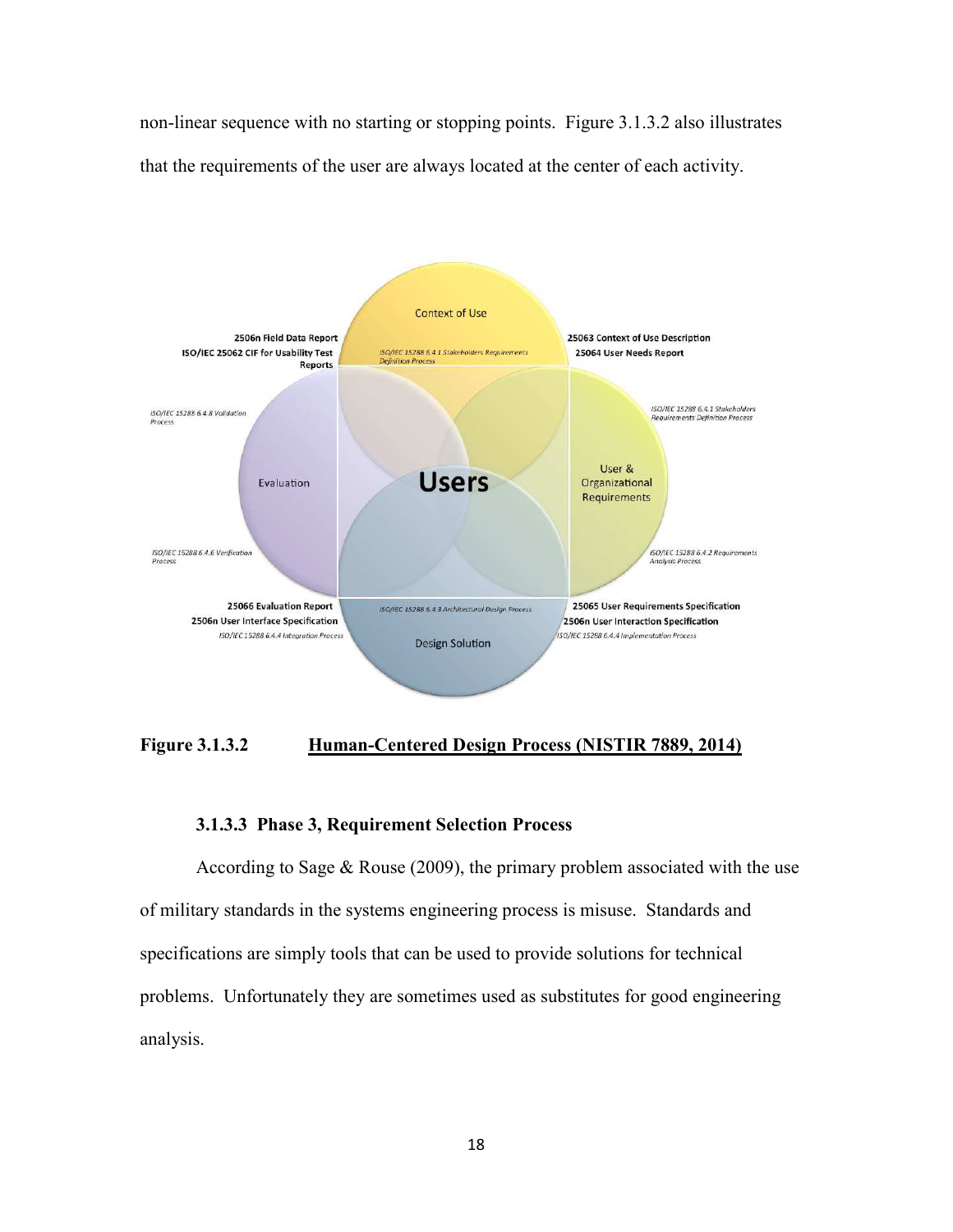non-linear sequence with no starting or stopping points. Figure 3.1.3.2 also illustrates that the requirements of the user are always located at the center of each activity.

**Figure 3.1.3.2** **Human-Centered Design Process (NISTIR 7889, 2014)**

### 3.1.3.3 Phase 3, Requirement Selection Process

According to Sage & Rouse (2009), the primary problem associated with the use of military standards in the systems engineering process is misuse. Standards and specifications are simply tools that can be used to provide solutions for technical problems. Unfortunately they are sometimes used as substitutes for good engineering analysis.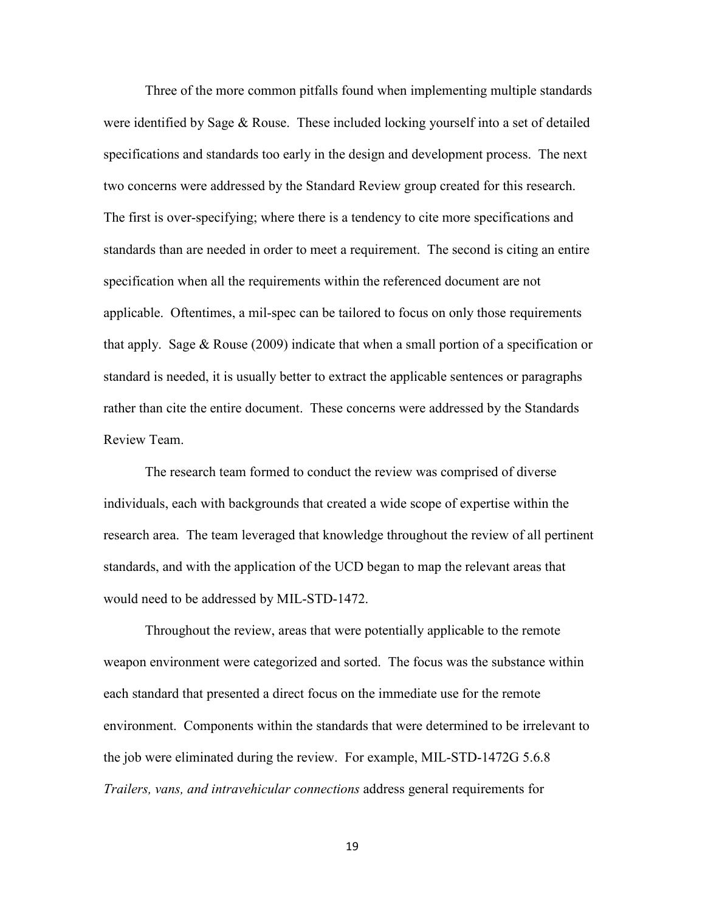Three of the more common pitfalls found when implementing multiple standards were identified by Sage & Rouse. These included locking yourself into a set of detailed specifications and standards too early in the design and development process. The next two concerns were addressed by the Standard Review group created for this research. The first is over-specifying; where there is a tendency to cite more specifications and standards than are needed in order to meet a requirement. The second is citing an entire specification when all the requirements within the referenced document are not applicable. Oftentimes, a mil-spec can be tailored to focus on only those requirements that apply. Sage & Rouse (2009) indicate that when a small portion of a specification or standard is needed, it is usually better to extract the applicable sentences or paragraphs rather than cite the entire document. These concerns were addressed by the Standards Review Team.

The research team formed to conduct the review was comprised of diverse individuals, each with backgrounds that created a wide scope of expertise within the research area. The team leveraged that knowledge throughout the review of all pertinent standards, and with the application of the UCD began to map the relevant areas that would need to be addressed by MIL-STD-1472.

Throughout the review, areas that were potentially applicable to the remote weapon environment were categorized and sorted. The focus was the substance within each standard that presented a direct focus on the immediate use for the remote environment. Components within the standards that were determined to be irrelevant to the job were eliminated during the review. For example, MIL-STD-1472G 5.6.8 *Trailers, vans, and intravehicular connections* address general requirements for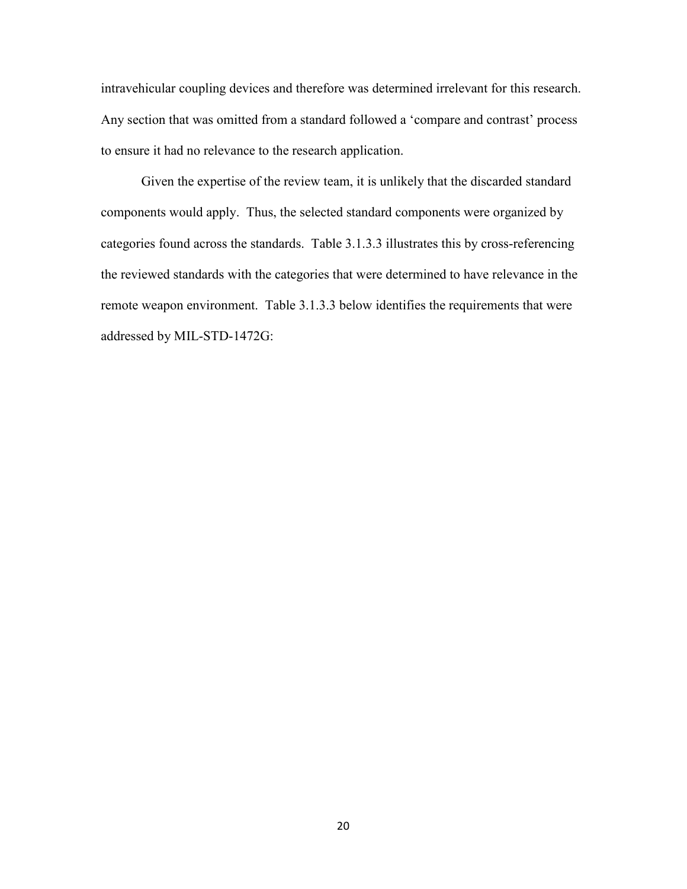intravehicular coupling devices and therefore was determined irrelevant for this research. Any section that was omitted from a standard followed a 'compare and contrast' process to ensure it had no relevance to the research application.

Given the expertise of the review team, it is unlikely that the discarded standard components would apply. Thus, the selected standard components were organized by categories found across the standards. Table 3.1.3.3 illustrates this by cross-referencing the reviewed standards with the categories that were determined to have relevance in the remote weapon environment. Table 3.1.3.3 below identifies the requirements that were addressed by MIL-STD-1472G: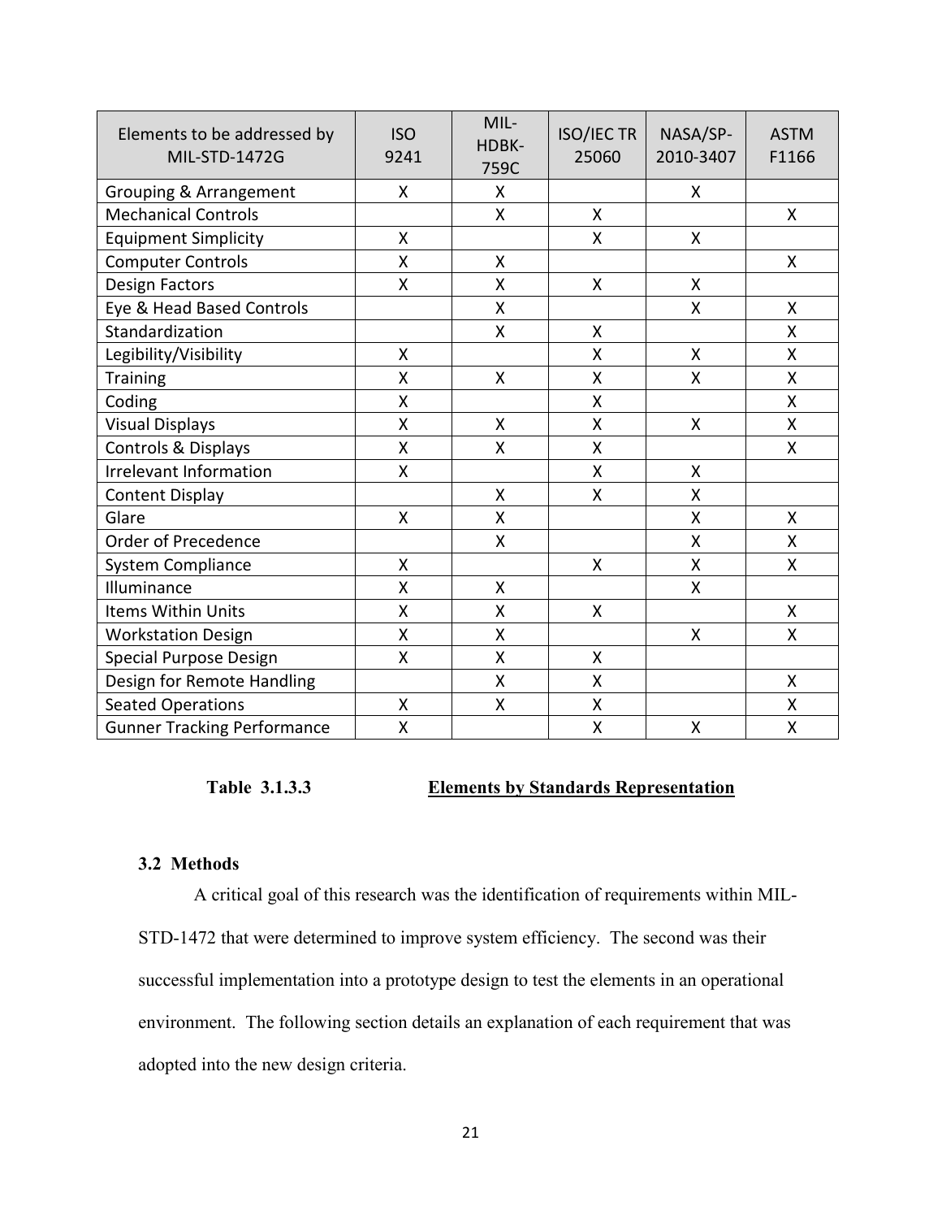| Elements to be addressed by MIL-STD-1472G | ISO 9241 | MIL-HDBK-759C | ISO/IEC TR 25060 | NASA/SP-2010-3407 | ASTM F1166 |
|---|---|---|---|---|---|
| Grouping & Arrangement | X | X | | X | |
| Mechanical Controls | | X | X | | X |
| Equipment Simplicity | X | | X | X | |
| Computer Controls | X | X | | | X |
| Design Factors | X | X | X | X | |
| Eye & Head Based Controls | | X | | X | X |
| Standardization | | X | X | | X |
| Legibility/Visibility | X | | X | X | X |
| Training | X | X | X | X | X |
| Coding | X | | X | | X |
| Visual Displays | X | X | X | X | X |
| Controls & Displays | X | X | X | | X |
| Irrelevant Information | X | | X | X | |
| Content Display | | X | X | X | |
| Glare | X | X | | X | X |
| Order of Precedence | | X | | X | X |
| System Compliance | X | | X | X | X |
| Illuminance | X | X | | X | |
| Items Within Units | X | X | X | | X |
| Workstation Design | X | X | | X | X |
| Special Purpose Design | X | X | X | | |
| Design for Remote Handling | | X | X | | X |
| Seated Operations | X | X | X | | X |
| Gunner Tracking Performance | X | | X | X | X |

**Table 3.1.3.3** **Elements by Standards Representation**

### 3.2 Methods

A critical goal of this research was the identification of requirements within MIL-STD-1472 that were determined to improve system efficiency. The second was their successful implementation into a prototype design to test the elements in an operational environment. The following section details an explanation of each requirement that was adopted into the new design criteria.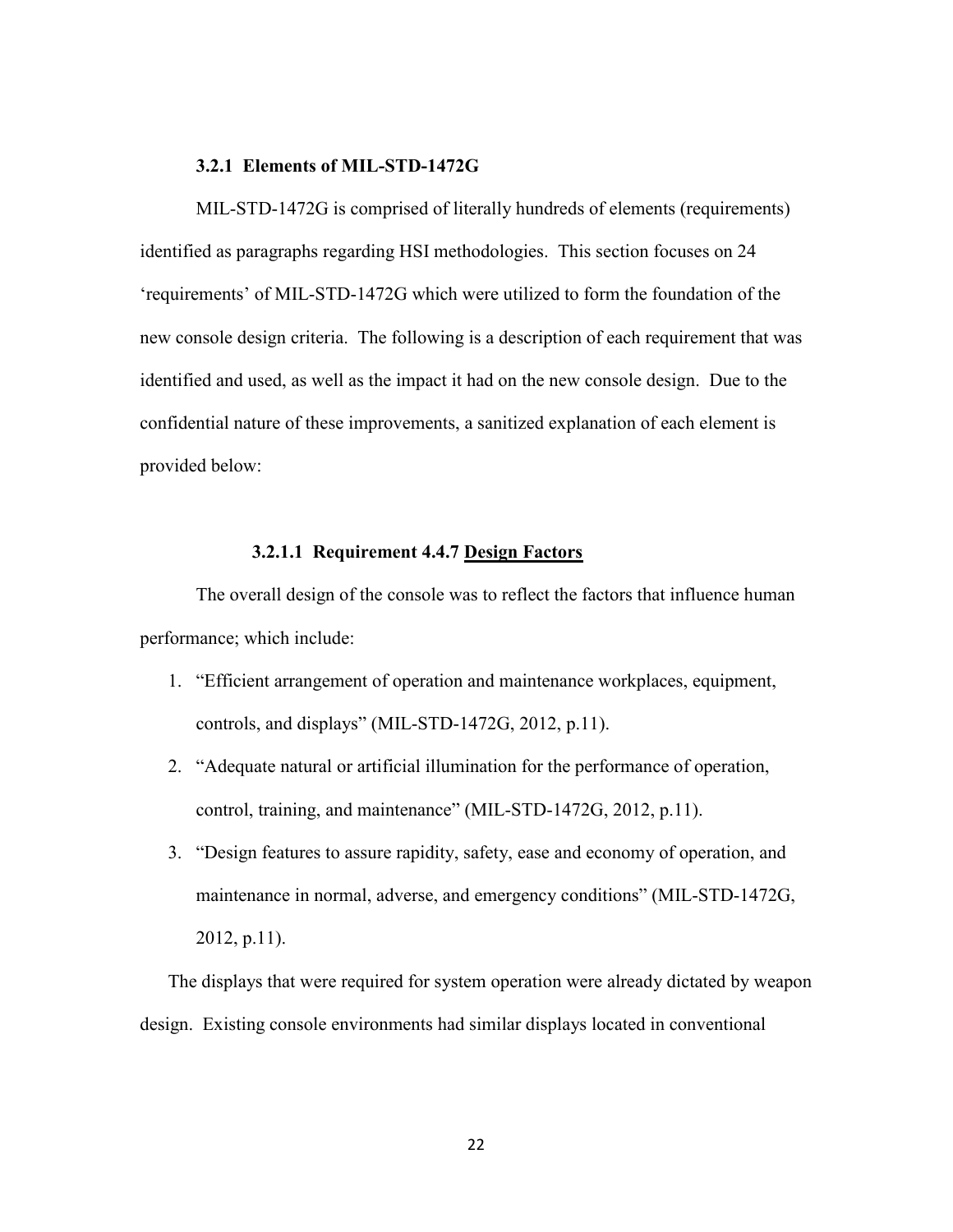### 3.2.1 Elements of MIL-STD-1472G

MIL-STD-1472G is comprised of literally hundreds of elements (requirements) identified as paragraphs regarding HSI methodologies. This section focuses on 24 'requirements' of MIL-STD-1472G which were utilized to form the foundation of the new console design criteria. The following is a description of each requirement that was identified and used, as well as the impact it had on the new console design. Due to the confidential nature of these improvements, a sanitized explanation of each element is provided below:

#### 3.2.1.1 Requirement 4.4.7 <u>Design Factors</u>

The overall design of the console was to reflect the factors that influence human performance; which include:

1. "Efficient arrangement of operation and maintenance workplaces, equipment, controls, and displays" (MIL-STD-1472G, 2012, p.11).
2. "Adequate natural or artificial illumination for the performance of operation, control, training, and maintenance" (MIL-STD-1472G, 2012, p.11).
3. "Design features to assure rapidity, safety, ease and economy of operation, and maintenance in normal, adverse, and emergency conditions" (MIL-STD-1472G, 2012, p.11).

The displays that were required for system operation were already dictated by weapon design. Existing console environments had similar displays located in conventional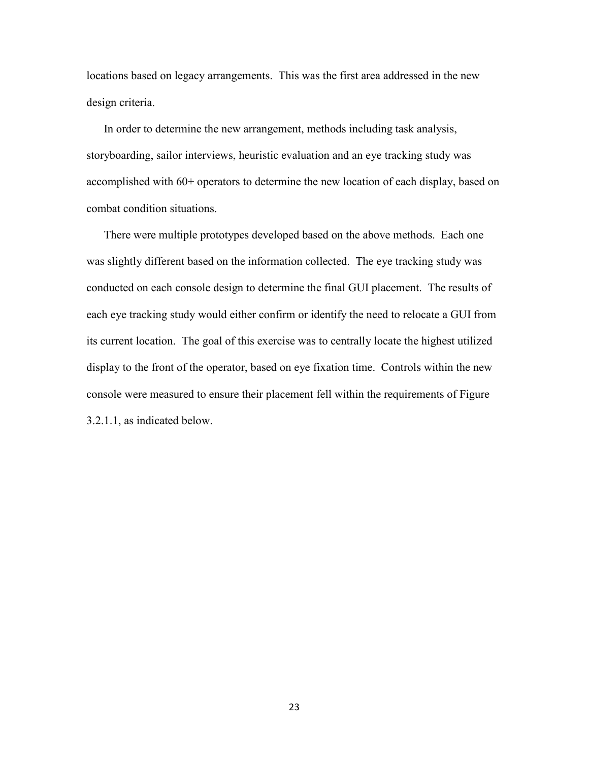locations based on legacy arrangements. This was the first area addressed in the new design criteria.

In order to determine the new arrangement, methods including task analysis, storyboarding, sailor interviews, heuristic evaluation and an eye tracking study was accomplished with 60+ operators to determine the new location of each display, based on combat condition situations.

There were multiple prototypes developed based on the above methods. Each one was slightly different based on the information collected. The eye tracking study was conducted on each console design to determine the final GUI placement. The results of each eye tracking study would either confirm or identify the need to relocate a GUI from its current location. The goal of this exercise was to centrally locate the highest utilized display to the front of the operator, based on eye fixation time. Controls within the new console were measured to ensure their placement fell within the requirements of Figure 3.2.1.1, as indicated below.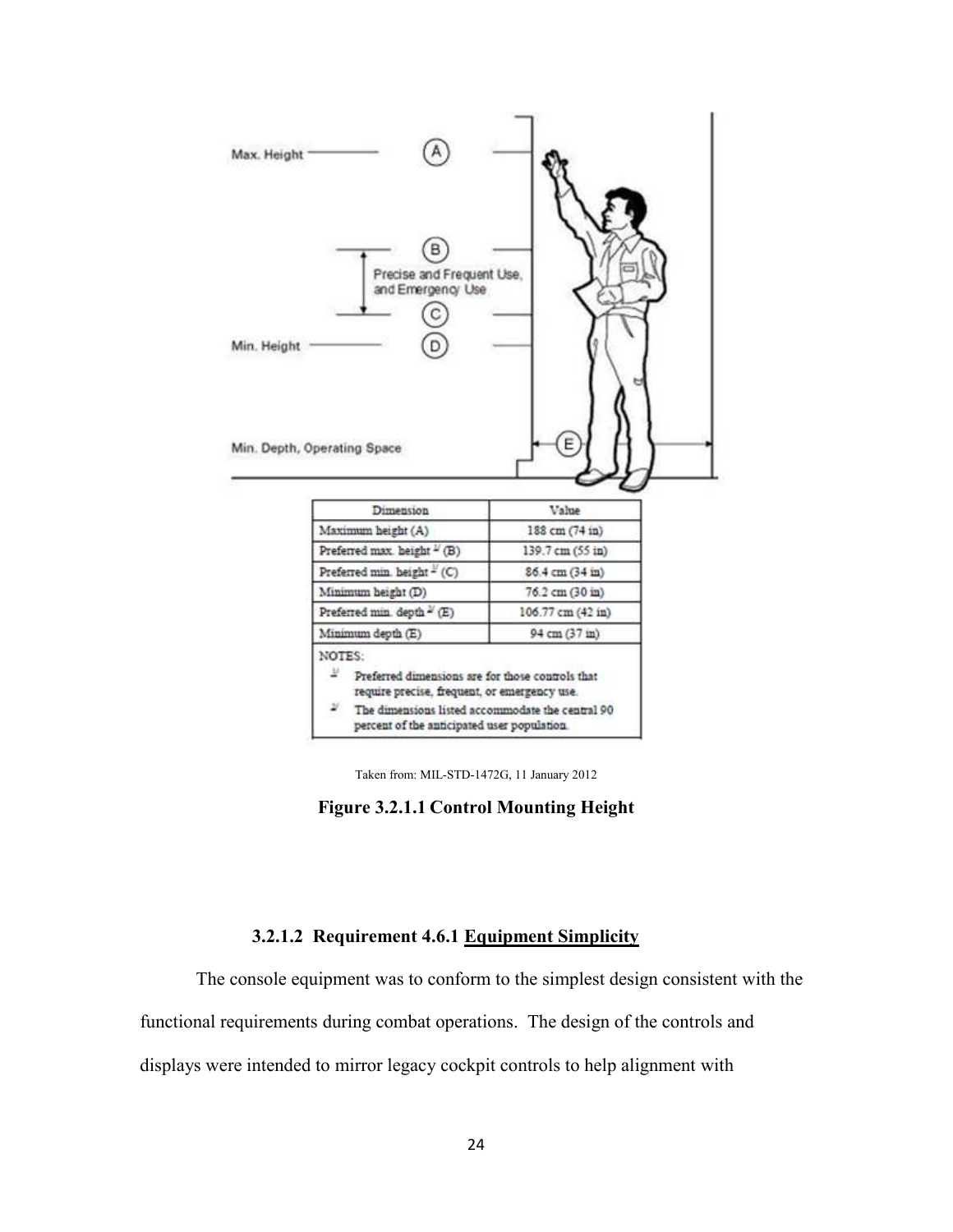| Dimension | Value |
|---|---|
| Maximum height (A) | 188 cm (74 in) |
| Preferred max. height [1] (B) | 139.7 cm (55 in) |
| Preferred min. height [1] (C) | 86.4 cm (34 in) |
| Minimum height (D) | 76.2 cm (30 in) |
| Preferred min. depth [2] (E) | 106.77 cm (42 in) |
| Minimum depth (E) | 94 cm (37 in) |

NOTES:

[1] Preferred dimensions are for those controls that require precise, frequent, or emergency use.

[2] The dimensions listed accommodate the central 90 percent of the anticipated user population.

Taken from: MIL-STD-1472G, 11 January 2012

**Figure 3.2.1.1 Control Mounting Height**

#### 3.2.1.2 Requirement 4.6.1 Equipment Simplicity

The console equipment was to conform to the simplest design consistent with the functional requirements during combat operations. The design of the controls and displays were intended to mirror legacy cockpit controls to help alignment with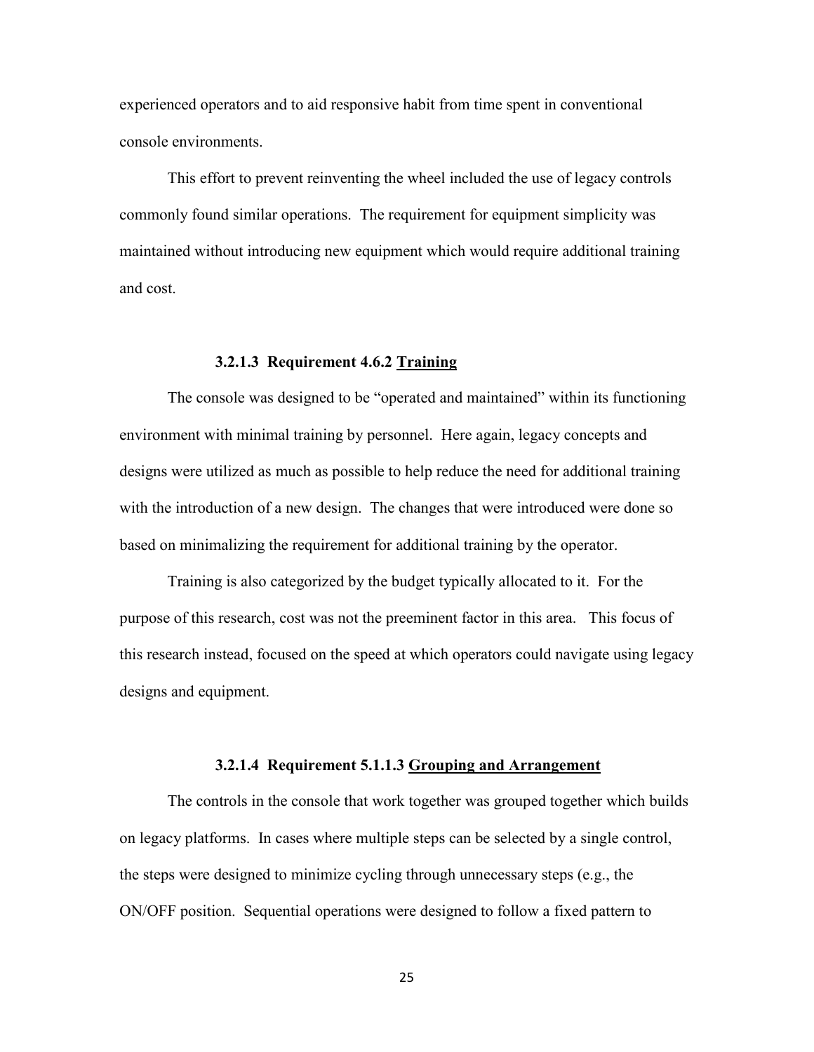experienced operators and to aid responsive habit from time spent in conventional console environments.

This effort to prevent reinventing the wheel included the use of legacy controls commonly found similar operations. The requirement for equipment simplicity was maintained without introducing new equipment which would require additional training and cost.

#### 3.2.1.3 Requirement 4.6.2 <u>Training</u>

The console was designed to be "operated and maintained" within its functioning environment with minimal training by personnel. Here again, legacy concepts and designs were utilized as much as possible to help reduce the need for additional training with the introduction of a new design. The changes that were introduced were done so based on minimalizing the requirement for additional training by the operator.

Training is also categorized by the budget typically allocated to it. For the purpose of this research, cost was not the preeminent factor in this area. This focus of this research instead, focused on the speed at which operators could navigate using legacy designs and equipment.

#### 3.2.1.4 Requirement 5.1.1.3 <u>Grouping and Arrangement</u>

The controls in the console that work together was grouped together which builds on legacy platforms. In cases where multiple steps can be selected by a single control, the steps were designed to minimize cycling through unnecessary steps (e.g., the ON/OFF position. Sequential operations were designed to follow a fixed pattern to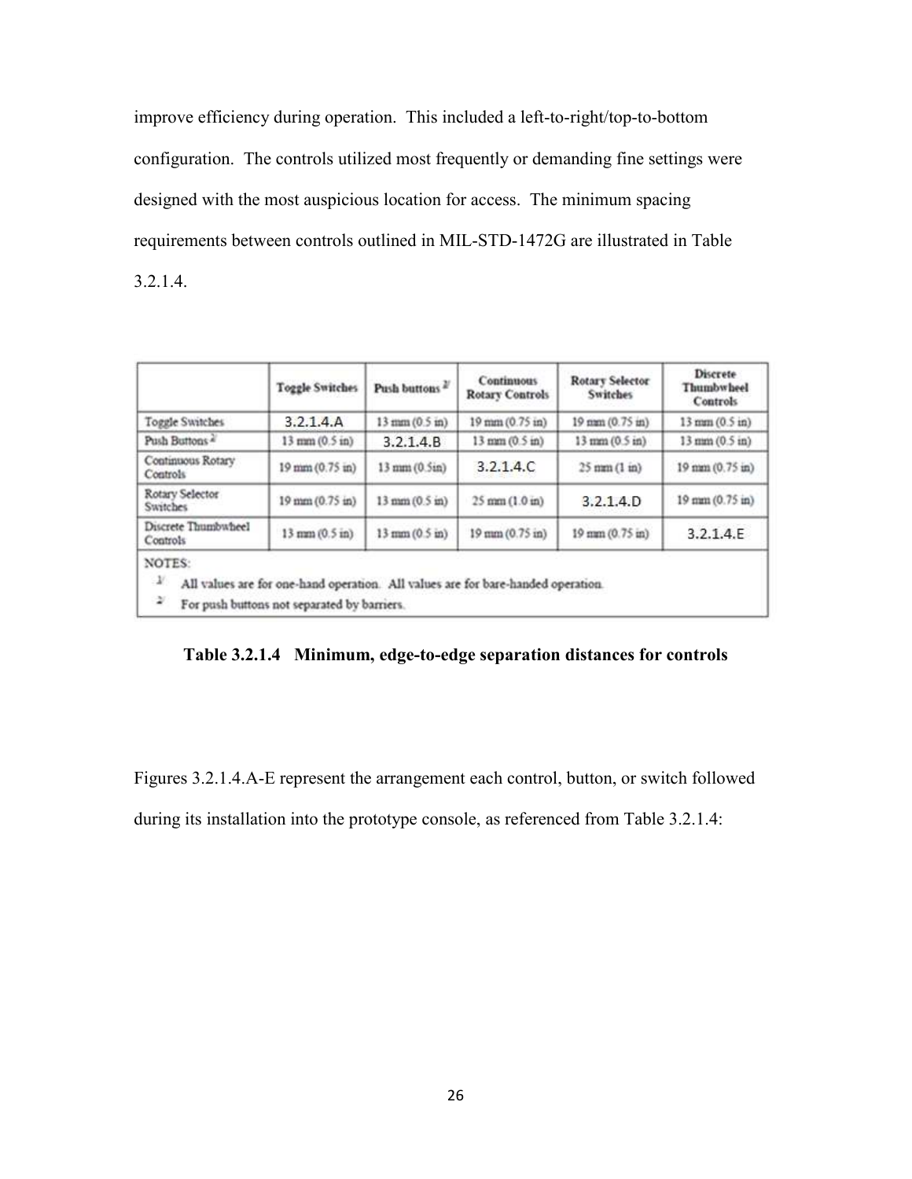improve efficiency during operation. This included a left-to-right/top-to-bottom configuration. The controls utilized most frequently or demanding fine settings were designed with the most auspicious location for access. The minimum spacing requirements between controls outlined in MIL-STD-1472G are illustrated in Table 3.2.1.4.

| | Toggle Switches | Push buttons [2] | Continuous Rotary Controls | Rotary Selector Switches | Discrete Thumbwheel Controls |
|---|---|---|---|---|---|
| Toggle Switches | 3.2.1.4.A | 13 mm (0.5 in) | 19 mm (0.75 in) | 19 mm (0.75 in) | 13 mm (0.5 in) |
| Push Buttons [2] | 13 mm (0.5 in) | 3.2.1.4.B | 13 mm (0.5 in) | 13 mm (0.5 in) | 13 mm (0.5 in) |
| Continuous Rotary Controls | 19 mm (0.75 in) | 13 mm (0.5in) | 3.2.1.4.C | 25 mm (1 in) | 19 mm (0.75 in) |
| Rotary Selector Switches | 19 mm (0.75 in) | 13 mm (0.5 in) | 25 mm (1.0 in) | 3.2.1.4.D | 19 mm (0.75 in) |
| Discrete Thumbwheel Controls | 13 mm (0.5 in) | 13 mm (0.5 in) | 19 mm (0.75 in) | 19 mm (0.75 in) | 3.2.1.4.E |

NOTES:

[1] All values are for one-hand operation. All values are for bare-handed operation.

[2] For push buttons not separated by barriers.

**Table 3.2.1.4 Minimum, edge-to-edge separation distances for controls**

Figures 3.2.1.4.A-E represent the arrangement each control, button, or switch followed during its installation into the prototype console, as referenced from Table 3.2.1.4: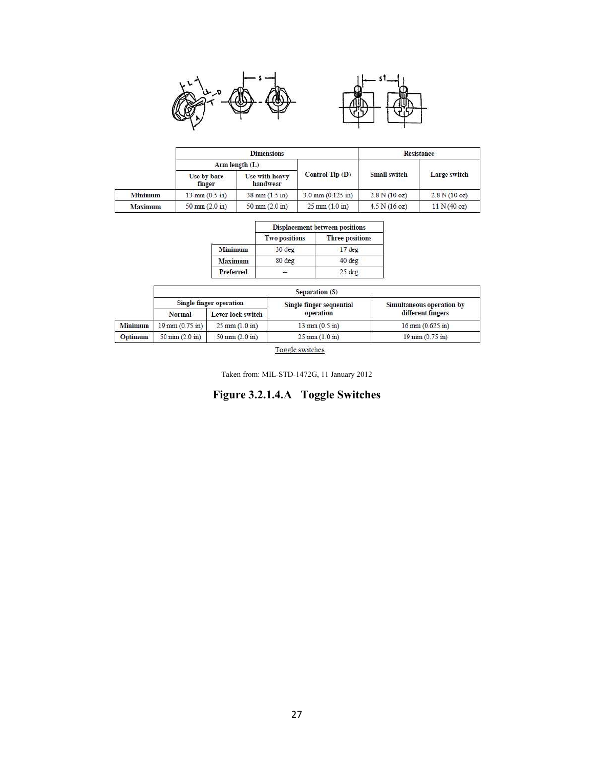| | Dimensions | | | Resistance | |
|---|---|---|---|---|---|
| | Arm length (L) | | Control Tip (D) | Small switch | Large switch |
| | Use by bare finger | Use with heavy handwear | | | |
| **Minimum** | 13 mm (0.5 in) | 38 mm (1.5 in) | 3.0 mm (0.125 in) | 2.8 N (10 oz) | 2.8 N (10 oz) |
| **Maximum** | 50 mm (2.0 in) | 50 mm (2.0 in) | 25 mm (1.0 in) | 4.5 N (16 oz) | 11 N (40 oz) |

| | Displacement between positions | |
|---|---|---|
| | Two positions | Three positions |
| **Minimum** | 30 deg | 17 deg |
| **Maximum** | 80 deg | 40 deg |
| **Preferred** | -- | 25 deg |

| | Separation (S) | | | |
|---|---|---|---|---|
| | Single finger operation | | Single finger sequential operation | Simultaneous operation by different fingers |
| | Normal | Lever lock switch | | |
| **Minimum** | 19 mm (0.75 in) | 25 mm (1.0 in) | 13 mm (0.5 in) | 16 mm (0.625 in) |
| **Optimum** | 50 mm (2.0 in) | 50 mm (2.0 in) | 25 mm (1.0 in) | 19 mm (0.75 in) |

Toggle switches.

Taken from: MIL-STD-1472G, 11 January 2012

**Figure 3.2.1.4.A Toggle Switches**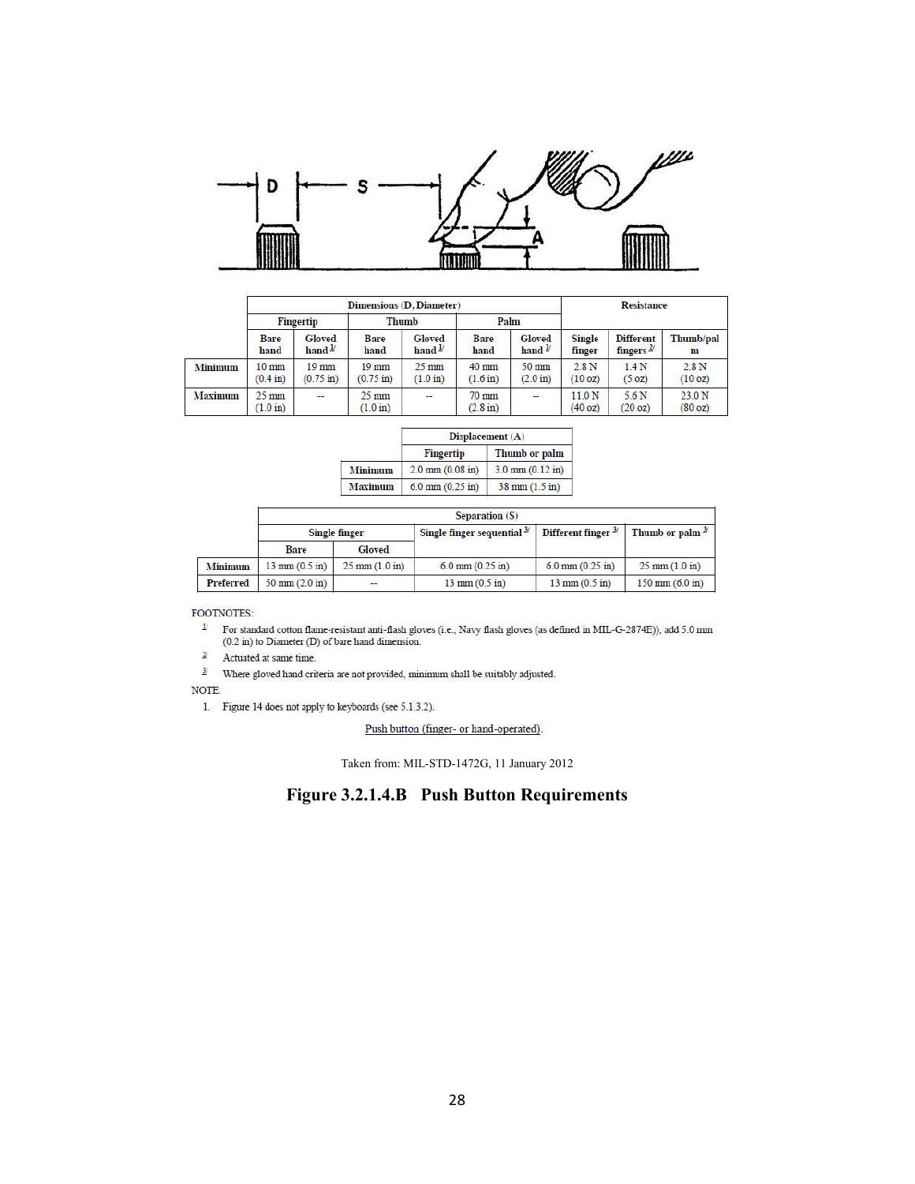| | Dimensions (D, Diameter) | | | | | | Resistance | | |
|---|---|---|---|---|---|---|---|---|---|
| | Fingertip | | Thumb | | Palm | | | | |
| | Bare hand | Gloved hand [1] | Bare hand | Gloved hand [1] | Bare hand | Gloved hand [1] | Single finger | Different fingers [2] | Thumb/palm |
| Minimum | 10 mm (0.4 in) | 19 mm (0.75 in) | 19 mm (0.75 in) | 25 mm (1.0 in) | 40 mm (1.6 in) | 50 mm (2.0 in) | 2.8 N (10 oz) | 1.4 N (5 oz) | 2.8 N (10 oz) |
| Maximum | 25 mm (1.0 in) | -- | 25 mm (1.0 in) | -- | 70 mm (2.8 in) | -- | 11.0 N (40 oz) | 5.6 N (20 oz) | 23.0 N (80 oz) |

| | Displacement (A) | |
|---|---|---|
| | Fingertip | Thumb or palm |
| Minimum | 2.0 mm (0.08 in) | 3.0 mm (0.12 in) |
| Maximum | 6.0 mm (0.25 in) | 38 mm (1.5 in) |

| | Separation (S) | | | | |
|---|---|---|---|---|---|
| | Single finger | | Single finger sequential [3] | Different finger [3] | Thumb or palm [3] |
| | Bare | Gloved | | | |
| Minimum | 13 mm (0.5 in) | 25 mm (1.0 in) | 6.0 mm (0.25 in) | 6.0 mm (0.25 in) | 25 mm (1.0 in) |
| Preferred | 50 mm (2.0 in) | -- | 13 mm (0.5 in) | 13 mm (0.5 in) | 150 mm (6.0 in) |

FOOTNOTES:

[1] For standard cotton flame-resistant anti-flash gloves (i.e., Navy flash gloves (as defined in MIL-G-2874E)), add 5.0 mm (0.2 in) to Diameter (D) of bare hand dimension.

[2] Actuated at same time.

[3] Where gloved hand criteria are not provided, minimum shall be suitably adjusted.

NOTE:

1. Figure 14 does not apply to keyboards (see 5.1.3.2).

Push button (finger- or hand-operated).

Taken from: MIL-STD-1472G, 11 January 2012

**Figure 3.2.1.4.B Push Button Requirements**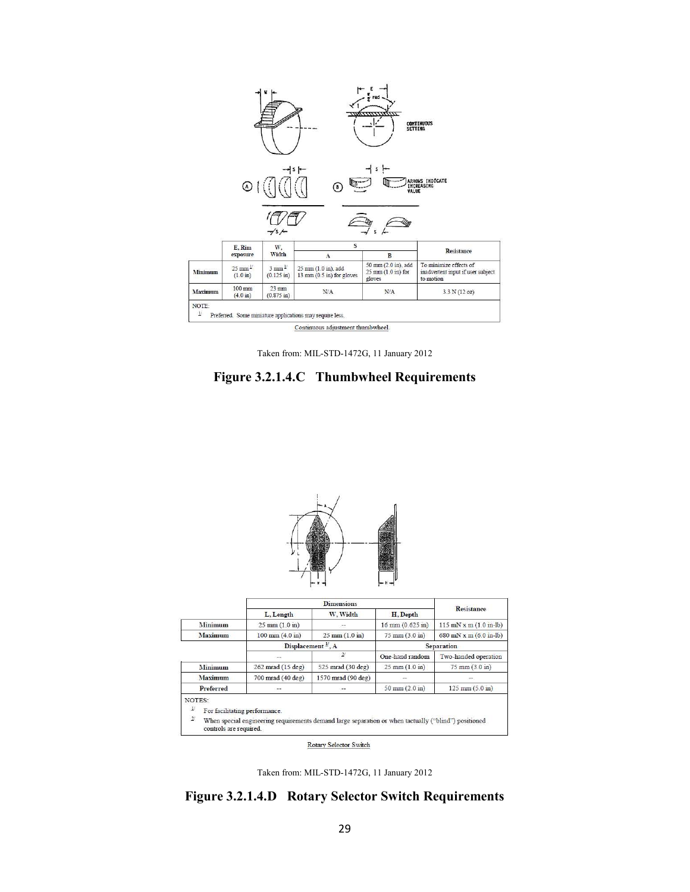| | E, Rim exposure | W, Width | S | | Resistance |
|---|---|---|---|---|---|
| | | | A | B | |
| Minimum | 25 mm [1] (1.0 in) | 3 mm [1] (0.125 in) | 25 mm (1.0 in), add 13 mm (0.5 in) for gloves | 50 mm (2.0 in), add 25 mm (1.0 in) for gloves | To minimize effects of inadvertent input if user subject to motion |
| Maximum | 100 mm (4.0 in) | 23 mm (0.875 in) | N/A | N/A | 3.3 N (12 oz) |

NOTE:
[1] Preferred. Some miniature applications may require less.

Continuous adjustment thumbwheel.

Taken from: MIL-STD-1472G, 11 January 2012

**Figure 3.2.1.4.C Thumbwheel Requirements**

| | Dimensions | | | Resistance |
|---|---|---|---|---|
| | L, Length | W, Width | H, Depth | |
| Minimum | 25 mm (1.0 in) | -- | 16 mm (0.625 in) | 115 mN x m (1.0 in-lb) |
| Maximum | 100 mm (4.0 in) | 25 mm (1.0 in) | 75 mm (3.0 in) | 680 mN x m (6.0 in-lb) |
| | Displacement [1], A | | Separation | |
| | -- | [2] | One-hand random | Two-handed operation |
| Minimum | 262 mrad (15 deg) | 525 mrad (30 deg) | 25 mm (1.0 in) | 75 mm (3.0 in) |
| Maximum | 700 mrad (40 deg) | 1570 mrad (90 deg) | -- | -- |
| Preferred | -- | -- | 50 mm (2.0 in) | 125 mm (5.0 in) |

NOTES:
[1] For facilitating performance.
[2] When special engineering requirements demand large separation or when tactually ("blind") positioned controls are required.

Rotary Selector Switch

Taken from: MIL-STD-1472G, 11 January 2012

**Figure 3.2.1.4.D Rotary Selector Switch Requirements**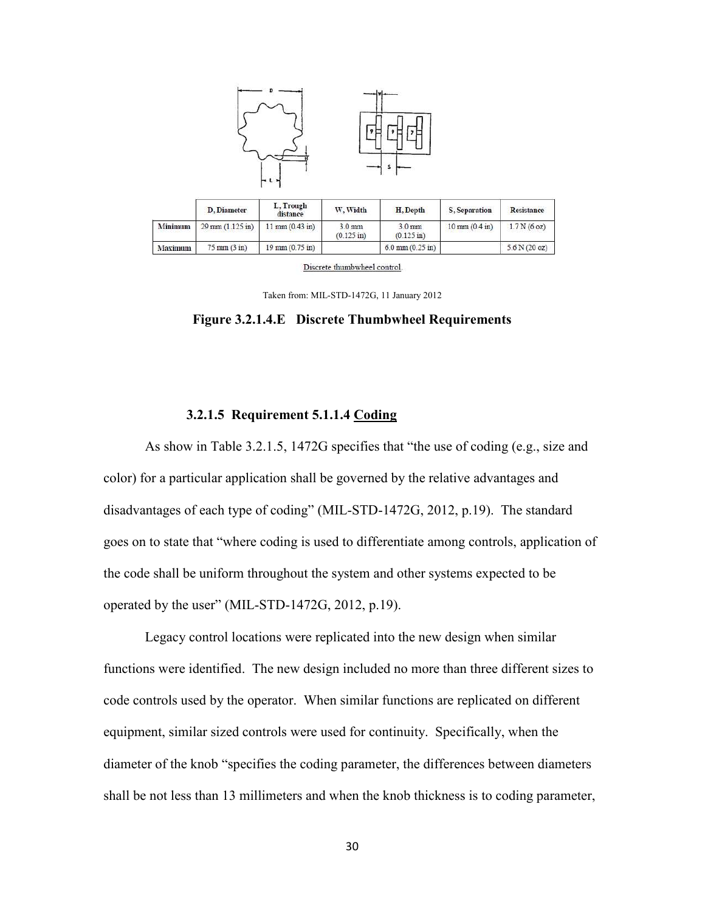| | D, Diameter | L, Trough distance | W, Width | H, Depth | S, Separation | Resistance |
|---|---|---|---|---|---|---|
| Minimum | 29 mm (1.125 in) | 11 mm (0.43 in) | 3.0 mm (0.125 in) | 3.0 mm (0.125 in) | 10 mm (0.4 in) | 1.7 N (6 oz) |
| Maximum | 75 mm (3 in) | 19 mm (0.75 in) | | 6.0 mm (0.25 in) | | 5.6 N (20 oz) |

Discrete thumbwheel control.

Taken from: MIL-STD-1472G, 11 January 2012

**Figure 3.2.1.4.E Discrete Thumbwheel Requirements**

#### 3.2.1.5 Requirement 5.1.1.4 Coding

As show in Table 3.2.1.5, 1472G specifies that "the use of coding (e.g., size and color) for a particular application shall be governed by the relative advantages and disadvantages of each type of coding" (MIL-STD-1472G, 2012, p.19). The standard goes on to state that "where coding is used to differentiate among controls, application of the code shall be uniform throughout the system and other systems expected to be operated by the user" (MIL-STD-1472G, 2012, p.19).

Legacy control locations were replicated into the new design when similar functions were identified. The new design included no more than three different sizes to code controls used by the operator. When similar functions are replicated on different equipment, similar sized controls were used for continuity. Specifically, when the diameter of the knob "specifies the coding parameter, the differences between diameters shall be not less than 13 millimeters and when the knob thickness is to coding parameter,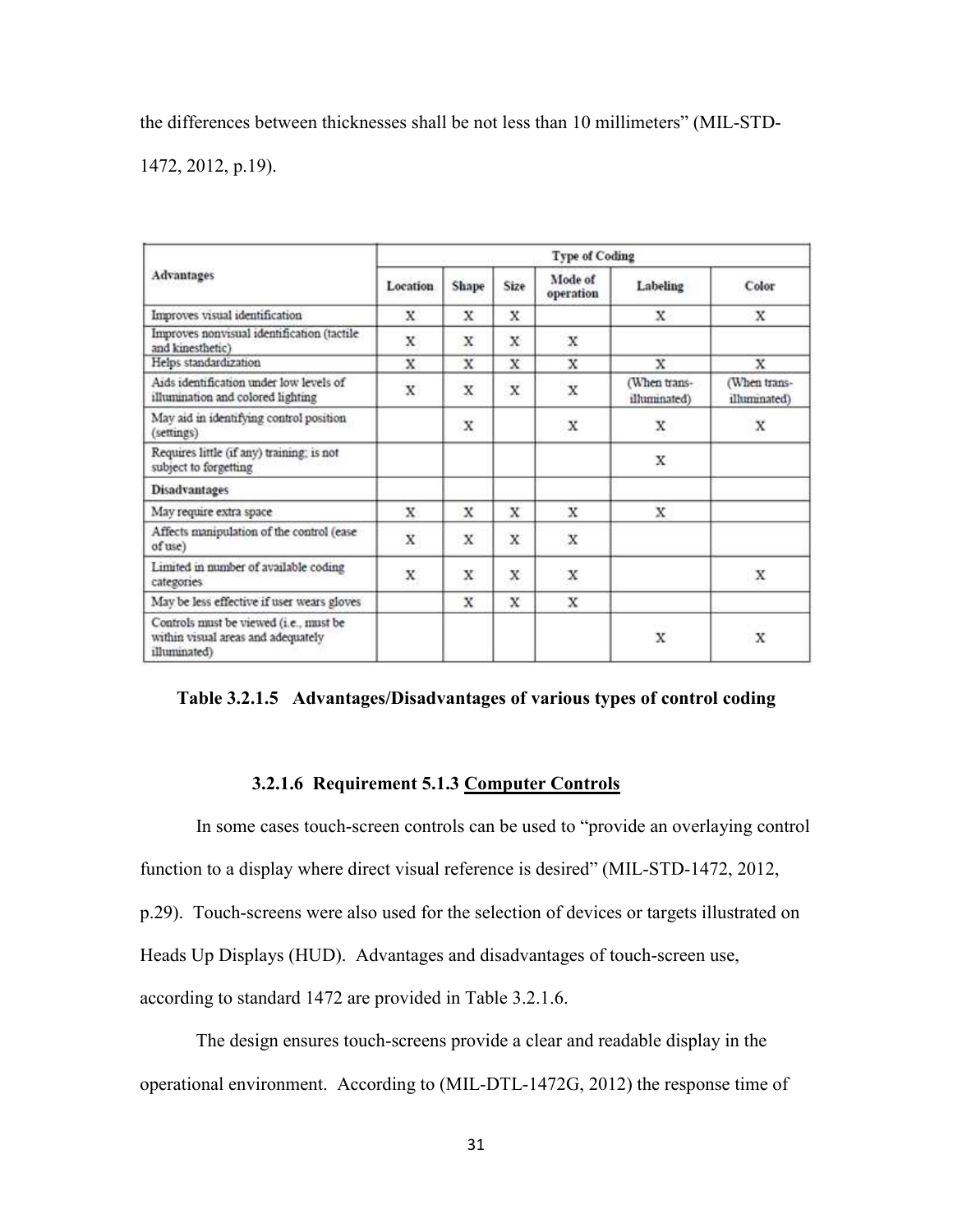the differences between thicknesses shall be not less than 10 millimeters" (MIL-STD-1472, 2012, p.19).

| Advantages | Type of Coding | | | | | |
|---|---|---|---|---|---|---|
| | Location | Shape | Size | Mode of operation | Labeling | Color |
| Improves visual identification | X | X | X | | X | X |
| Improves nonvisual identification (tactile and kinesthetic) | X | X | X | X | | |
| Helps standardization | X | X | X | X | X | X |
| Aids identification under low levels of illumination and colored lighting | X | X | X | X | (When trans-illuminated) | (When trans-illuminated) |
| May aid in identifying control position (settings) | | X | | X | X | X |
| Requires little (if any) training; is not subject to forgetting | | | | | X | |
| **Disadvantages** | | | | | | |
| May require extra space | X | X | X | X | X | |
| Affects manipulation of the control (ease of use) | X | X | X | X | | |
| Limited in number of available coding categories | X | X | X | X | | X |
| May be less effective if user wears gloves | | X | X | X | | |
| Controls must be viewed (i.e., must be within visual areas and adequately illuminated) | | | | | X | X |

**Table 3.2.1.5 Advantages/Disadvantages of various types of control coding**

#### 3.2.1.6 Requirement 5.1.3 Computer Controls

In some cases touch-screen controls can be used to "provide an overlaying control function to a display where direct visual reference is desired" (MIL-STD-1472, 2012, p.29). Touch-screens were also used for the selection of devices or targets illustrated on Heads Up Displays (HUD). Advantages and disadvantages of touch-screen use, according to standard 1472 are provided in Table 3.2.1.6.

The design ensures touch-screens provide a clear and readable display in the operational environment. According to (MIL-DTL-1472G, 2012) the response time of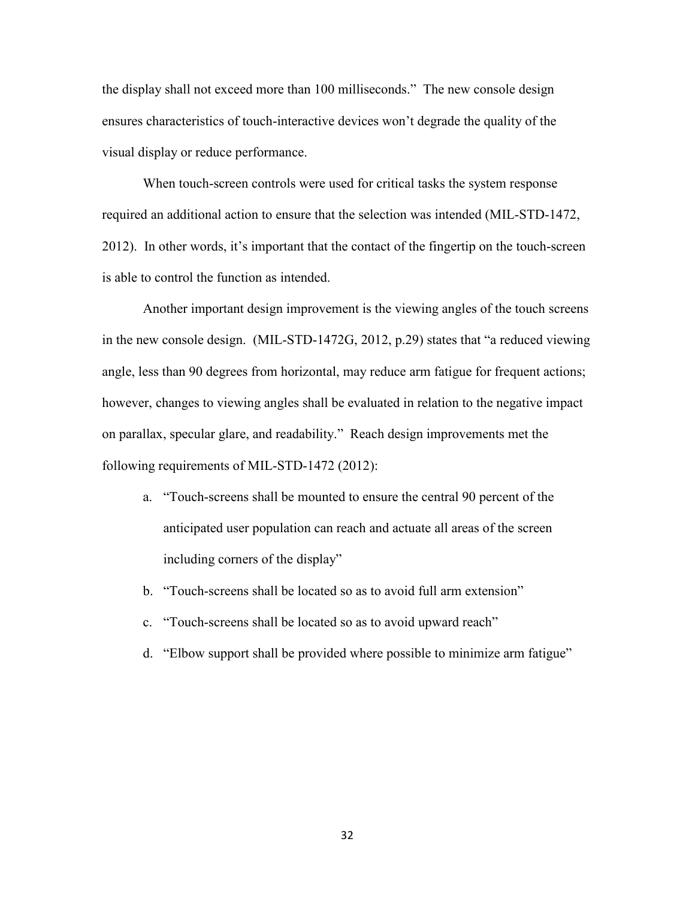the display shall not exceed more than 100 milliseconds." The new console design ensures characteristics of touch-interactive devices won't degrade the quality of the visual display or reduce performance.

When touch-screen controls were used for critical tasks the system response required an additional action to ensure that the selection was intended (MIL-STD-1472, 2012). In other words, it's important that the contact of the fingertip on the touch-screen is able to control the function as intended.

Another important design improvement is the viewing angles of the touch screens in the new console design. (MIL-STD-1472G, 2012, p.29) states that "a reduced viewing angle, less than 90 degrees from horizontal, may reduce arm fatigue for frequent actions; however, changes to viewing angles shall be evaluated in relation to the negative impact on parallax, specular glare, and readability." Reach design improvements met the following requirements of MIL-STD-1472 (2012):

a. "Touch-screens shall be mounted to ensure the central 90 percent of the anticipated user population can reach and actuate all areas of the screen including corners of the display"
b. "Touch-screens shall be located so as to avoid full arm extension"
c. "Touch-screens shall be located so as to avoid upward reach"
d. "Elbow support shall be provided where possible to minimize arm fatigue"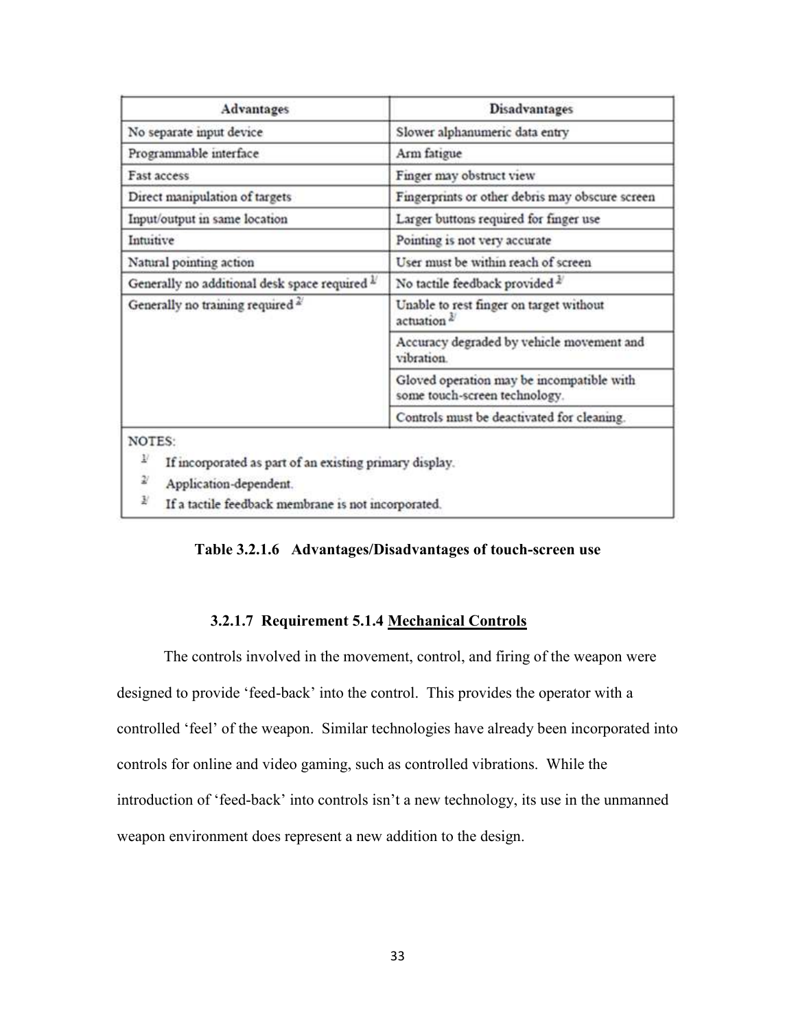| Advantages | Disadvantages |
| --- | --- |
| No separate input device | Slower alphanumeric data entry |
| Programmable interface | Arm fatigue |
| Fast access | Finger may obstruct view |
| Direct manipulation of targets | Fingerprints or other debris may obscure screen |
| Input/output in same location | Larger buttons required for finger use |
| Intuitive | Pointing is not very accurate |
| Natural pointing action | User must be within reach of screen |
| Generally no additional desk space required [1/] | No tactile feedback provided [3/] |
| Generally no training required [2/] | Unable to rest finger on target without actuation [3/] |
| | Accuracy degraded by vehicle movement and vibration. |
| | Gloved operation may be incompatible with some touch-screen technology. |
| | Controls must be deactivated for cleaning. |

NOTES:

[1/] If incorporated as part of an existing primary display.

[2/] Application-dependent.

[3/] If a tactile feedback membrane is not incorporated.

**Table 3.2.1.6 Advantages/Disadvantages of touch-screen use**

#### 3.2.1.7 Requirement 5.1.4 <u>Mechanical Controls</u>

The controls involved in the movement, control, and firing of the weapon were designed to provide 'feed-back' into the control. This provides the operator with a controlled 'feel' of the weapon. Similar technologies have already been incorporated into controls for online and video gaming, such as controlled vibrations. While the introduction of 'feed-back' into controls isn't a new technology, its use in the unmanned weapon environment does represent a new addition to the design.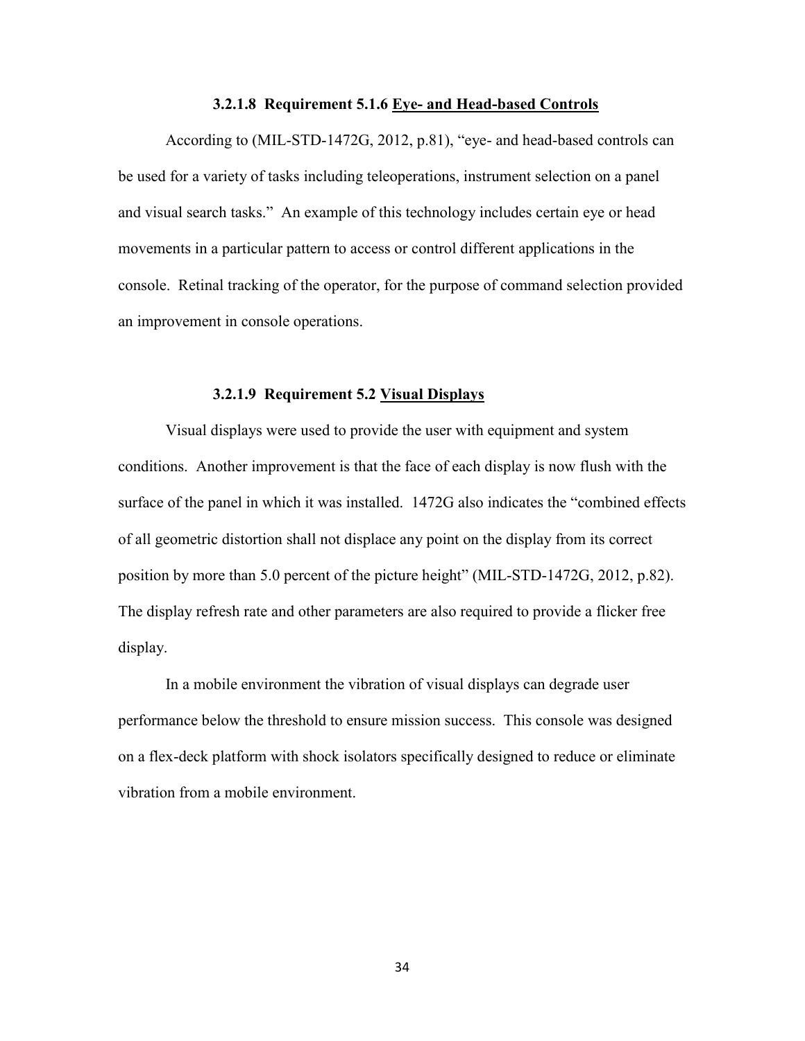#### 3.2.1.8 Requirement 5.1.6 Eye- and Head-based Controls

According to (MIL-STD-1472G, 2012, p.81), "eye- and head-based controls can be used for a variety of tasks including teleoperations, instrument selection on a panel and visual search tasks." An example of this technology includes certain eye or head movements in a particular pattern to access or control different applications in the console. Retinal tracking of the operator, for the purpose of command selection provided an improvement in console operations.

#### 3.2.1.9 Requirement 5.2 Visual Displays

Visual displays were used to provide the user with equipment and system conditions. Another improvement is that the face of each display is now flush with the surface of the panel in which it was installed. 1472G also indicates the "combined effects of all geometric distortion shall not displace any point on the display from its correct position by more than 5.0 percent of the picture height" (MIL-STD-1472G, 2012, p.82). The display refresh rate and other parameters are also required to provide a flicker free display.

In a mobile environment the vibration of visual displays can degrade user performance below the threshold to ensure mission success. This console was designed on a flex-deck platform with shock isolators specifically designed to reduce or eliminate vibration from a mobile environment.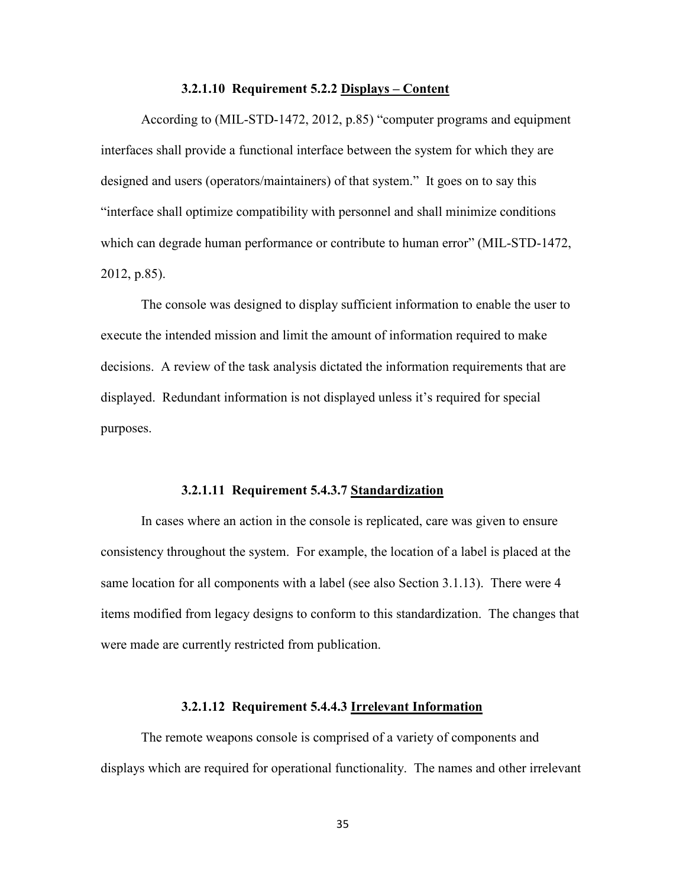#### 3.2.1.10 Requirement 5.2.2 <u>Displays – Content</u>

According to (MIL-STD-1472, 2012, p.85) "computer programs and equipment interfaces shall provide a functional interface between the system for which they are designed and users (operators/maintainers) of that system." It goes on to say this "interface shall optimize compatibility with personnel and shall minimize conditions which can degrade human performance or contribute to human error" (MIL-STD-1472, 2012, p.85).

The console was designed to display sufficient information to enable the user to execute the intended mission and limit the amount of information required to make decisions. A review of the task analysis dictated the information requirements that are displayed. Redundant information is not displayed unless it's required for special purposes.

#### 3.2.1.11 Requirement 5.4.3.7 <u>Standardization</u>

In cases where an action in the console is replicated, care was given to ensure consistency throughout the system. For example, the location of a label is placed at the same location for all components with a label (see also Section 3.1.13). There were 4 items modified from legacy designs to conform to this standardization. The changes that were made are currently restricted from publication.

#### 3.2.1.12 Requirement 5.4.4.3 <u>Irrelevant Information</u>

The remote weapons console is comprised of a variety of components and displays which are required for operational functionality. The names and other irrelevant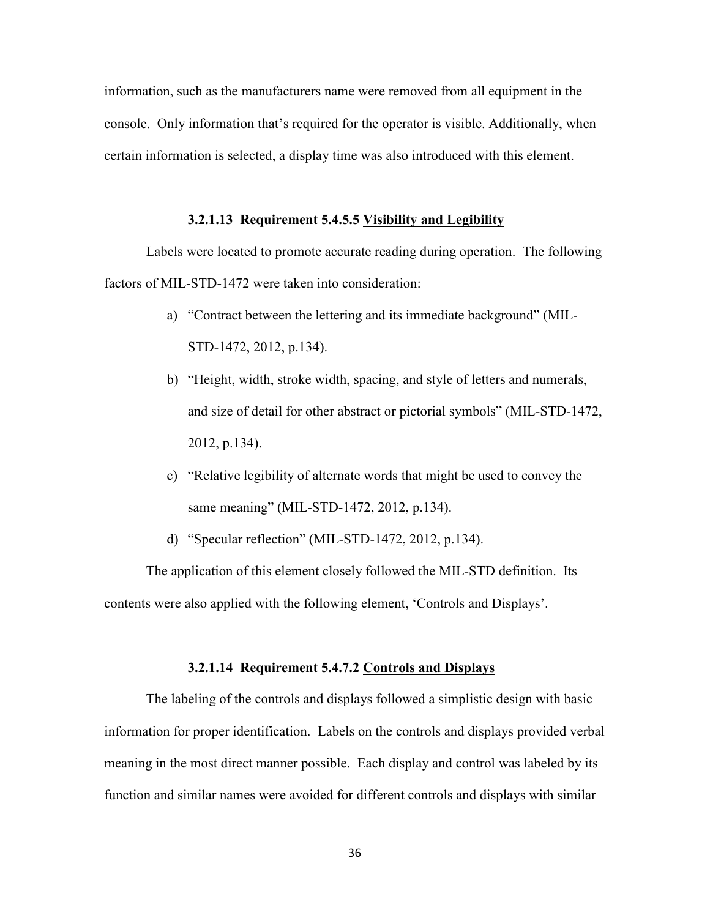information, such as the manufacturers name were removed from all equipment in the console. Only information that's required for the operator is visible. Additionally, when certain information is selected, a display time was also introduced with this element.

#### 3.2.1.13 Requirement 5.4.5.5 <u>Visibility and Legibility</u>

Labels were located to promote accurate reading during operation. The following factors of MIL-STD-1472 were taken into consideration:

a) "Contract between the lettering and its immediate background" (MIL-STD-1472, 2012, p.134).

b) "Height, width, stroke width, spacing, and style of letters and numerals, and size of detail for other abstract or pictorial symbols" (MIL-STD-1472, 2012, p.134).

c) "Relative legibility of alternate words that might be used to convey the same meaning" (MIL-STD-1472, 2012, p.134).

d) "Specular reflection" (MIL-STD-1472, 2012, p.134).

The application of this element closely followed the MIL-STD definition. Its contents were also applied with the following element, 'Controls and Displays'.

#### 3.2.1.14 Requirement 5.4.7.2 <u>Controls and Displays</u>

The labeling of the controls and displays followed a simplistic design with basic information for proper identification. Labels on the controls and displays provided verbal meaning in the most direct manner possible. Each display and control was labeled by its function and similar names were avoided for different controls and displays with similar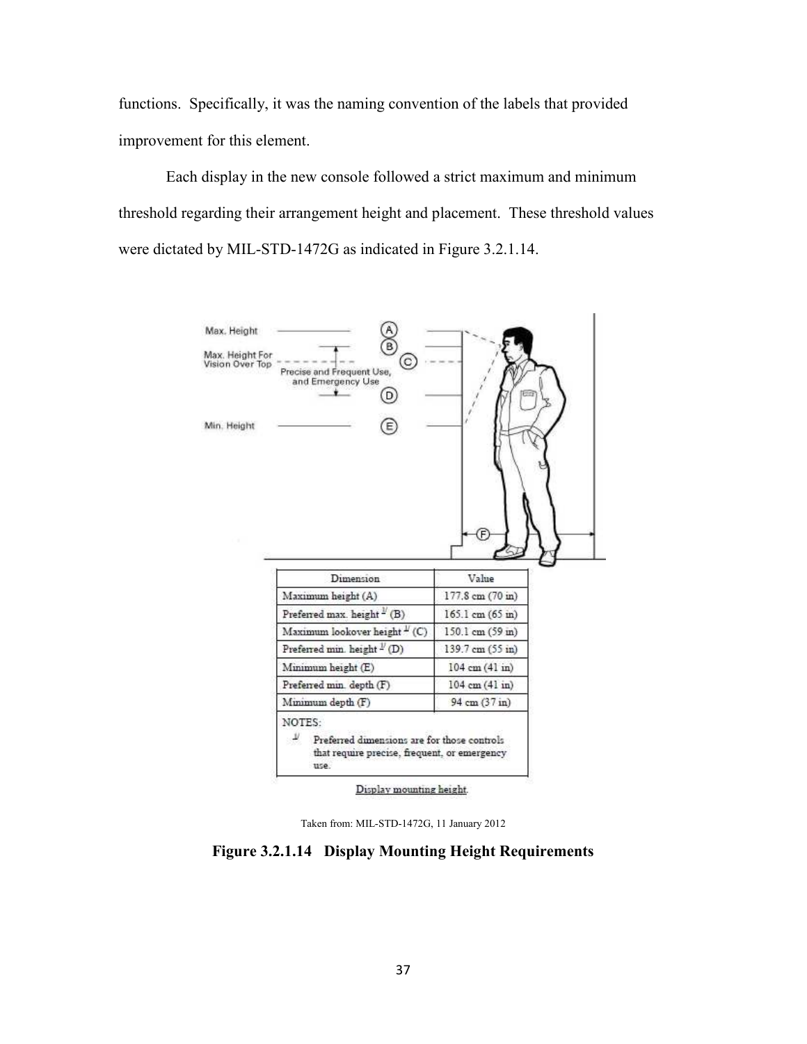functions. Specifically, it was the naming convention of the labels that provided improvement for this element.

Each display in the new console followed a strict maximum and minimum threshold regarding their arrangement height and placement. These threshold values were dictated by MIL-STD-1472G as indicated in Figure 3.2.1.14.

| Dimension | Value |
| --- | --- |
| Maximum height (A) | 177.8 cm (70 in) |
| Preferred max. height [1] (B) | 165.1 cm (65 in) |
| Maximum lookover height [1] (C) | 150.1 cm (59 in) |
| Preferred min. height [1] (D) | 139.7 cm (55 in) |
| Minimum height (E) | 104 cm (41 in) |
| Preferred min. depth (F) | 104 cm (41 in) |
| Minimum depth (F) | 94 cm (37 in) |

NOTES:

[1] Preferred dimensions are for those controls that require precise, frequent, or emergency use.

Display mounting height.

Taken from: MIL-STD-1472G, 11 January 2012

**Figure 3.2.1.14 Display Mounting Height Requirements**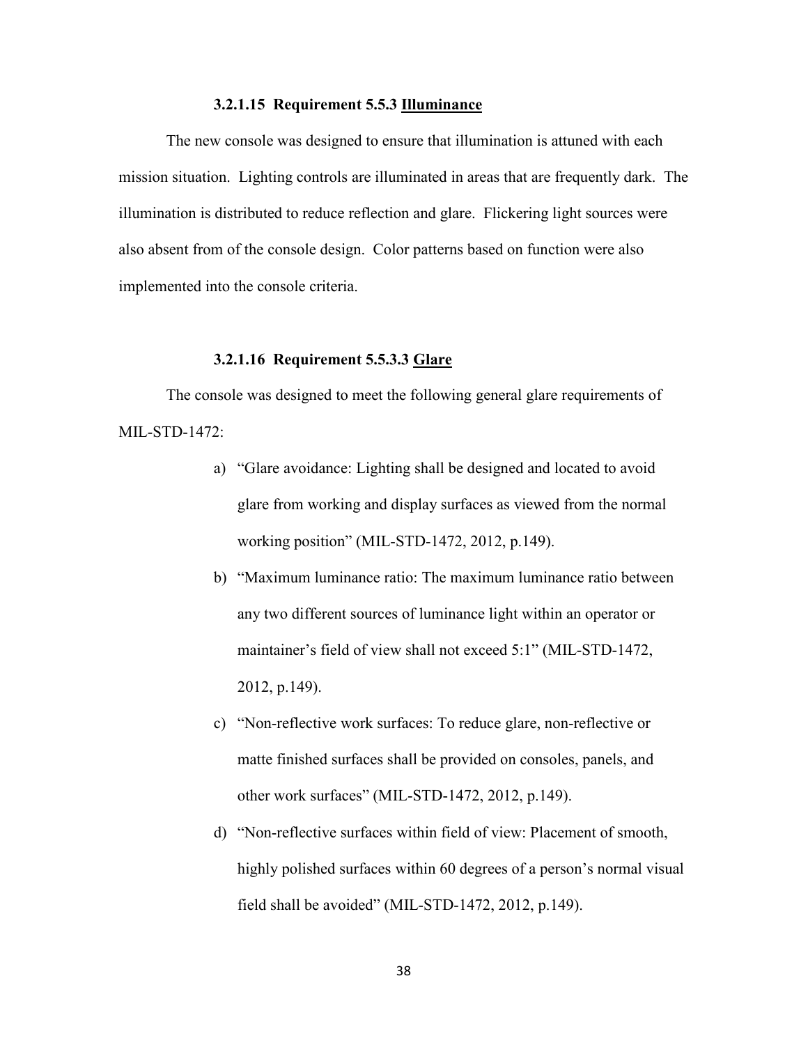#### 3.2.1.15 Requirement 5.5.3 <u>Illuminance</u>

The new console was designed to ensure that illumination is attuned with each mission situation. Lighting controls are illuminated in areas that are frequently dark. The illumination is distributed to reduce reflection and glare. Flickering light sources were also absent from of the console design. Color patterns based on function were also implemented into the console criteria.

#### 3.2.1.16 Requirement 5.5.3.3 <u>Glare</u>

The console was designed to meet the following general glare requirements of MIL-STD-1472:

a) "Glare avoidance: Lighting shall be designed and located to avoid glare from working and display surfaces as viewed from the normal working position" (MIL-STD-1472, 2012, p.149).

b) "Maximum luminance ratio: The maximum luminance ratio between any two different sources of luminance light within an operator or maintainer's field of view shall not exceed 5:1" (MIL-STD-1472, 2012, p.149).

c) "Non-reflective work surfaces: To reduce glare, non-reflective or matte finished surfaces shall be provided on consoles, panels, and other work surfaces" (MIL-STD-1472, 2012, p.149).

d) "Non-reflective surfaces within field of view: Placement of smooth, highly polished surfaces within 60 degrees of a person's normal visual field shall be avoided" (MIL-STD-1472, 2012, p.149).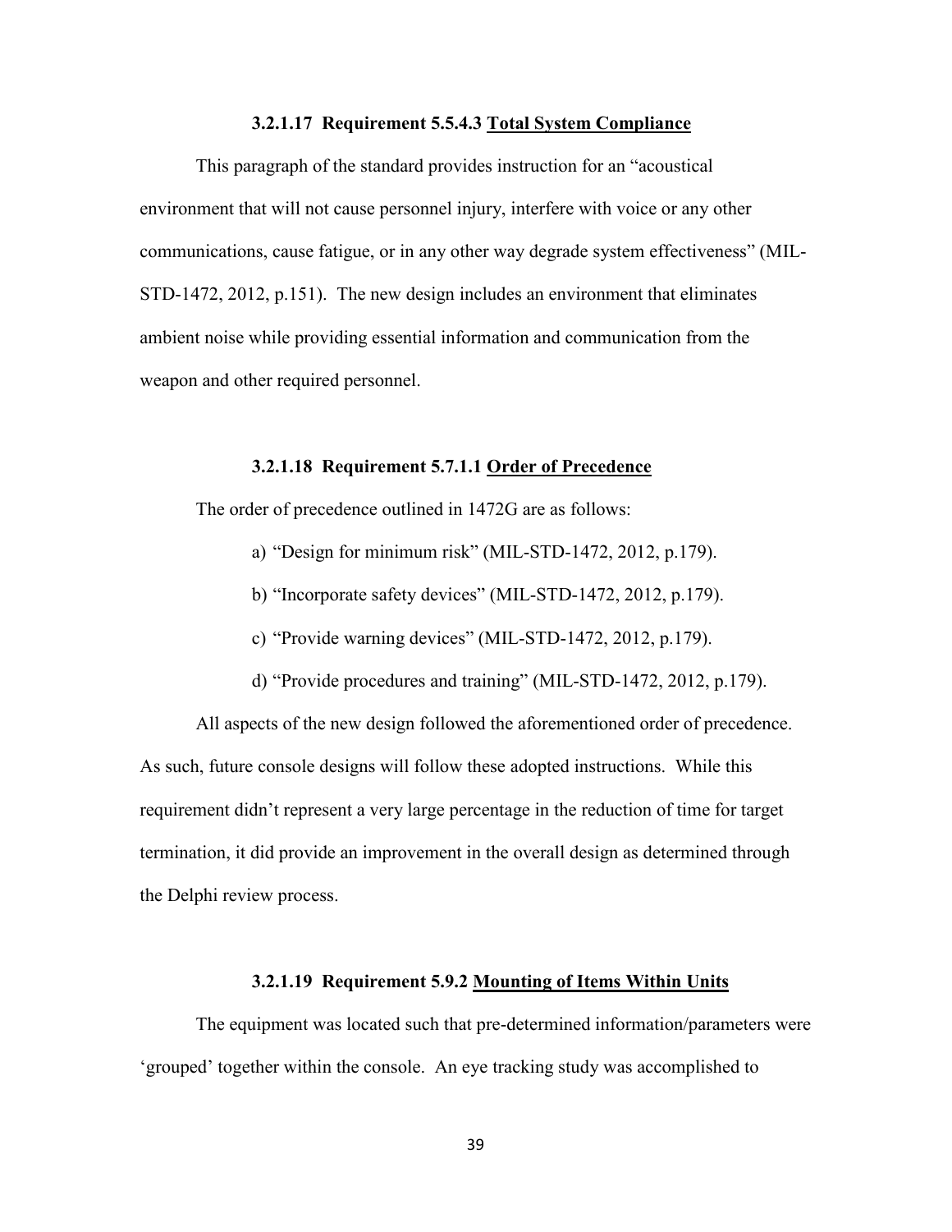#### 3.2.1.17 Requirement 5.5.4.3 <u>Total System Compliance</u>

This paragraph of the standard provides instruction for an "acoustical environment that will not cause personnel injury, interfere with voice or any other communications, cause fatigue, or in any other way degrade system effectiveness" (MIL-STD-1472, 2012, p.151). The new design includes an environment that eliminates ambient noise while providing essential information and communication from the weapon and other required personnel.

#### 3.2.1.18 Requirement 5.7.1.1 <u>Order of Precedence</u>

The order of precedence outlined in 1472G are as follows:

a) "Design for minimum risk" (MIL-STD-1472, 2012, p.179).

b) "Incorporate safety devices" (MIL-STD-1472, 2012, p.179).

c) "Provide warning devices" (MIL-STD-1472, 2012, p.179).

d) "Provide procedures and training" (MIL-STD-1472, 2012, p.179).

All aspects of the new design followed the aforementioned order of precedence. As such, future console designs will follow these adopted instructions. While this requirement didn't represent a very large percentage in the reduction of time for target termination, it did provide an improvement in the overall design as determined through the Delphi review process.

#### 3.2.1.19 Requirement 5.9.2 <u>Mounting of Items Within Units</u>

The equipment was located such that pre-determined information/parameters were 'grouped' together within the console. An eye tracking study was accomplished to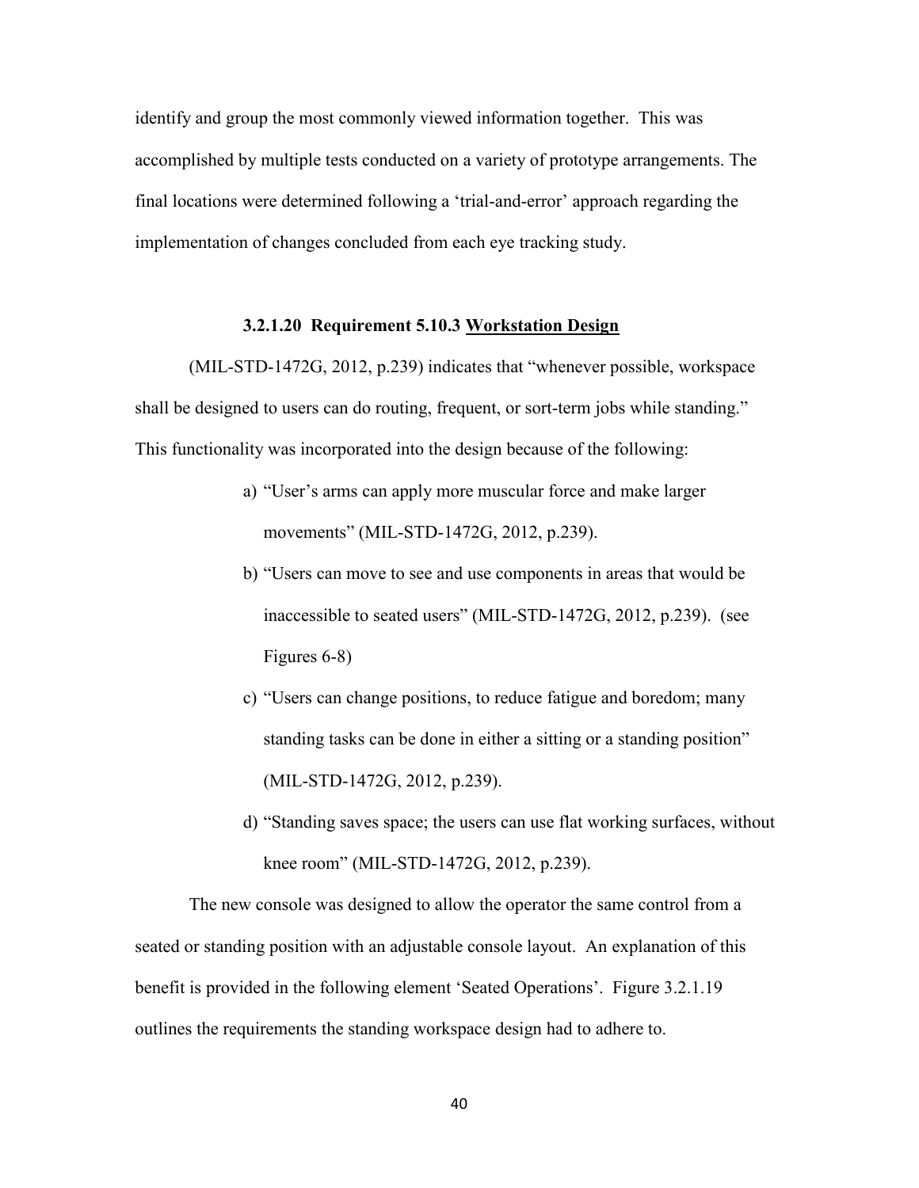identify and group the most commonly viewed information together. This was accomplished by multiple tests conducted on a variety of prototype arrangements. The final locations were determined following a 'trial-and-error' approach regarding the implementation of changes concluded from each eye tracking study.

### 3.2.1.20 Requirement 5.10.3 Workstation Design

(MIL-STD-1472G, 2012, p.239) indicates that "whenever possible, workspace shall be designed to users can do routing, frequent, or sort-term jobs while standing." This functionality was incorporated into the design because of the following:

a) "User's arms can apply more muscular force and make larger movements" (MIL-STD-1472G, 2012, p.239).
b) "Users can move to see and use components in areas that would be inaccessible to seated users" (MIL-STD-1472G, 2012, p.239). (see Figures 6-8)
c) "Users can change positions, to reduce fatigue and boredom; many standing tasks can be done in either a sitting or a standing position" (MIL-STD-1472G, 2012, p.239).
d) "Standing saves space; the users can use flat working surfaces, without knee room" (MIL-STD-1472G, 2012, p.239).

The new console was designed to allow the operator the same control from a seated or standing position with an adjustable console layout. An explanation of this benefit is provided in the following element 'Seated Operations'. Figure 3.2.1.19 outlines the requirements the standing workspace design had to adhere to.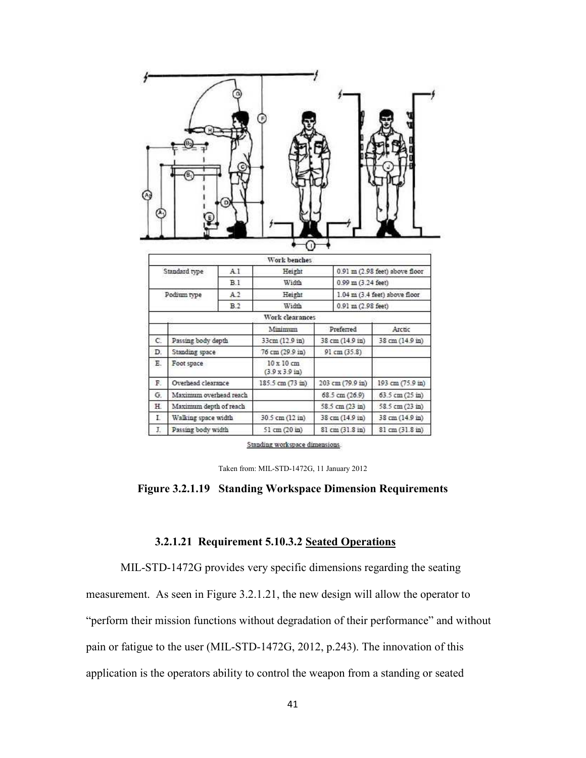| Work benches | | | |
|---|---|---|---|
| Standard type | A.1 | Height | 0.91 m (2.98 feet) above floor |
| | B.1 | Width | 0.99 m (3.24 feet) |
| Podium type | A.2 | Height | 1.04 m (3.4 feet) above floor |
| | B.2 | Width | 0.91 m (2.98 feet) |

| Work clearances | | | | |
|---|---|---|---|---|
| | | Minimum | Preferred | Arctic |
| C. | Passing body depth | 33cm (12.9 in) | 38 cm (14.9 in) | 38 cm (14.9 in) |
| D. | Standing space | 76 cm (29.9 in) | 91 cm (35.8) | |
| E. | Foot space | 10 x 10 cm (3.9 x 3.9 in) | | |
| F. | Overhead clearance | 185.5 cm (73 in) | 203 cm (79.9 in) | 193 cm (75.9 in) |
| G. | Maximum overhead reach | | 68.5 cm (26.9) | 63.5 cm (25 in) |
| H. | Maximum depth of reach | | 58.5 cm (23 in) | 58.5 cm (23 in) |
| I. | Walking space width | 30.5 cm (12 in) | 38 cm (14.9 in) | 38 cm (14.9 in) |
| J. | Passing body width | 51 cm (20 in) | 81 cm (31.8 in) | 81 cm (31.8 in) |

Standing workspace dimensions.

Taken from: MIL-STD-1472G, 11 January 2012

**Figure 3.2.1.19 Standing Workspace Dimension Requirements**

#### 3.2.1.21 Requirement 5.10.3.2 Seated Operations

MIL-STD-1472G provides very specific dimensions regarding the seating measurement. As seen in Figure 3.2.1.21, the new design will allow the operator to "perform their mission functions without degradation of their performance" and without pain or fatigue to the user (MIL-STD-1472G, 2012, p.243). The innovation of this application is the operators ability to control the weapon from a standing or seated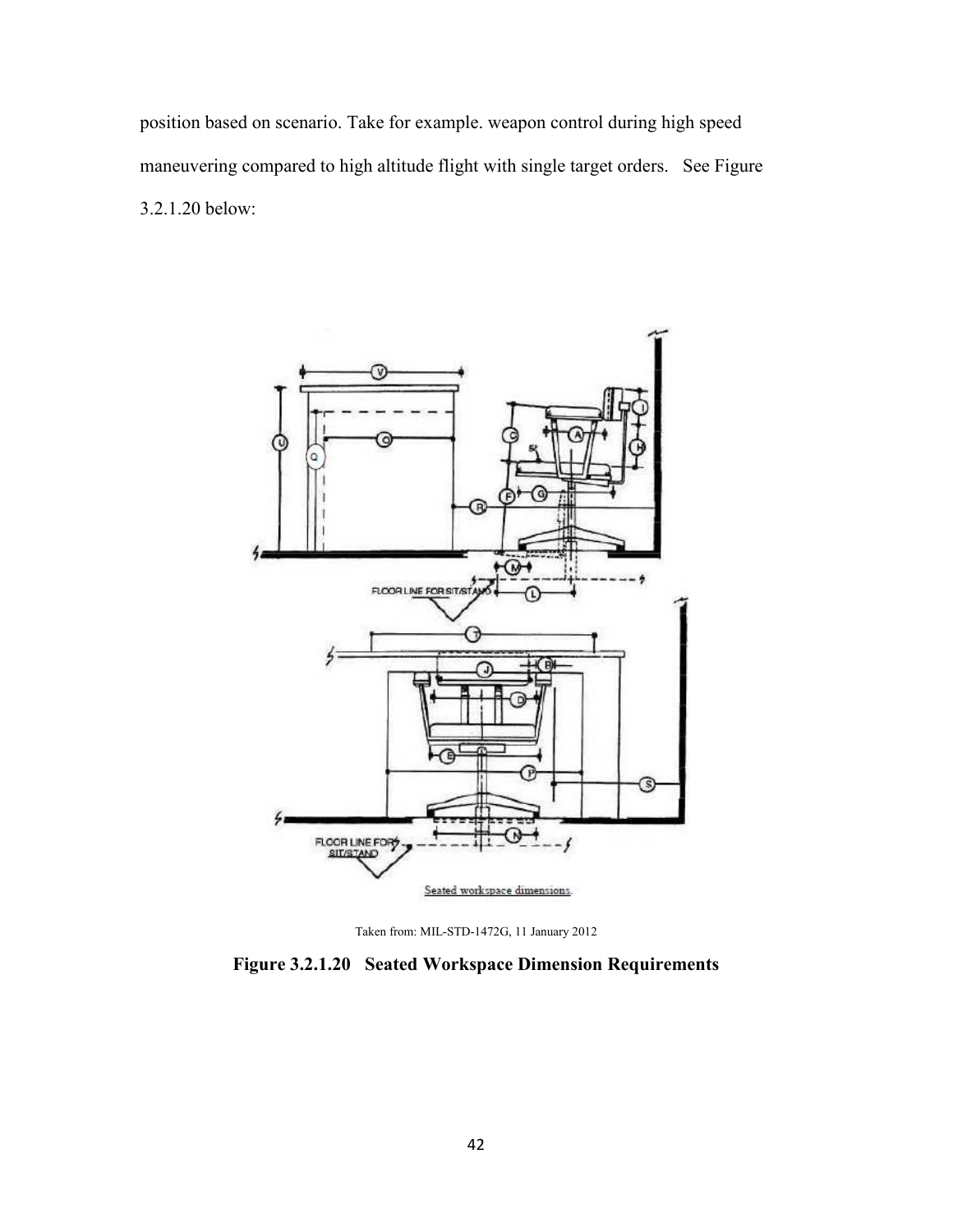position based on scenario. Take for example. weapon control during high speed maneuvering compared to high altitude flight with single target orders. See Figure 3.2.1.20 below:

Taken from: MIL-STD-1472G, 11 January 2012

**Figure 3.2.1.20 Seated Workspace Dimension Requirements**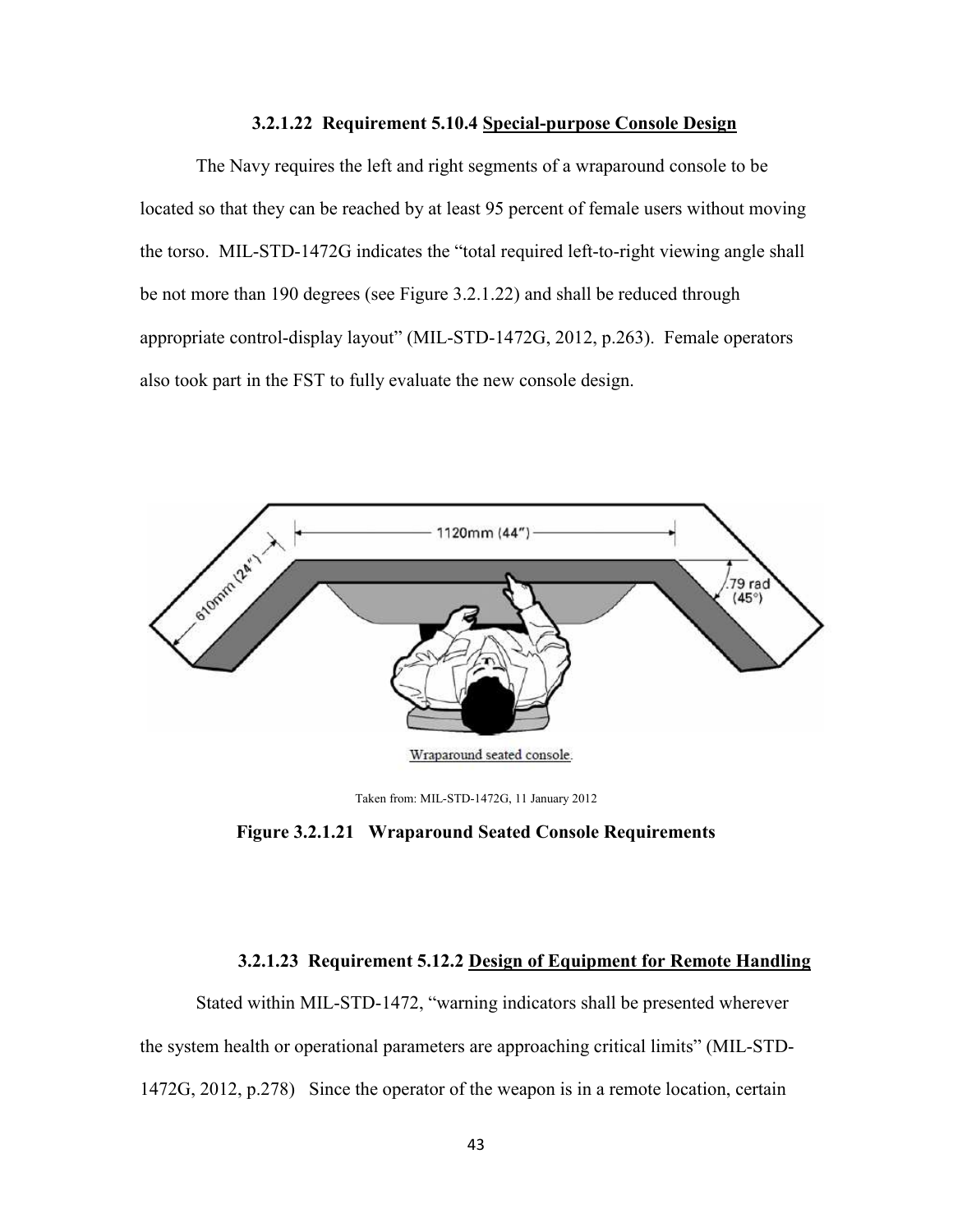### 3.2.1.22 Requirement 5.10.4 Special-purpose Console Design

The Navy requires the left and right segments of a wraparound console to be located so that they can be reached by at least 95 percent of female users without moving the torso. MIL-STD-1472G indicates the "total required left-to-right viewing angle shall be not more than 190 degrees (see Figure 3.2.1.22) and shall be reduced through appropriate control-display layout" (MIL-STD-1472G, 2012, p.263). Female operators also took part in the FST to fully evaluate the new console design.

Wraparound seated console.

Taken from: MIL-STD-1472G, 11 January 2012

**Figure 3.2.1.21 Wraparound Seated Console Requirements**

### 3.2.1.23 Requirement 5.12.2 Design of Equipment for Remote Handling

Stated within MIL-STD-1472, "warning indicators shall be presented wherever the system health or operational parameters are approaching critical limits" (MIL-STD-1472G, 2012, p.278) Since the operator of the weapon is in a remote location, certain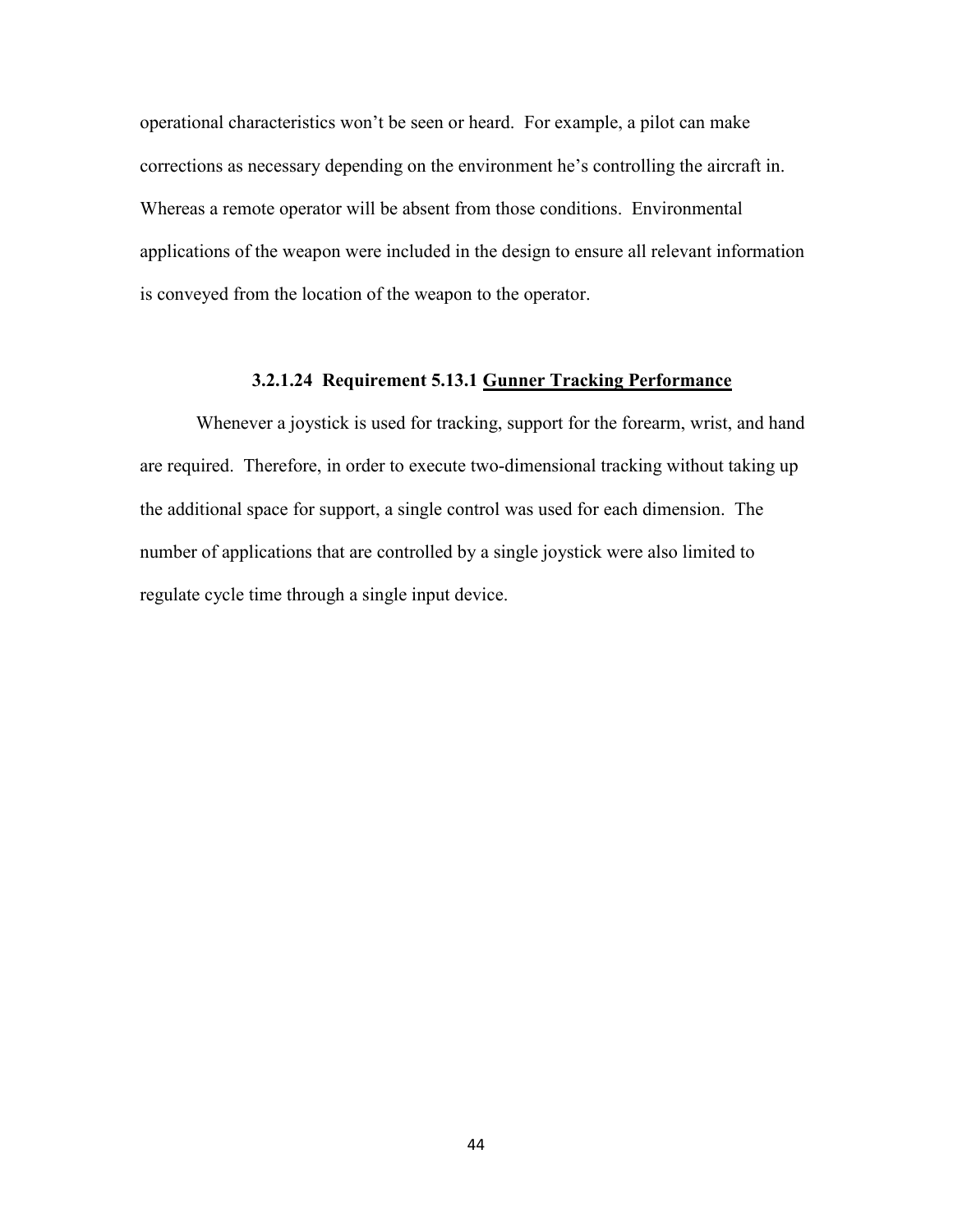operational characteristics won't be seen or heard. For example, a pilot can make corrections as necessary depending on the environment he's controlling the aircraft in. Whereas a remote operator will be absent from those conditions. Environmental applications of the weapon were included in the design to ensure all relevant information is conveyed from the location of the weapon to the operator.

#### 3.2.1.24 Requirement 5.13.1 <u>Gunner Tracking Performance</u>

Whenever a joystick is used for tracking, support for the forearm, wrist, and hand are required. Therefore, in order to execute two-dimensional tracking without taking up the additional space for support, a single control was used for each dimension. The number of applications that are controlled by a single joystick were also limited to regulate cycle time through a single input device.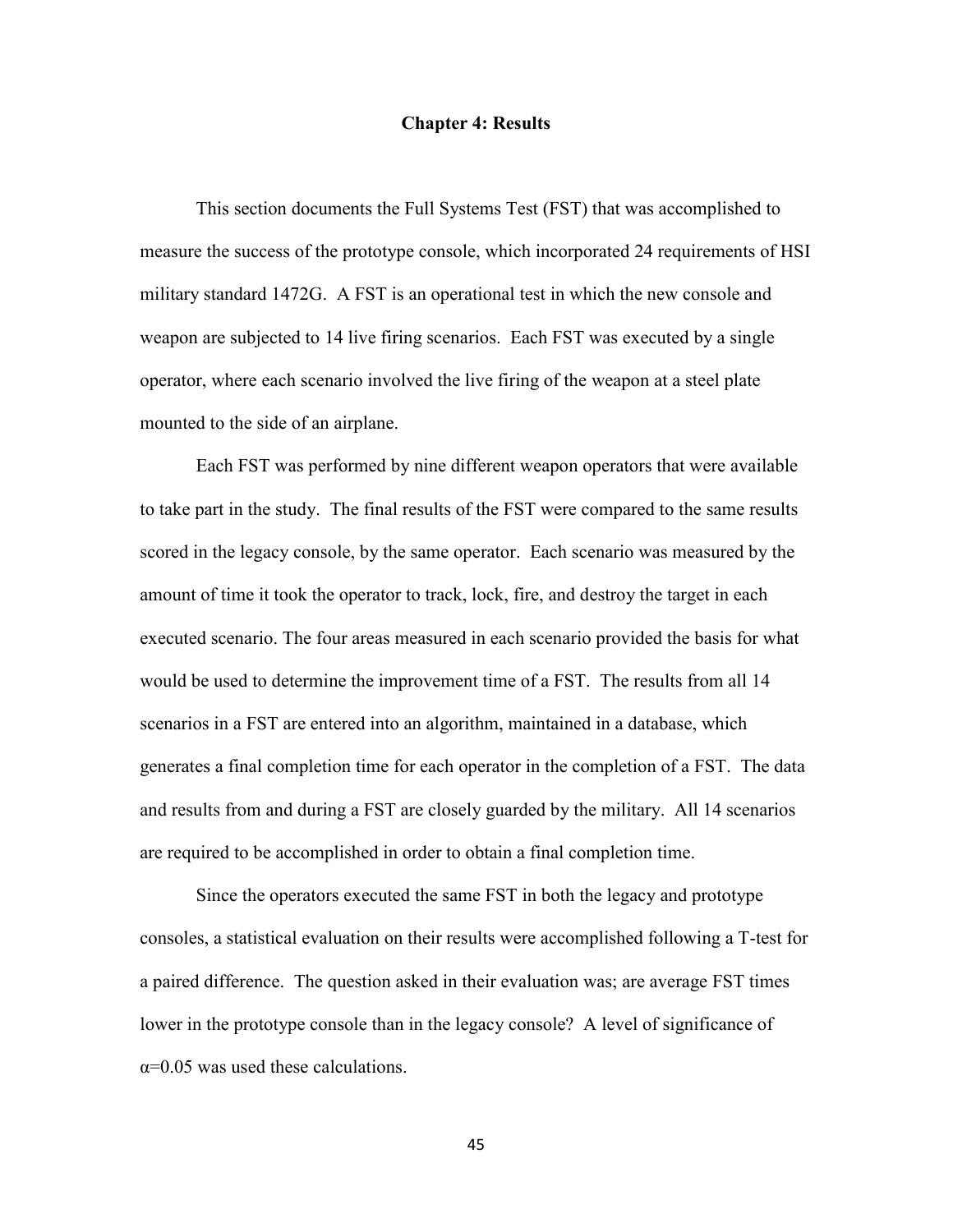# Chapter 4: Results

This section documents the Full Systems Test (FST) that was accomplished to measure the success of the prototype console, which incorporated 24 requirements of HSI military standard 1472G. A FST is an operational test in which the new console and weapon are subjected to 14 live firing scenarios. Each FST was executed by a single operator, where each scenario involved the live firing of the weapon at a steel plate mounted to the side of an airplane.

Each FST was performed by nine different weapon operators that were available to take part in the study. The final results of the FST were compared to the same results scored in the legacy console, by the same operator. Each scenario was measured by the amount of time it took the operator to track, lock, fire, and destroy the target in each executed scenario. The four areas measured in each scenario provided the basis for what would be used to determine the improvement time of a FST. The results from all 14 scenarios in a FST are entered into an algorithm, maintained in a database, which generates a final completion time for each operator in the completion of a FST. The data and results from and during a FST are closely guarded by the military. All 14 scenarios are required to be accomplished in order to obtain a final completion time.

Since the operators executed the same FST in both the legacy and prototype consoles, a statistical evaluation on their results were accomplished following a T-test for a paired difference. The question asked in their evaluation was; are average FST times lower in the prototype console than in the legacy console? A level of significance of $\alpha=0.05$ was used these calculations.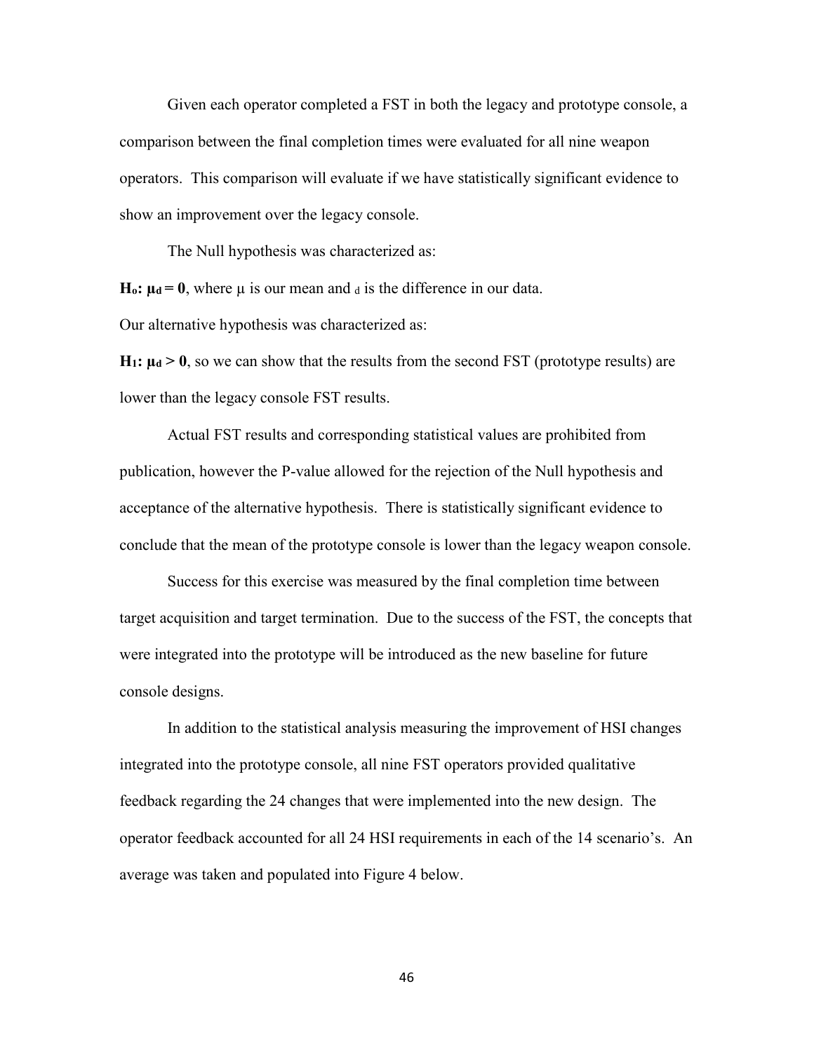Given each operator completed a FST in both the legacy and prototype console, a comparison between the final completion times were evaluated for all nine weapon operators. This comparison will evaluate if we have statistically significant evidence to show an improvement over the legacy console.

The Null hypothesis was characterized as:

**H$_o$: $\mu_d = 0$**, where $\mu$ is our mean and $_d$ is the difference in our data.

Our alternative hypothesis was characterized as:

**H$_1$: $\mu_d > 0$**, so we can show that the results from the second FST (prototype results) are lower than the legacy console FST results.

Actual FST results and corresponding statistical values are prohibited from publication, however the P-value allowed for the rejection of the Null hypothesis and acceptance of the alternative hypothesis. There is statistically significant evidence to conclude that the mean of the prototype console is lower than the legacy weapon console.

Success for this exercise was measured by the final completion time between target acquisition and target termination. Due to the success of the FST, the concepts that were integrated into the prototype will be introduced as the new baseline for future console designs.

In addition to the statistical analysis measuring the improvement of HSI changes integrated into the prototype console, all nine FST operators provided qualitative feedback regarding the 24 changes that were implemented into the new design. The operator feedback accounted for all 24 HSI requirements in each of the 14 scenario's. An average was taken and populated into Figure 4 below.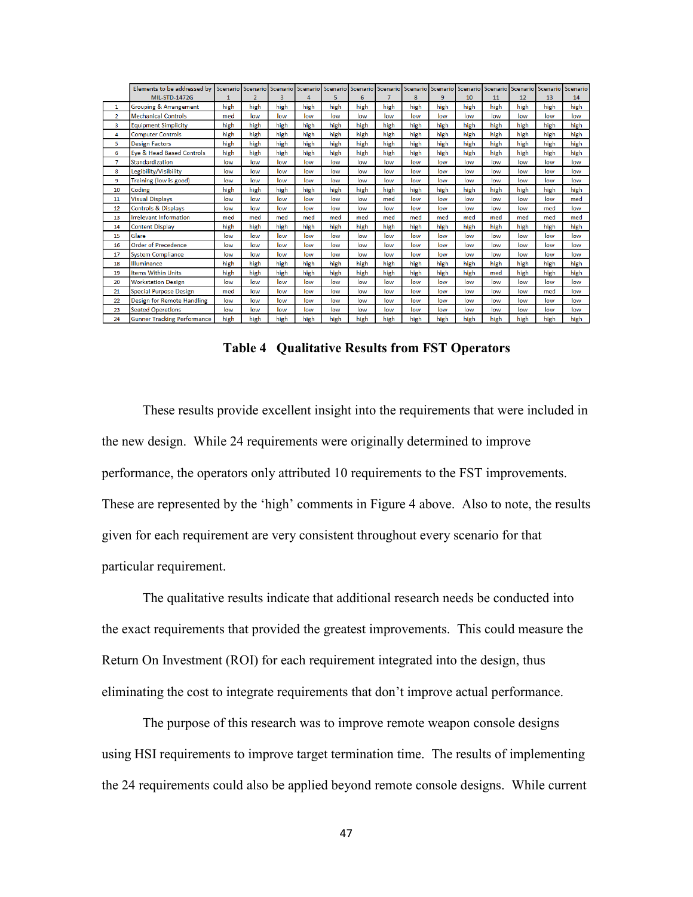|  | Elements to be addressed by MIL-STD-1472G | Scenario 1 | Scenario 2 | Scenario 3 | Scenario 4 | Scenario 5 | Scenario 6 | Scenario 7 | Scenario 8 | Scenario 9 | Scenario 10 | Scenario 11 | Scenario 12 | Scenario 13 | Scenario 14 |
|---|---|---|---|---|---|---|---|---|---|---|---|---|---|---|---|
| 1 | Grouping & Arrangement | high | high | high | high | high | high | high | high | high | high | high | high | high | high |
| 2 | Mechanical Controls | med | low | low | low | low | low | low | low | low | low | low | low | low | low |
| 3 | Equipment Simplicity | high | high | high | high | high | high | high | high | high | high | high | high | high | high |
| 4 | Computer Controls | high | high | high | high | high | high | high | high | high | high | high | high | high | high |
| 5 | Design Factors | high | high | high | high | high | high | high | high | high | high | high | high | high | high |
| 6 | Eye & Head Based Controls | high | high | high | high | high | high | high | high | high | high | high | high | high | high |
| 7 | Standardization | low | low | low | low | low | low | low | low | low | low | low | low | low | low |
| 8 | Legibility/Visibility | low | low | low | low | low | low | low | low | low | low | low | low | low | low |
| 9 | Training (low is good) | low | low | low | low | low | low | low | low | low | low | low | low | low | low |
| 10 | Coding | high | high | high | high | high | high | high | high | high | high | high | high | high | high |
| 11 | Visual Displays | low | low | low | low | low | low | med | low | low | low | low | low | low | med |
| 12 | Controls & Displays | low | low | low | low | low | low | low | low | low | low | low | low | med | low |
| 13 | Irrelevant Information | med | med | med | med | med | med | med | med | med | med | med | med | med | med |
| 14 | Content Display | high | high | high | high | high | high | high | high | high | high | high | high | high | high |
| 15 | Glare | low | low | low | low | low | low | low | low | low | low | low | low | low | low |
| 16 | Order of Precedence | low | low | low | low | low | low | low | low | low | low | low | low | low | low |
| 17 | System Compliance | low | low | low | low | low | low | low | low | low | low | low | low | low | low |
| 18 | Illuminance | high | high | high | high | high | high | high | high | high | high | high | high | high | high |
| 19 | Items Within Units | high | high | high | high | high | high | high | high | high | high | med | high | high | high |
| 20 | Workstation Design | low | low | low | low | low | low | low | low | low | low | low | low | low | low |
| 21 | Special Purpose Design | med | low | low | low | low | low | low | low | low | low | low | low | med | low |
| 22 | Design for Remote Handling | low | low | low | low | low | low | low | low | low | low | low | low | low | low |
| 23 | Seated Operations | low | low | low | low | low | low | low | low | low | low | low | low | low | low |
| 24 | Gunner Tracking Performance | high | high | high | high | high | high | high | high | high | high | high | high | high | high |

**Table 4 Qualitative Results from FST Operators**

These results provide excellent insight into the requirements that were included in the new design. While 24 requirements were originally determined to improve performance, the operators only attributed 10 requirements to the FST improvements. These are represented by the 'high' comments in Figure 4 above. Also to note, the results given for each requirement are very consistent throughout every scenario for that particular requirement.

The qualitative results indicate that additional research needs be conducted into the exact requirements that provided the greatest improvements. This could measure the Return On Investment (ROI) for each requirement integrated into the design, thus eliminating the cost to integrate requirements that don't improve actual performance.

The purpose of this research was to improve remote weapon console designs using HSI requirements to improve target termination time. The results of implementing the 24 requirements could also be applied beyond remote console designs. While current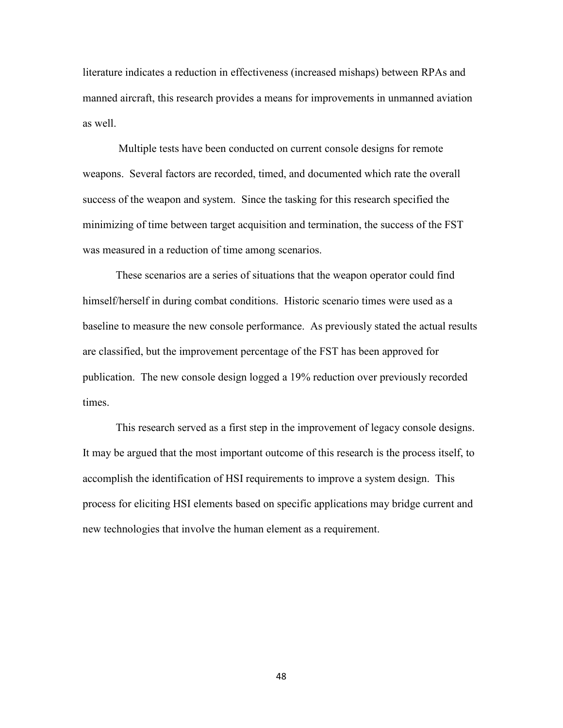literature indicates a reduction in effectiveness (increased mishaps) between RPAs and manned aircraft, this research provides a means for improvements in unmanned aviation as well.

Multiple tests have been conducted on current console designs for remote weapons. Several factors are recorded, timed, and documented which rate the overall success of the weapon and system. Since the tasking for this research specified the minimizing of time between target acquisition and termination, the success of the FST was measured in a reduction of time among scenarios.

These scenarios are a series of situations that the weapon operator could find himself/herself in during combat conditions. Historic scenario times were used as a baseline to measure the new console performance. As previously stated the actual results are classified, but the improvement percentage of the FST has been approved for publication. The new console design logged a 19% reduction over previously recorded times.

This research served as a first step in the improvement of legacy console designs. It may be argued that the most important outcome of this research is the process itself, to accomplish the identification of HSI requirements to improve a system design. This process for eliciting HSI elements based on specific applications may bridge current and new technologies that involve the human element as a requirement.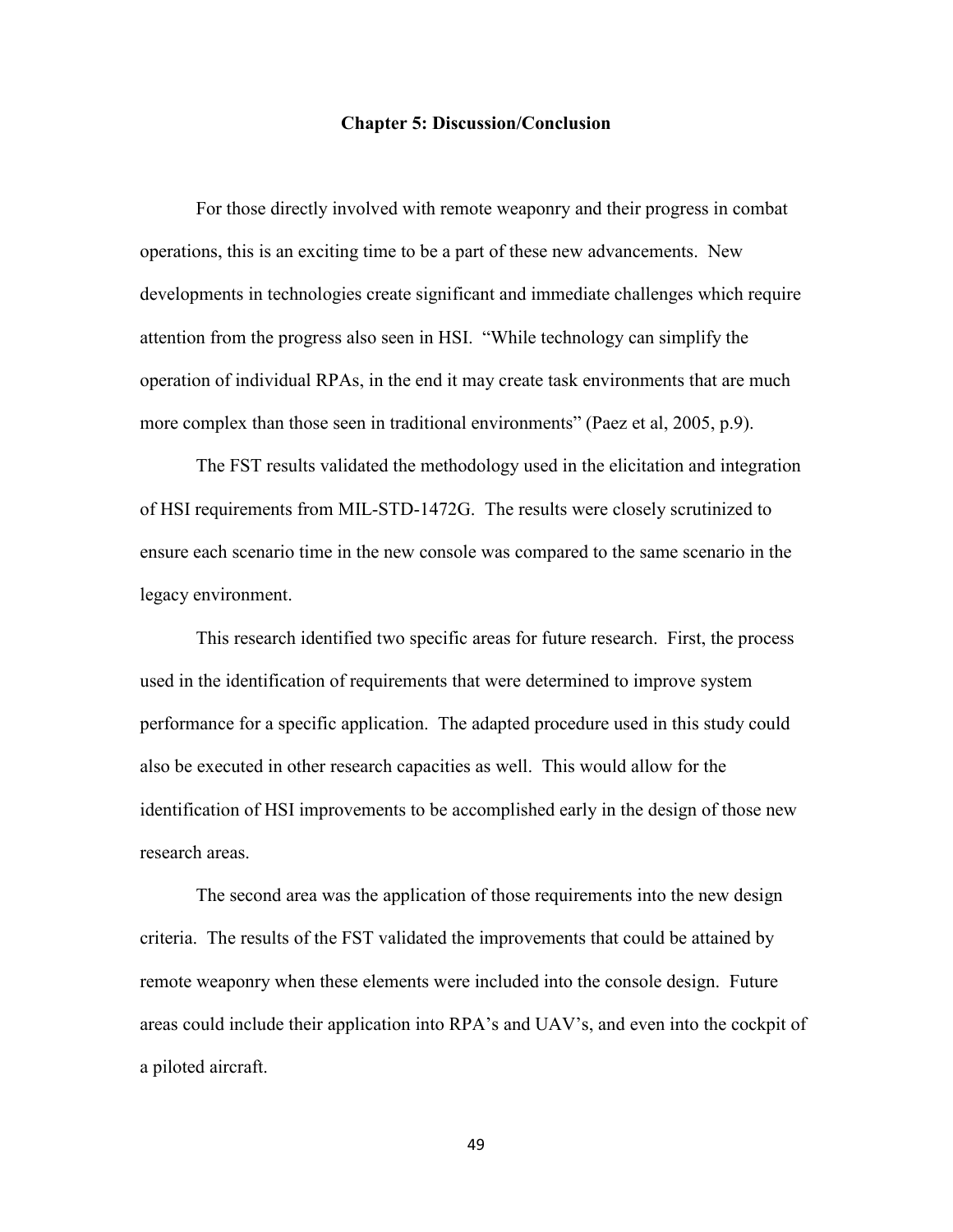# Chapter 5: Discussion/Conclusion

For those directly involved with remote weaponry and their progress in combat operations, this is an exciting time to be a part of these new advancements. New developments in technologies create significant and immediate challenges which require attention from the progress also seen in HSI. "While technology can simplify the operation of individual RPAs, in the end it may create task environments that are much more complex than those seen in traditional environments" (Paez et al, 2005, p.9).

The FST results validated the methodology used in the elicitation and integration of HSI requirements from MIL-STD-1472G. The results were closely scrutinized to ensure each scenario time in the new console was compared to the same scenario in the legacy environment.

This research identified two specific areas for future research. First, the process used in the identification of requirements that were determined to improve system performance for a specific application. The adapted procedure used in this study could also be executed in other research capacities as well. This would allow for the identification of HSI improvements to be accomplished early in the design of those new research areas.

The second area was the application of those requirements into the new design criteria. The results of the FST validated the improvements that could be attained by remote weaponry when these elements were included into the console design. Future areas could include their application into RPA's and UAV's, and even into the cockpit of a piloted aircraft.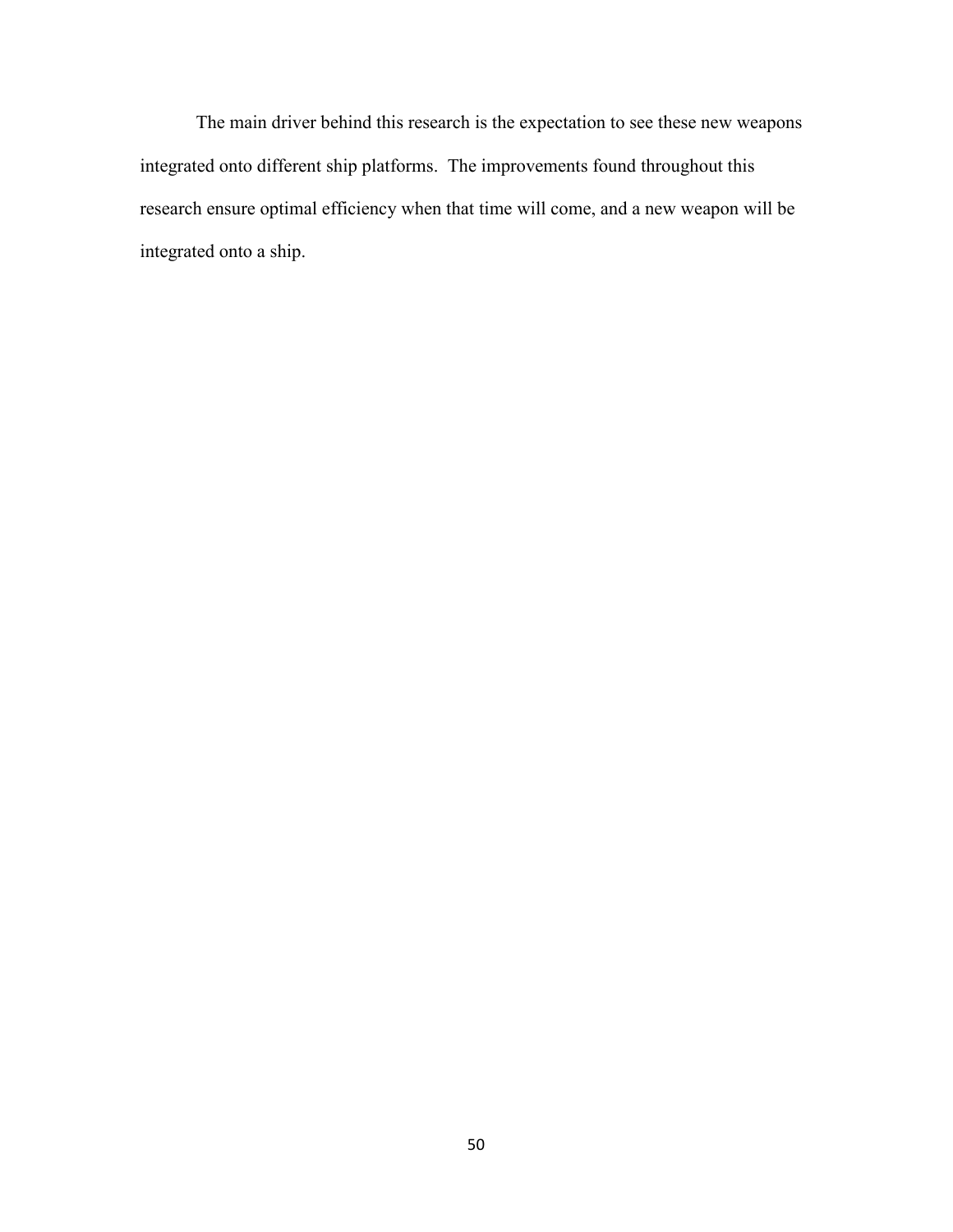The main driver behind this research is the expectation to see these new weapons integrated onto different ship platforms. The improvements found throughout this research ensure optimal efficiency when that time will come, and a new weapon will be integrated onto a ship.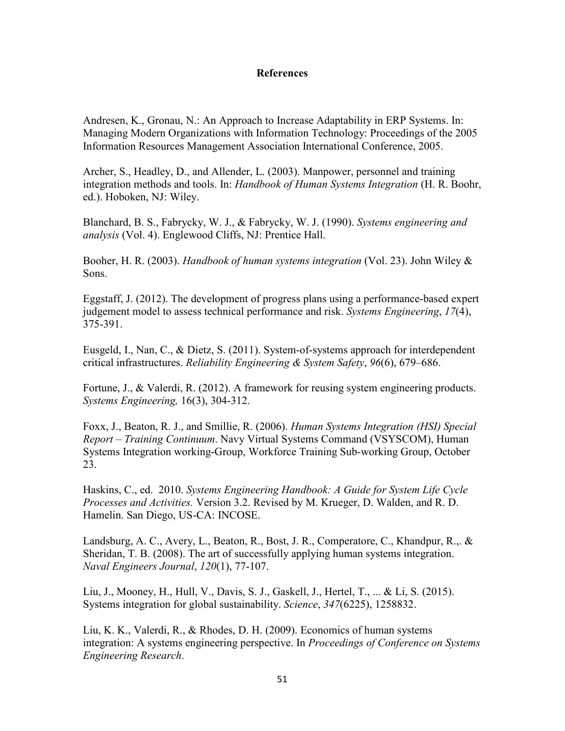# References

Andresen, K., Gronau, N.: An Approach to Increase Adaptability in ERP Systems. In: Managing Modern Organizations with Information Technology: Proceedings of the 2005 Information Resources Management Association International Conference, 2005.

Archer, S., Headley, D., and Allender, L. (2003). Manpower, personnel and training integration methods and tools. In: *Handbook of Human Systems Integration* (H. R. Boohr, ed.). Hoboken, NJ: Wiley.

Blanchard, B. S., Fabrycky, W. J., & Fabrycky, W. J. (1990). *Systems engineering and analysis* (Vol. 4). Englewood Cliffs, NJ: Prentice Hall.

Booher, H. R. (2003). *Handbook of human systems integration* (Vol. 23). John Wiley & Sons.

Eggstaff, J. (2012). The development of progress plans using a performance-based expert judgement model to assess technical performance and risk. *Systems Engineering*, *17*(4), 375-391.

Eusgeld, I., Nan, C., & Dietz, S. (2011). System-of-systems approach for interdependent critical infrastructures. *Reliability Engineering & System Safety*, *96*(6), 679–686.

Fortune, J., & Valerdi, R. (2012). A framework for reusing system engineering products. *Systems Engineering,* 16(3), 304-312.

Foxx, J., Beaton, R. J., and Smillie, R. (2006). *Human Systems Integration (HSI) Special Report – Training Continuum*. Navy Virtual Systems Command (VSYSCOM), Human Systems Integration working-Group, Workforce Training Sub-working Group, October 23.

Haskins, C., ed. 2010. *Systems Engineering Handbook: A Guide for System Life Cycle Processes and Activities.* Version 3.2. Revised by M. Krueger, D. Walden, and R. D. Hamelin. San Diego, US-CA: INCOSE.

Landsburg, A. C., Avery, L., Beaton, R., Bost, J. R., Comperatore, C., Khandpur, R.,. & Sheridan, T. B. (2008). The art of successfully applying human systems integration. *Naval Engineers Journal*, *120*(1), 77-107.

Liu, J., Mooney, H., Hull, V., Davis, S. J., Gaskell, J., Hertel, T., ... & Li, S. (2015). Systems integration for global sustainability. *Science*, *347*(6225), 1258832.

Liu, K. K., Valerdi, R., & Rhodes, D. H. (2009). Economics of human systems integration: A systems engineering perspective. In *Proceedings of Conference on Systems Engineering Research*.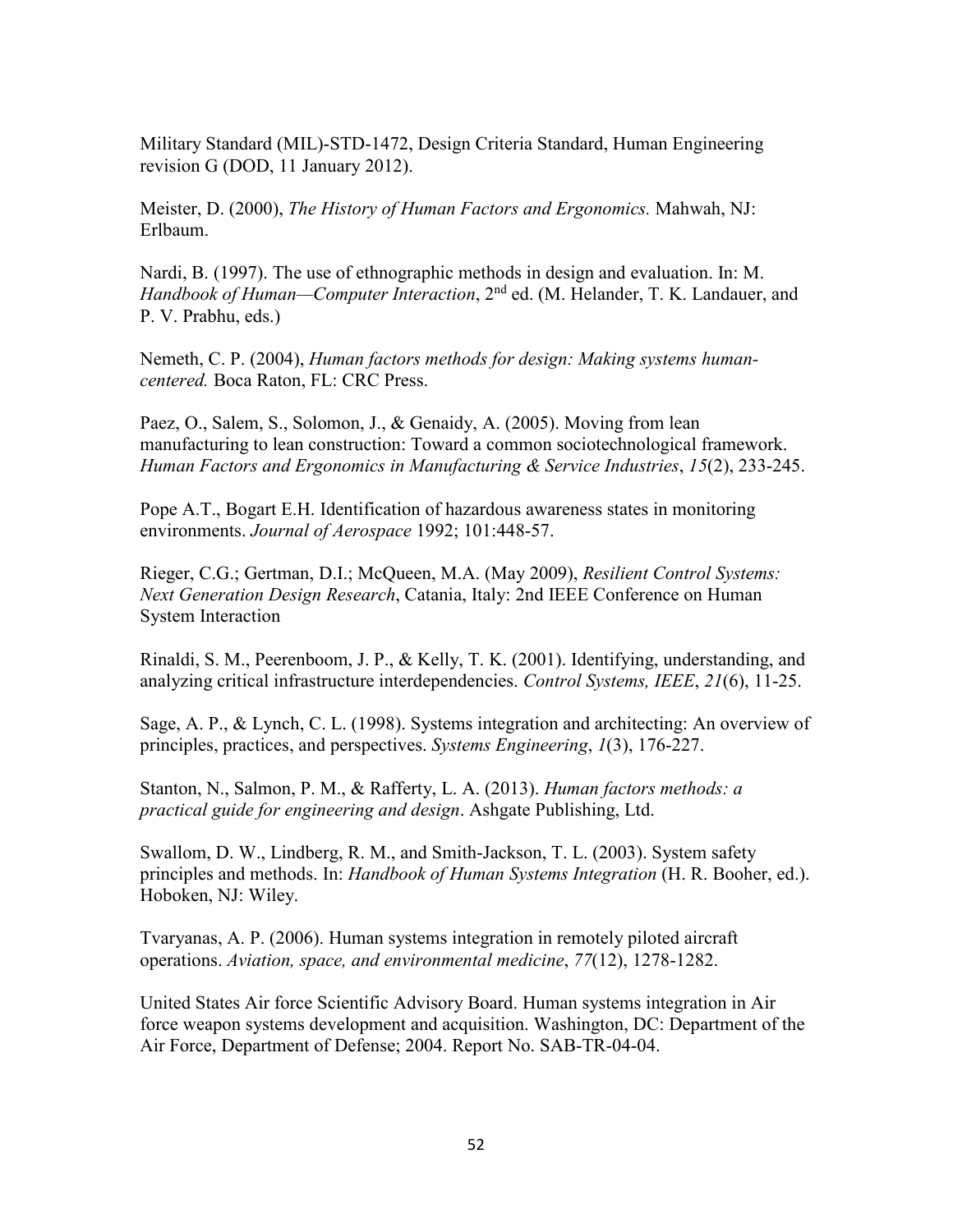Military Standard (MIL)-STD-1472, Design Criteria Standard, Human Engineering revision G (DOD, 11 January 2012).

Meister, D. (2000), *The History of Human Factors and Ergonomics.* Mahwah, NJ: Erlbaum.

Nardi, B. (1997). The use of ethnographic methods in design and evaluation. In: M. *Handbook of Human—Computer Interaction*, 2nd ed. (M. Helander, T. K. Landauer, and P. V. Prabhu, eds.)

Nemeth, C. P. (2004), *Human factors methods for design: Making systems human-centered.* Boca Raton, FL: CRC Press.

Paez, O., Salem, S., Solomon, J., & Genaidy, A. (2005). Moving from lean manufacturing to lean construction: Toward a common sociotechnological framework. *Human Factors and Ergonomics in Manufacturing & Service Industries*, *15*(2), 233-245.

Pope A.T., Bogart E.H. Identification of hazardous awareness states in monitoring environments. *Journal of Aerospace* 1992; 101:448-57.

Rieger, C.G.; Gertman, D.I.; McQueen, M.A. (May 2009), *Resilient Control Systems: Next Generation Design Research*, Catania, Italy: 2nd IEEE Conference on Human System Interaction

Rinaldi, S. M., Peerenboom, J. P., & Kelly, T. K. (2001). Identifying, understanding, and analyzing critical infrastructure interdependencies. *Control Systems, IEEE*, *21*(6), 11-25.

Sage, A. P., & Lynch, C. L. (1998). Systems integration and architecting: An overview of principles, practices, and perspectives. *Systems Engineering*, *1*(3), 176-227.

Stanton, N., Salmon, P. M., & Rafferty, L. A. (2013). *Human factors methods: a practical guide for engineering and design*. Ashgate Publishing, Ltd.

Swallom, D. W., Lindberg, R. M., and Smith-Jackson, T. L. (2003). System safety principles and methods. In: *Handbook of Human Systems Integration* (H. R. Booher, ed.). Hoboken, NJ: Wiley.

Tvaryanas, A. P. (2006). Human systems integration in remotely piloted aircraft operations. *Aviation, space, and environmental medicine*, *77*(12), 1278-1282.

United States Air force Scientific Advisory Board. Human systems integration in Air force weapon systems development and acquisition. Washington, DC: Department of the Air Force, Department of Defense; 2004. Report No. SAB-TR-04-04.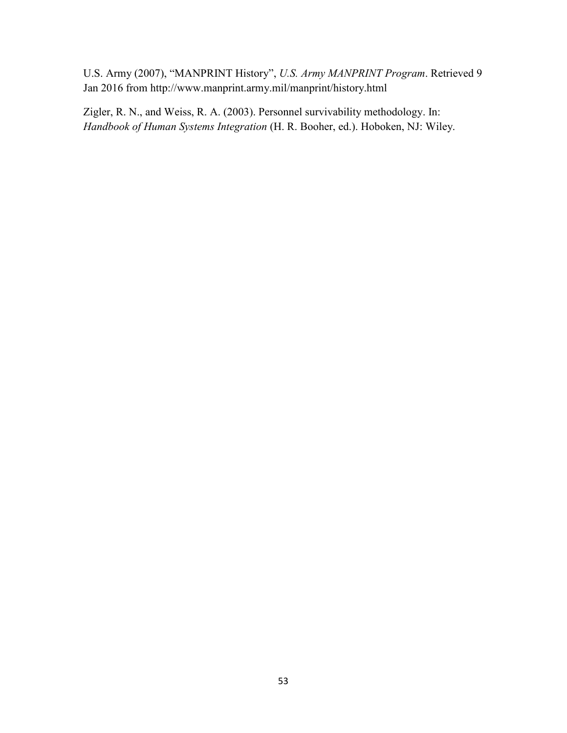U.S. Army (2007), "MANPRINT History", *U.S. Army MANPRINT Program*. Retrieved 9 Jan 2016 from http://www.manprint.army.mil/manprint/history.html

Zigler, R. N., and Weiss, R. A. (2003). Personnel survivability methodology. In: *Handbook of Human Systems Integration* (H. R. Booher, ed.). Hoboken, NJ: Wiley.